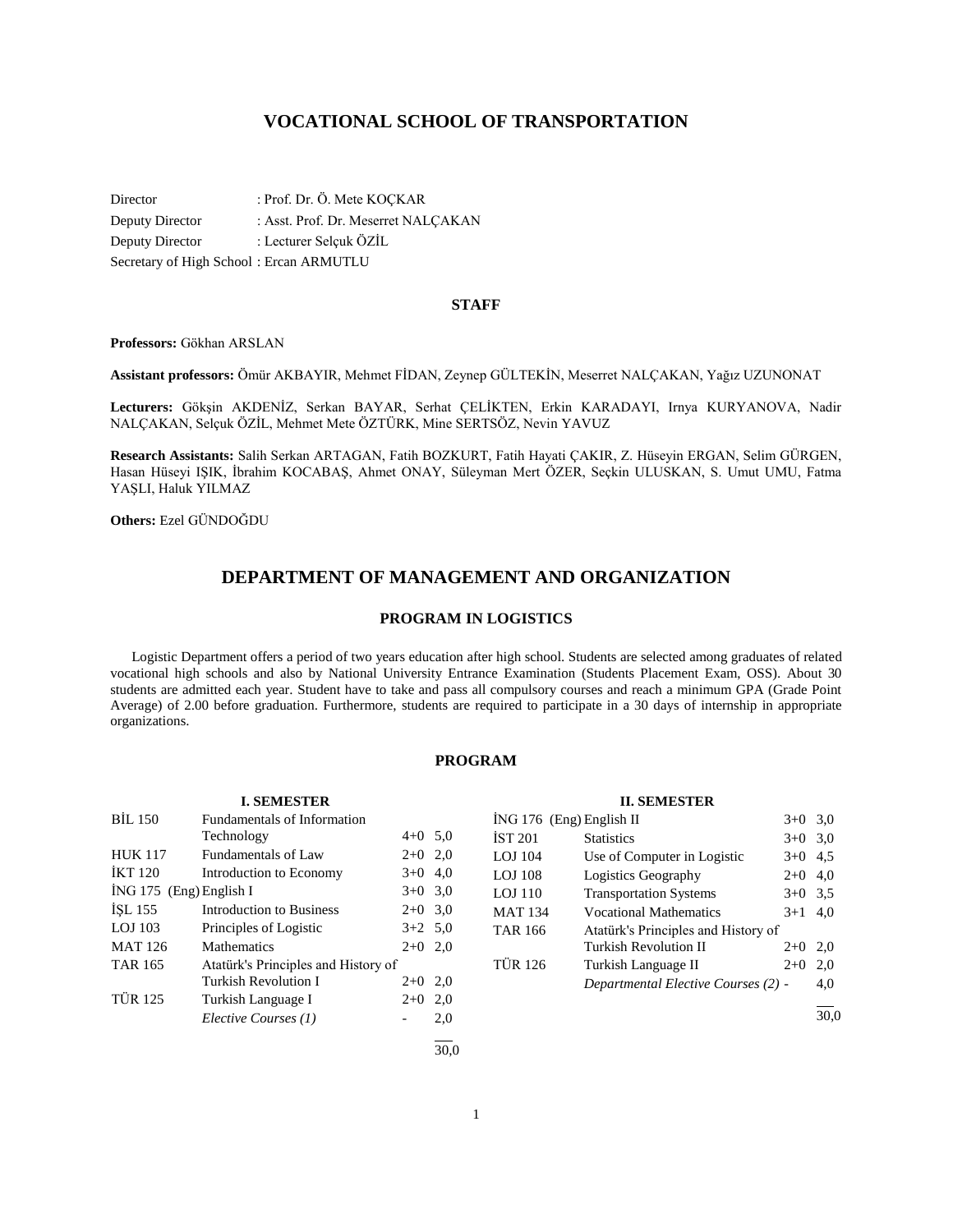# VOCATIONAL SCHOOL OF TRANSPORTATION

Director : Prof. Dr. Ö. Mete KOÇKAR
Deputy Director : Asst. Prof. Dr. Meserret NALÇAKAN
Deputy Director : Lecturer Selçuk ÖZİL
Secretary of High School : Ercan ARMUTLU

### STAFF

**Professors:** Gökhan ARSLAN

**Assistant professors:** Ömür AKBAYIR, Mehmet FİDAN, Zeynep GÜLTEKİN, Meserret NALÇAKAN, Yağız UZUNONAT

**Lecturers:** Gökşin AKDENİZ, Serkan BAYAR, Serhat ÇELİKTEN, Erkin KARADAYI, Irnya KURYANOVA, Nadir NALÇAKAN, Selçuk ÖZİL, Mehmet Mete ÖZTÜRK, Mine SERTSÖZ, Nevin YAVUZ

**Research Assistants:** Salih Serkan ARTAGAN, Fatih BOZKURT, Fatih Hayati ÇAKIR, Z. Hüseyin ERGAN, Selim GÜRGEN, Hasan Hüseyi IŞIK, İbrahim KOCABAŞ, Ahmet ONAY, Süleyman Mert ÖZER, Seçkin ULUSKAN, S. Umut UMU, Fatma YAŞLI, Haluk YILMAZ

**Others:** Ezel GÜNDOĞDU

## DEPARTMENT OF MANAGEMENT AND ORGANIZATION

### PROGRAM IN LOGISTICS

Logistic Department offers a period of two years education after high school. Students are selected among graduates of related vocational high schools and also by National University Entrance Examination (Students Placement Exam, OSS). About 30 students are admitted each year. Student have to take and pass all compulsory courses and reach a minimum GPA (Grade Point Average) of 2.00 before graduation. Furthermore, students are required to participate in a 30 days of internship in appropriate organizations.

### PROGRAM

**I. SEMESTER**

| Code | Course | Hours | Credits |
|---|---|---|---|
| BİL 150 | Fundamentals of Information Technology | 4+0 | 5,0 |
| HUK 117 | Fundamentals of Law | 2+0 | 2,0 |
| İKT 120 | Introduction to Economy | 3+0 | 4,0 |
| İNG 175 (Eng) | English I | 3+0 | 3,0 |
| İŞL 155 | Introduction to Business | 2+0 | 3,0 |
| LOJ 103 | Principles of Logistic | 3+2 | 5,0 |
| MAT 126 | Mathematics | 2+0 | 2,0 |
| TAR 165 | Atatürk's Principles and History of Turkish Revolution I | 2+0 | 2,0 |
| TÜR 125 | Turkish Language I | 2+0 | 2,0 |
| | *Elective Courses (1)* | - | 2,0 |
| | | | 30,0 |

**II. SEMESTER**

| Code | Course | Hours | Credits |
|---|---|---|---|
| İNG 176 (Eng) | English II | 3+0 | 3,0 |
| İST 201 | Statistics | 3+0 | 3,0 |
| LOJ 104 | Use of Computer in Logistic | 3+0 | 4,5 |
| LOJ 108 | Logistics Geography | 2+0 | 4,0 |
| LOJ 110 | Transportation Systems | 3+0 | 3,5 |
| MAT 134 | Vocational Mathematics | 3+1 | 4,0 |
| TAR 166 | Atatürk's Principles and History of Turkish Revolution II | 2+0 | 2,0 |
| TÜR 126 | Turkish Language II | 2+0 | 2,0 |
| | *Departmental Elective Courses (2)* | - | 4,0 |
| | | | 30,0 |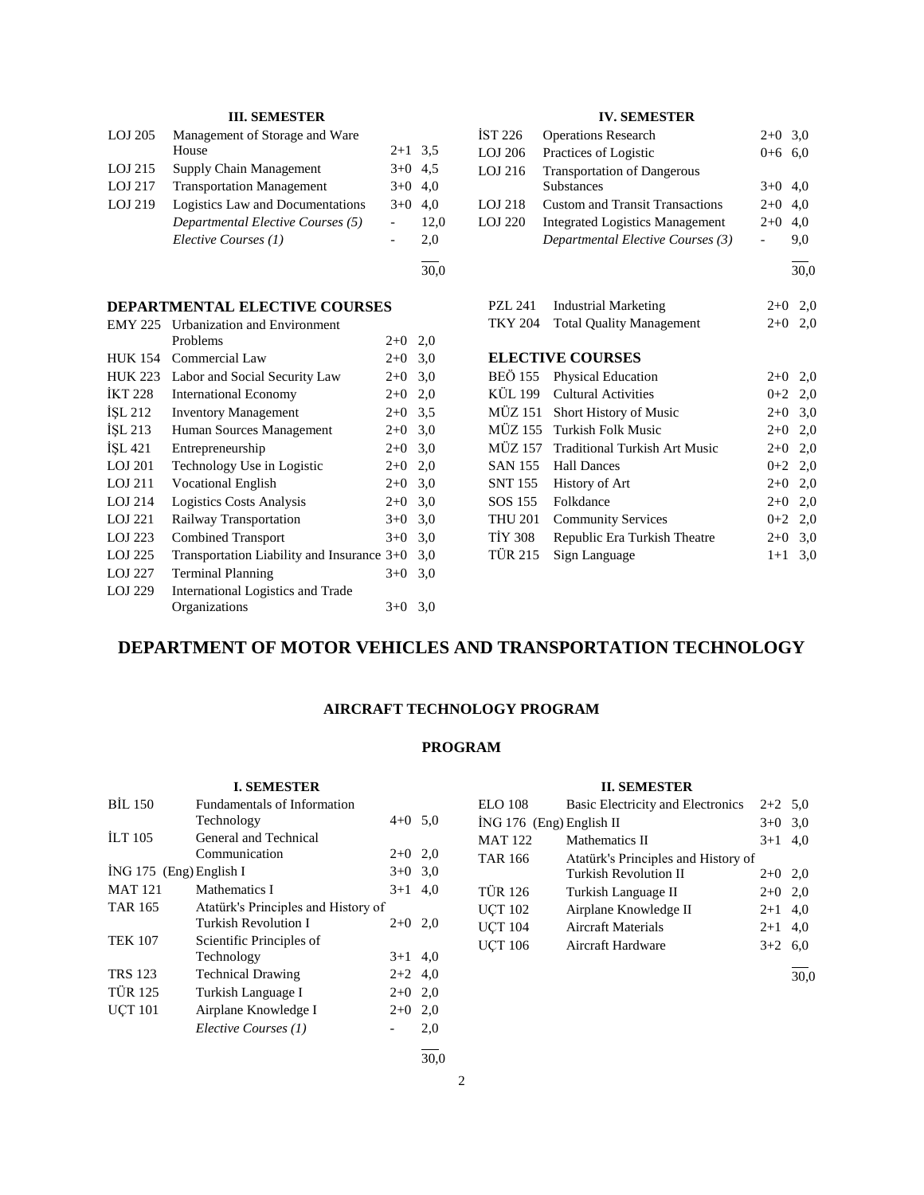### III. SEMESTER

| Code | Course | Hours | Credit |
|---|---|---|---|
| LOJ 205 | Management of Storage and Ware House | 2+1 | 3,5 |
| LOJ 215 | Supply Chain Management | 3+0 | 4,5 |
| LOJ 217 | Transportation Management | 3+0 | 4,0 |
| LOJ 219 | Logistics Law and Documentations | 3+0 | 4,0 |
| | *Departmental Elective Courses (5)* | - | 12,0 |
| | *Elective Courses (1)* | - | 2,0 |
| | | | 30,0 |

### IV. SEMESTER

| Code | Course | Hours | Credit |
|---|---|---|---|
| İST 226 | Operations Research | 2+0 | 3,0 |
| LOJ 206 | Practices of Logistic | 0+6 | 6,0 |
| LOJ 216 | Transportation of Dangerous Substances | 3+0 | 4,0 |
| LOJ 218 | Custom and Transit Transactions | 2+0 | 4,0 |
| LOJ 220 | Integrated Logistics Management | 2+0 | 4,0 |
| | *Departmental Elective Courses (3)* | - | 9,0 |
| | | | 30,0 |

### DEPARTMENTAL ELECTIVE COURSES

| Code | Course | Hours | Credit |
|---|---|---|---|
| EMY 225 | Urbanization and Environment Problems | 2+0 | 2,0 |
| HUK 154 | Commercial Law | 2+0 | 3,0 |
| HUK 223 | Labor and Social Security Law | 2+0 | 3,0 |
| İKT 228 | International Economy | 2+0 | 2,0 |
| İŞL 212 | Inventory Management | 2+0 | 3,5 |
| İŞL 213 | Human Sources Management | 2+0 | 3,0 |
| İŞL 421 | Entrepreneurship | 2+0 | 3,0 |
| LOJ 201 | Technology Use in Logistic | 2+0 | 2,0 |
| LOJ 211 | Vocational English | 2+0 | 3,0 |
| LOJ 214 | Logistics Costs Analysis | 2+0 | 3,0 |
| LOJ 221 | Railway Transportation | 3+0 | 3,0 |
| LOJ 223 | Combined Transport | 3+0 | 3,0 |
| LOJ 225 | Transportation Liability and Insurance | 3+0 | 3,0 |
| LOJ 227 | Terminal Planning | 3+0 | 3,0 |
| LOJ 229 | International Logistics and Trade Organizations | 3+0 | 3,0 |
| PZL 241 | Industrial Marketing | 2+0 | 2,0 |
| TKY 204 | Total Quality Management | 2+0 | 2,0 |

### ELECTIVE COURSES

| Code | Course | Hours | Credit |
|---|---|---|---|
| BEÖ 155 | Physical Education | 2+0 | 2,0 |
| KÜL 199 | Cultural Activities | 0+2 | 2,0 |
| MÜZ 151 | Short History of Music | 2+0 | 3,0 |
| MÜZ 155 | Turkish Folk Music | 2+0 | 2,0 |
| MÜZ 157 | Traditional Turkish Art Music | 2+0 | 2,0 |
| SAN 155 | Hall Dances | 0+2 | 2,0 |
| SNT 155 | History of Art | 2+0 | 2,0 |
| SOS 155 | Folkdance | 2+0 | 2,0 |
| THU 201 | Community Services | 0+2 | 2,0 |
| TİY 308 | Republic Era Turkish Theatre | 2+0 | 3,0 |
| TÜR 215 | Sign Language | 1+1 | 3,0 |

# DEPARTMENT OF MOTOR VEHICLES AND TRANSPORTATION TECHNOLOGY

## AIRCRAFT TECHNOLOGY PROGRAM

## PROGRAM

### I. SEMESTER

| Code | Course | Hours | Credit |
|---|---|---|---|
| BİL 150 | Fundamentals of Information Technology | 4+0 | 5,0 |
| İLT 105 | General and Technical Communication | 2+0 | 2,0 |
| İNG 175 (Eng) | English I | 3+0 | 3,0 |
| MAT 121 | Mathematics I | 3+1 | 4,0 |
| TAR 165 | Atatürk's Principles and History of Turkish Revolution I | 2+0 | 2,0 |
| TEK 107 | Scientific Principles of Technology | 3+1 | 4,0 |
| TRS 123 | Technical Drawing | 2+2 | 4,0 |
| TÜR 125 | Turkish Language I | 2+0 | 2,0 |
| UÇT 101 | Airplane Knowledge I | 2+0 | 2,0 |
| | *Elective Courses (1)* | - | 2,0 |
| | | | 30,0 |

### II. SEMESTER

| Code | Course | Hours | Credit |
|---|---|---|---|
| ELO 108 | Basic Electricity and Electronics | 2+2 | 5,0 |
| İNG 176 (Eng) | English II | 3+0 | 3,0 |
| MAT 122 | Mathematics II | 3+1 | 4,0 |
| TAR 166 | Atatürk's Principles and History of Turkish Revolution II | 2+0 | 2,0 |
| TÜR 126 | Turkish Language II | 2+0 | 2,0 |
| UÇT 102 | Airplane Knowledge II | 2+1 | 4,0 |
| UÇT 104 | Aircraft Materials | 2+1 | 4,0 |
| UÇT 106 | Aircraft Hardware | 3+2 | 6,0 |
| | | | 30,0 |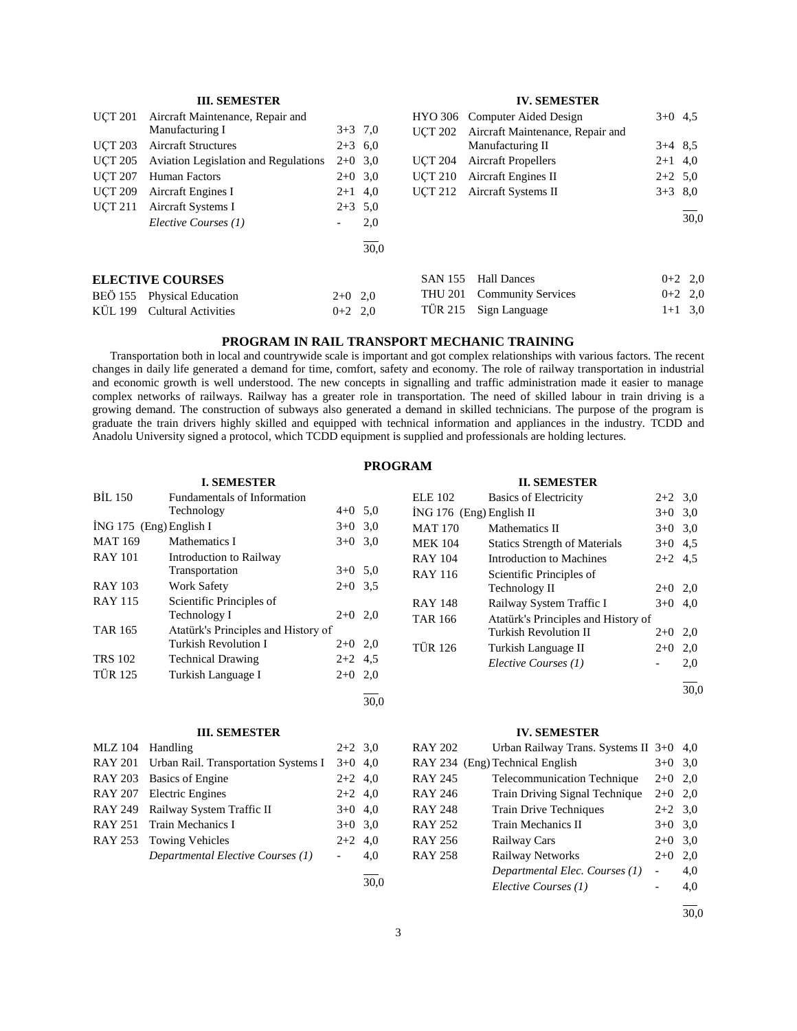### III. SEMESTER

| Code | Course | Hours | Credit |
|---|---|---|---|
| UÇT 201 | Aircraft Maintenance, Repair and Manufacturing I | 3+3 | 7,0 |
| UÇT 203 | Aircraft Structures | 2+3 | 6,0 |
| UÇT 205 | Aviation Legislation and Regulations | 2+0 | 3,0 |
| UÇT 207 | Human Factors | 2+0 | 3,0 |
| UÇT 209 | Aircraft Engines I | 2+1 | 4,0 |
| UÇT 211 | Aircraft Systems I | 2+3 | 5,0 |
| | *Elective Courses (1)* | - | 2,0 |
| | | | 30,0 |

### IV. SEMESTER

| Code | Course | Hours | Credit |
|---|---|---|---|
| HYO 306 | Computer Aided Design | 3+0 | 4,5 |
| UÇT 202 | Aircraft Maintenance, Repair and Manufacturing II | 3+4 | 8,5 |
| UÇT 204 | Aircraft Propellers | 2+1 | 4,0 |
| UÇT 210 | Aircraft Engines II | 2+2 | 5,0 |
| UÇT 212 | Aircraft Systems II | 3+3 | 8,0 |
| | | | 30,0 |

### ELECTIVE COURSES

| Code | Course | Hours | Credit |
|---|---|---|---|
| BEÖ 155 | Physical Education | 2+0 | 2,0 |
| KÜL 199 | Cultural Activities | 0+2 | 2,0 |
| SAN 155 | Hall Dances | 0+2 | 2,0 |
| THU 201 | Community Services | 0+2 | 2,0 |
| TÜR 215 | Sign Language | 1+1 | 3,0 |

## PROGRAM IN RAIL TRANSPORT MECHANIC TRAINING

Transportation both in local and countrywide scale is important and got complex relationships with various factors. The recent changes in daily life generated a demand for time, comfort, safety and economy. The role of railway transportation in industrial and economic growth is well understood. The new concepts in signalling and traffic administration made it easier to manage complex networks of railways. Railway has a greater role in transportation. The need of skilled labour in train driving is a growing demand. The construction of subways also generated a demand in skilled technicians. The purpose of the program is graduate the train drivers highly skilled and equipped with technical information and appliances in the industry. TCDD and Anadolu University signed a protocol, which TCDD equipment is supplied and professionals are holding lectures.

## PROGRAM

### I. SEMESTER

| Code | Course | Hours | Credit |
|---|---|---|---|
| BİL 150 | Fundamentals of Information Technology | 4+0 | 5,0 |
| İNG 175 (Eng) | English I | 3+0 | 3,0 |
| MAT 169 | Mathematics I | 3+0 | 3,0 |
| RAY 101 | Introduction to Railway Transportation | 3+0 | 5,0 |
| RAY 103 | Work Safety | 2+0 | 3,5 |
| RAY 115 | Scientific Principles of Technology I | 2+0 | 2,0 |
| TAR 165 | Atatürk's Principles and History of Turkish Revolution I | 2+0 | 2,0 |
| TRS 102 | Technical Drawing | 2+2 | 4,5 |
| TÜR 125 | Turkish Language I | 2+0 | 2,0 |
| | | | 30,0 |

### II. SEMESTER

| Code | Course | Hours | Credit |
|---|---|---|---|
| ELE 102 | Basics of Electricity | 2+2 | 3,0 |
| İNG 176 (Eng) | English II | 3+0 | 3,0 |
| MAT 170 | Mathematics II | 3+0 | 3,0 |
| MEK 104 | Statics Strength of Materials | 3+0 | 4,5 |
| RAY 104 | Introduction to Machines | 2+2 | 4,5 |
| RAY 116 | Scientific Principles of Technology II | 2+0 | 2,0 |
| RAY 148 | Railway System Traffic I | 3+0 | 4,0 |
| TAR 166 | Atatürk's Principles and History of Turkish Revolution II | 2+0 | 2,0 |
| TÜR 126 | Turkish Language II | 2+0 | 2,0 |
| | *Elective Courses (1)* | - | 2,0 |
| | | | 30,0 |

### III. SEMESTER

| Code | Course | Hours | Credit |
|---|---|---|---|
| MLZ 104 | Handling | 2+2 | 3,0 |
| RAY 201 | Urban Rail. Transportation Systems I | 3+0 | 4,0 |
| RAY 203 | Basics of Engine | 2+2 | 4,0 |
| RAY 207 | Electric Engines | 2+2 | 4,0 |
| RAY 249 | Railway System Traffic II | 3+0 | 4,0 |
| RAY 251 | Train Mechanics I | 3+0 | 3,0 |
| RAY 253 | Towing Vehicles | 2+2 | 4,0 |
| | *Departmental Elective Courses (1)* | - | 4,0 |
| | | | 30,0 |

### IV. SEMESTER

| Code | Course | Hours | Credit |
|---|---|---|---|
| RAY 202 | Urban Railway Trans. Systems II | 3+0 | 4,0 |
| RAY 234 (Eng) | Technical English | 3+0 | 3,0 |
| RAY 245 | Telecommunication Technique | 2+0 | 2,0 |
| RAY 246 | Train Driving Signal Technique | 2+0 | 2,0 |
| RAY 248 | Train Drive Techniques | 2+2 | 3,0 |
| RAY 252 | Train Mechanics II | 3+0 | 3,0 |
| RAY 256 | Railway Cars | 2+0 | 3,0 |
| RAY 258 | Railway Networks | 2+0 | 2,0 |
| | *Departmental Elec. Courses (1)* | - | 4,0 |
| | *Elective Courses (1)* | - | 4,0 |
| | | | 30,0 |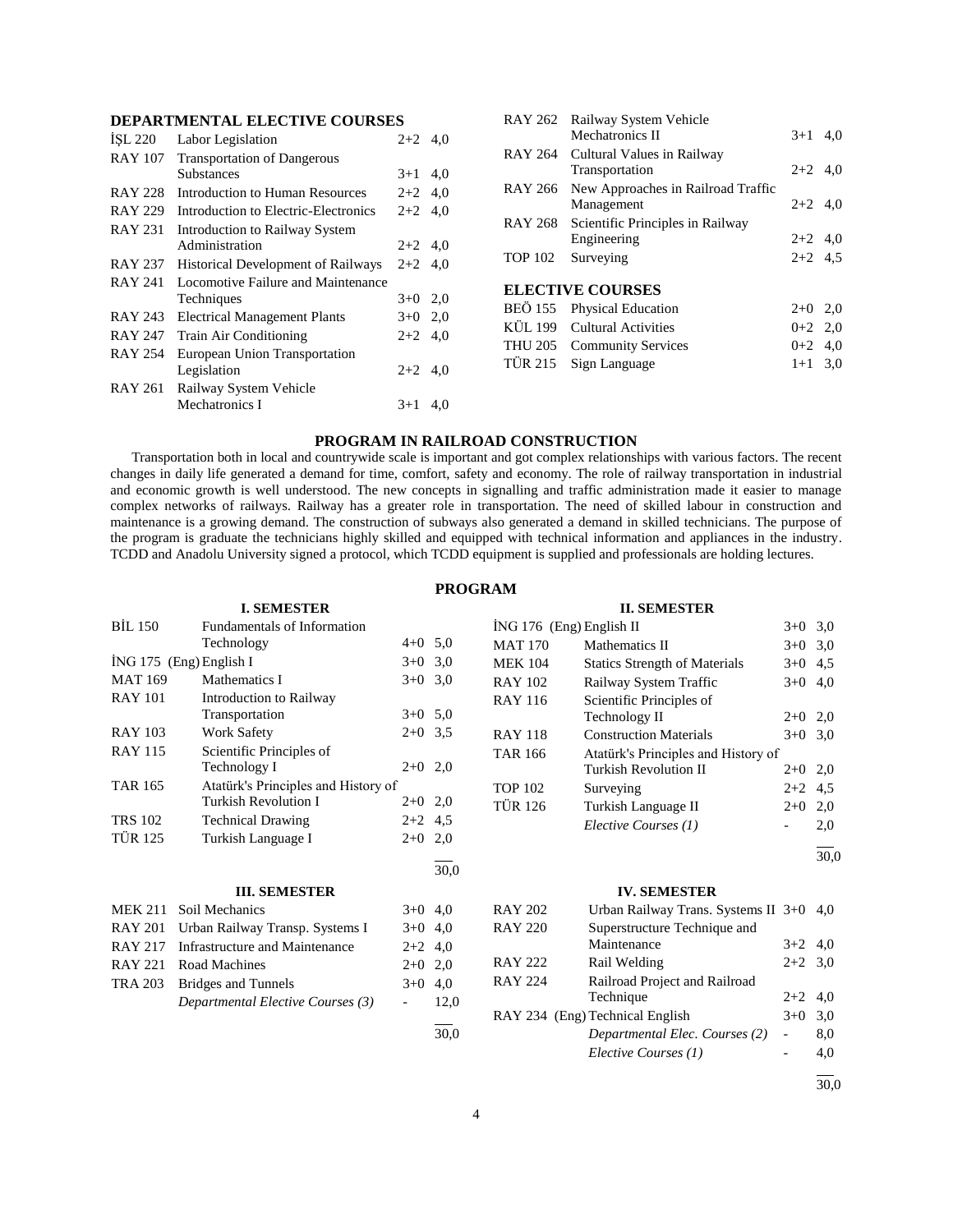## DEPARTMENTAL ELECTIVE COURSES

| | | | |
|---|---|---|---|
| İŞL 220 | Labor Legislation | 2+2 | 4,0 |
| RAY 107 | Transportation of Dangerous Substances | 3+1 | 4,0 |
| RAY 228 | Introduction to Human Resources | 2+2 | 4,0 |
| RAY 229 | Introduction to Electric-Electronics | 2+2 | 4,0 |
| RAY 231 | Introduction to Railway System Administration | 2+2 | 4,0 |
| RAY 237 | Historical Development of Railways | 2+2 | 4,0 |
| RAY 241 | Locomotive Failure and Maintenance Techniques | 3+0 | 2,0 |
| RAY 243 | Electrical Management Plants | 3+0 | 2,0 |
| RAY 247 | Train Air Conditioning | 2+2 | 4,0 |
| RAY 254 | European Union Transportation Legislation | 2+2 | 4,0 |
| RAY 261 | Railway System Vehicle Mechatronics I | 3+1 | 4,0 |
| RAY 262 | Railway System Vehicle Mechatronics II | 3+1 | 4,0 |
| RAY 264 | Cultural Values in Railway Transportation | 2+2 | 4,0 |
| RAY 266 | New Approaches in Railroad Traffic Management | 2+2 | 4,0 |
| RAY 268 | Scientific Principles in Railway Engineering | 2+2 | 4,0 |
| TOP 102 | Surveying | 2+2 | 4,5 |

## ELECTIVE COURSES

| | | | |
|---|---|---|---|
| BEÖ 155 | Physical Education | 2+0 | 2,0 |
| KÜL 199 | Cultural Activities | 0+2 | 2,0 |
| THU 205 | Community Services | 0+2 | 4,0 |
| TÜR 215 | Sign Language | 1+1 | 3,0 |

## PROGRAM IN RAILROAD CONSTRUCTION

Transportation both in local and countrywide scale is important and got complex relationships with various factors. The recent changes in daily life generated a demand for time, comfort, safety and economy. The role of railway transportation in industrial and economic growth is well understood. The new concepts in signalling and traffic administration made it easier to manage complex networks of railways. Railway has a greater role in transportation. The need of skilled labour in construction and maintenance is a growing demand. The construction of subways also generated a demand in skilled technicians. The purpose of the program is graduate the technicians highly skilled and equipped with technical information and appliances in the industry. TCDD and Anadolu University signed a protocol, which TCDD equipment is supplied and professionals are holding lectures.

## PROGRAM

### I. SEMESTER

| | | | |
|---|---|---|---|
| BİL 150 | Fundamentals of Information Technology | 4+0 | 5,0 |
| İNG 175 (Eng) | English I | 3+0 | 3,0 |
| MAT 169 | Mathematics I | 3+0 | 3,0 |
| RAY 101 | Introduction to Railway Transportation | 3+0 | 5,0 |
| RAY 103 | Work Safety | 2+0 | 3,5 |
| RAY 115 | Scientific Principles of Technology I | 2+0 | 2,0 |
| TAR 165 | Atatürk's Principles and History of Turkish Revolution I | 2+0 | 2,0 |
| TRS 102 | Technical Drawing | 2+2 | 4,5 |
| TÜR 125 | Turkish Language I | 2+0 | 2,0 |
| | | | 30,0 |

### II. SEMESTER

| | | | |
|---|---|---|---|
| İNG 176 (Eng) | English II | 3+0 | 3,0 |
| MAT 170 | Mathematics II | 3+0 | 3,0 |
| MEK 104 | Statics Strength of Materials | 3+0 | 4,5 |
| RAY 102 | Railway System Traffic | 3+0 | 4,0 |
| RAY 116 | Scientific Principles of Technology II | 2+0 | 2,0 |
| RAY 118 | Construction Materials | 3+0 | 3,0 |
| TAR 166 | Atatürk's Principles and History of Turkish Revolution II | 2+0 | 2,0 |
| TOP 102 | Surveying | 2+2 | 4,5 |
| TÜR 126 | Turkish Language II | 2+0 | 2,0 |
| | *Elective Courses (1)* | - | 2,0 |
| | | | 30,0 |

### III. SEMESTER

| | | | |
|---|---|---|---|
| MEK 211 | Soil Mechanics | 3+0 | 4,0 |
| RAY 201 | Urban Railway Transp. Systems I | 3+0 | 4,0 |
| RAY 217 | Infrastructure and Maintenance | 2+2 | 4,0 |
| RAY 221 | Road Machines | 2+0 | 2,0 |
| TRA 203 | Bridges and Tunnels | 3+0 | 4,0 |
| | *Departmental Elective Courses (3)* | - | 12,0 |
| | | | 30,0 |

### IV. SEMESTER

| | | | |
|---|---|---|---|
| RAY 202 | Urban Railway Trans. Systems II | 3+0 | 4,0 |
| RAY 220 | Superstructure Technique and Maintenance | 3+2 | 4,0 |
| RAY 222 | Rail Welding | 2+2 | 3,0 |
| RAY 224 | Railroad Project and Railroad Technique | 2+2 | 4,0 |
| RAY 234 (Eng) | Technical English | 3+0 | 3,0 |
| | *Departmental Elec. Courses (2)* | - | 8,0 |
| | *Elective Courses (1)* | - | 4,0 |
| | | | 30,0 |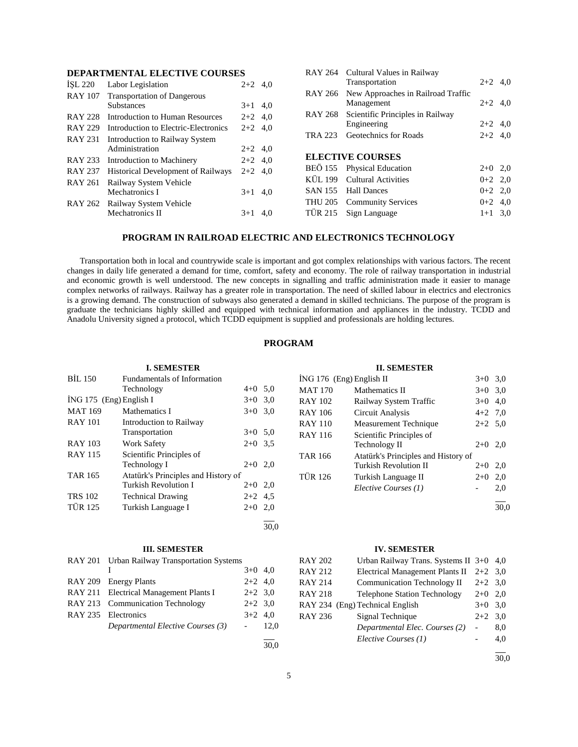### DEPARTMENTAL ELECTIVE COURSES

| | | | |
|---|---|---|---|
| İŞL 220 | Labor Legislation | 2+2 | 4,0 |
| RAY 107 | Transportation of Dangerous Substances | 3+1 | 4,0 |
| RAY 228 | Introduction to Human Resources | 2+2 | 4,0 |
| RAY 229 | Introduction to Electric-Electronics | 2+2 | 4,0 |
| RAY 231 | Introduction to Railway System Administration | 2+2 | 4,0 |
| RAY 233 | Introduction to Machinery | 2+2 | 4,0 |
| RAY 237 | Historical Development of Railways | 2+2 | 4,0 |
| RAY 261 | Railway System Vehicle Mechatronics I | 3+1 | 4,0 |
| RAY 262 | Railway System Vehicle Mechatronics II | 3+1 | 4,0 |
| RAY 264 | Cultural Values in Railway Transportation | 2+2 | 4,0 |
| RAY 266 | New Approaches in Railroad Traffic Management | 2+2 | 4,0 |
| RAY 268 | Scientific Principles in Railway Engineering | 2+2 | 4,0 |
| TRA 223 | Geotechnics for Roads | 2+2 | 4,0 |

### ELECTIVE COURSES

| | | | |
|---|---|---|---|
| BEÖ 155 | Physical Education | 2+0 | 2,0 |
| KÜL 199 | Cultural Activities | 0+2 | 2,0 |
| SAN 155 | Hall Dances | 0+2 | 2,0 |
| THU 205 | Community Services | 0+2 | 4,0 |
| TÜR 215 | Sign Language | 1+1 | 3,0 |

## PROGRAM IN RAILROAD ELECTRIC AND ELECTRONICS TECHNOLOGY

Transportation both in local and countrywide scale is important and got complex relationships with various factors. The recent changes in daily life generated a demand for time, comfort, safety and economy. The role of railway transportation in industrial and economic growth is well understood. The new concepts in signalling and traffic administration made it easier to manage complex networks of railways. Railway has a greater role in transportation. The need of skilled labour in electrics and electronics is a growing demand. The construction of subways also generated a demand in skilled technicians. The purpose of the program is graduate the technicians highly skilled and equipped with technical information and appliances in the industry. TCDD and Anadolu University signed a protocol, which TCDD equipment is supplied and professionals are holding lectures.

## PROGRAM

### I. SEMESTER

| | | | |
|---|---|---|---|
| BİL 150 | Fundamentals of Information Technology | 4+0 | 5,0 |
| İNG 175 (Eng) | English I | 3+0 | 3,0 |
| MAT 169 | Mathematics I | 3+0 | 3,0 |
| RAY 101 | Introduction to Railway Transportation | 3+0 | 5,0 |
| RAY 103 | Work Safety | 2+0 | 3,5 |
| RAY 115 | Scientific Principles of Technology I | 2+0 | 2,0 |
| TAR 165 | Atatürk's Principles and History of Turkish Revolution I | 2+0 | 2,0 |
| TRS 102 | Technical Drawing | 2+2 | 4,5 |
| TÜR 125 | Turkish Language I | 2+0 | 2,0 |
| | | | 30,0 |

### II. SEMESTER

| | | | |
|---|---|---|---|
| İNG 176 (Eng) | English II | 3+0 | 3,0 |
| MAT 170 | Mathematics II | 3+0 | 3,0 |
| RAY 102 | Railway System Traffic | 3+0 | 4,0 |
| RAY 106 | Circuit Analysis | 4+2 | 7,0 |
| RAY 110 | Measurement Technique | 2+2 | 5,0 |
| RAY 116 | Scientific Principles of Technology II | 2+0 | 2,0 |
| TAR 166 | Atatürk's Principles and History of Turkish Revolution II | 2+0 | 2,0 |
| TÜR 126 | Turkish Language II | 2+0 | 2,0 |
| | *Elective Courses (1)* | - | 2,0 |
| | | | 30,0 |

### III. SEMESTER

| | | | |
|---|---|---|---|
| RAY 201 | Urban Railway Transportation Systems I | 3+0 | 4,0 |
| RAY 209 | Energy Plants | 2+2 | 4,0 |
| RAY 211 | Electrical Management Plants I | 2+2 | 3,0 |
| RAY 213 | Communication Technology | 2+2 | 3,0 |
| RAY 235 | Electronics | 3+2 | 4,0 |
| | *Departmental Elective Courses (3)* | - | 12,0 |
| | | | 30,0 |

### IV. SEMESTER

| | | | |
|---|---|---|---|
| RAY 202 | Urban Railway Trans. Systems II | 3+0 | 4,0 |
| RAY 212 | Electrical Management Plants II | 2+2 | 3,0 |
| RAY 214 | Communication Technology II | 2+2 | 3,0 |
| RAY 218 | Telephone Station Technology | 2+0 | 2,0 |
| RAY 234 (Eng) | Technical English | 3+0 | 3,0 |
| RAY 236 | Signal Technique | 2+2 | 3,0 |
| | *Departmental Elec. Courses (2)* | - | 8,0 |
| | *Elective Courses (1)* | - | 4,0 |
| | | | 30,0 |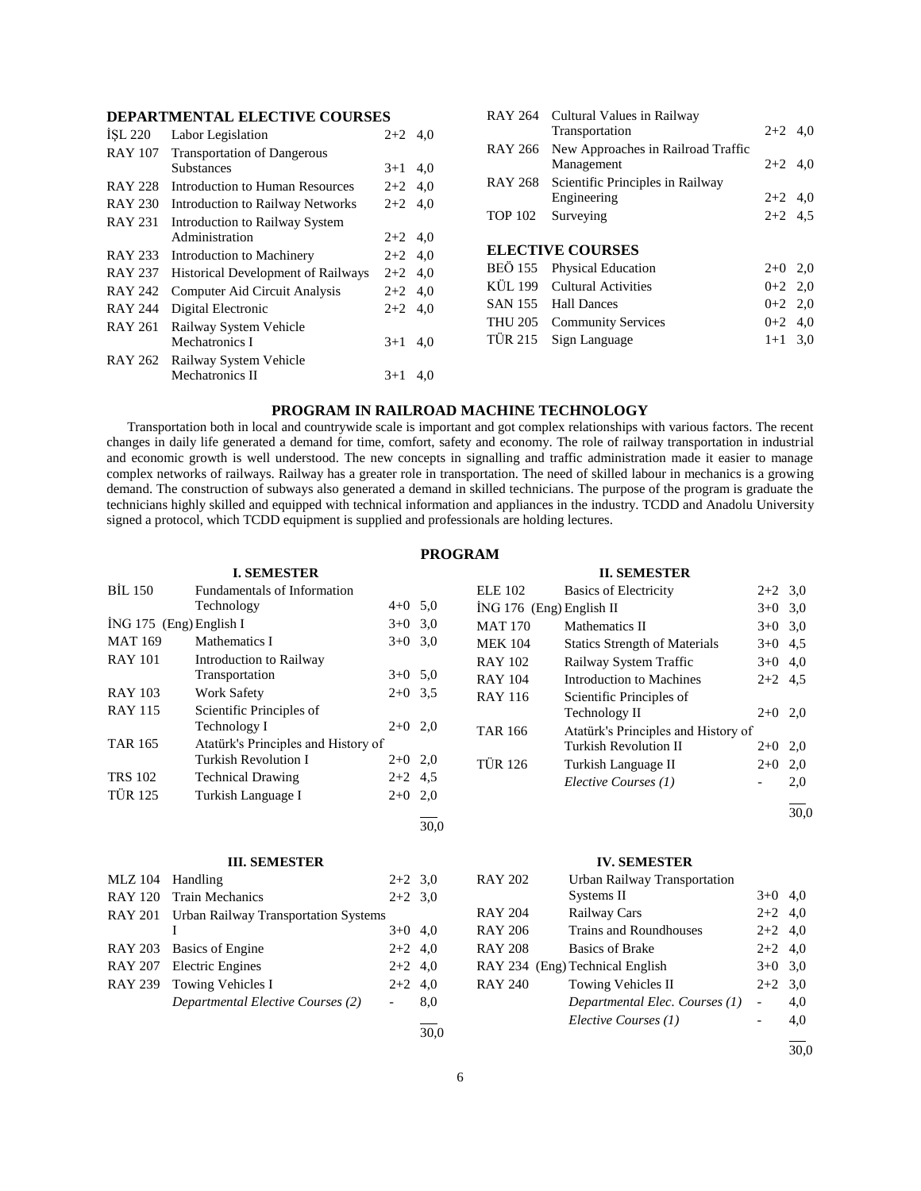## DEPARTMENTAL ELECTIVE COURSES

| | | | |
|---|---|---|---|
| İŞL 220 | Labor Legislation | 2+2 | 4,0 |
| RAY 107 | Transportation of Dangerous Substances | 3+1 | 4,0 |
| RAY 228 | Introduction to Human Resources | 2+2 | 4,0 |
| RAY 230 | Introduction to Railway Networks | 2+2 | 4,0 |
| RAY 231 | Introduction to Railway System Administration | 2+2 | 4,0 |
| RAY 233 | Introduction to Machinery | 2+2 | 4,0 |
| RAY 237 | Historical Development of Railways | 2+2 | 4,0 |
| RAY 242 | Computer Aid Circuit Analysis | 2+2 | 4,0 |
| RAY 244 | Digital Electronic | 2+2 | 4,0 |
| RAY 261 | Railway System Vehicle Mechatronics I | 3+1 | 4,0 |
| RAY 262 | Railway System Vehicle Mechatronics II | 3+1 | 4,0 |
| RAY 264 | Cultural Values in Railway Transportation | 2+2 | 4,0 |
| RAY 266 | New Approaches in Railroad Traffic Management | 2+2 | 4,0 |
| RAY 268 | Scientific Principles in Railway Engineering | 2+2 | 4,0 |
| TOP 102 | Surveying | 2+2 | 4,5 |

## ELECTIVE COURSES

| | | | |
|---|---|---|---|
| BEÖ 155 | Physical Education | 2+0 | 2,0 |
| KÜL 199 | Cultural Activities | 0+2 | 2,0 |
| SAN 155 | Hall Dances | 0+2 | 2,0 |
| THU 205 | Community Services | 0+2 | 4,0 |
| TÜR 215 | Sign Language | 1+1 | 3,0 |

## PROGRAM IN RAILROAD MACHINE TECHNOLOGY

Transportation both in local and countrywide scale is important and got complex relationships with various factors. The recent changes in daily life generated a demand for time, comfort, safety and economy. The role of railway transportation in industrial and economic growth is well understood. The new concepts in signalling and traffic administration made it easier to manage complex networks of railways. Railway has a greater role in transportation. The need of skilled labour in mechanics is a growing demand. The construction of subways also generated a demand in skilled technicians. The purpose of the program is graduate the technicians highly skilled and equipped with technical information and appliances in the industry. TCDD and Anadolu University signed a protocol, which TCDD equipment is supplied and professionals are holding lectures.

## PROGRAM

### I. SEMESTER

| | | | |
|---|---|---|---|
| BİL 150 | Fundamentals of Information Technology | 4+0 | 5,0 |
| İNG 175 (Eng) | English I | 3+0 | 3,0 |
| MAT 169 | Mathematics I | 3+0 | 3,0 |
| RAY 101 | Introduction to Railway Transportation | 3+0 | 5,0 |
| RAY 103 | Work Safety | 2+0 | 3,5 |
| RAY 115 | Scientific Principles of Technology I | 2+0 | 2,0 |
| TAR 165 | Atatürk's Principles and History of Turkish Revolution I | 2+0 | 2,0 |
| TRS 102 | Technical Drawing | 2+2 | 4,5 |
| TÜR 125 | Turkish Language I | 2+0 | 2,0 |
| | | | 30,0 |

### II. SEMESTER

| | | | |
|---|---|---|---|
| ELE 102 | Basics of Electricity | 2+2 | 3,0 |
| İNG 176 (Eng) | English II | 3+0 | 3,0 |
| MAT 170 | Mathematics II | 3+0 | 3,0 |
| MEK 104 | Statics Strength of Materials | 3+0 | 4,5 |
| RAY 102 | Railway System Traffic | 3+0 | 4,0 |
| RAY 104 | Introduction to Machines | 2+2 | 4,5 |
| RAY 116 | Scientific Principles of Technology II | 2+0 | 2,0 |
| TAR 166 | Atatürk's Principles and History of Turkish Revolution II | 2+0 | 2,0 |
| TÜR 126 | Turkish Language II | 2+0 | 2,0 |
| | *Elective Courses (1)* | - | 2,0 |
| | | | 30,0 |

### III. SEMESTER

| | | | |
|---|---|---|---|
| MLZ 104 | Handling | 2+2 | 3,0 |
| RAY 120 | Train Mechanics | 2+2 | 3,0 |
| RAY 201 | Urban Railway Transportation Systems I | 3+0 | 4,0 |
| RAY 203 | Basics of Engine | 2+2 | 4,0 |
| RAY 207 | Electric Engines | 2+2 | 4,0 |
| RAY 239 | Towing Vehicles I | 2+2 | 4,0 |
| | *Departmental Elective Courses (2)* | - | 8,0 |
| | | | 30,0 |

### IV. SEMESTER

| | | | |
|---|---|---|---|
| RAY 202 | Urban Railway Transportation Systems II | 3+0 | 4,0 |
| RAY 204 | Railway Cars | 2+2 | 4,0 |
| RAY 206 | Trains and Roundhouses | 2+2 | 4,0 |
| RAY 208 | Basics of Brake | 2+2 | 4,0 |
| RAY 234 (Eng) | Technical English | 3+0 | 3,0 |
| RAY 240 | Towing Vehicles II | 2+2 | 3,0 |
| | *Departmental Elec. Courses (1)* | - | 4,0 |
| | *Elective Courses (1)* | - | 4,0 |
| | | | 30,0 |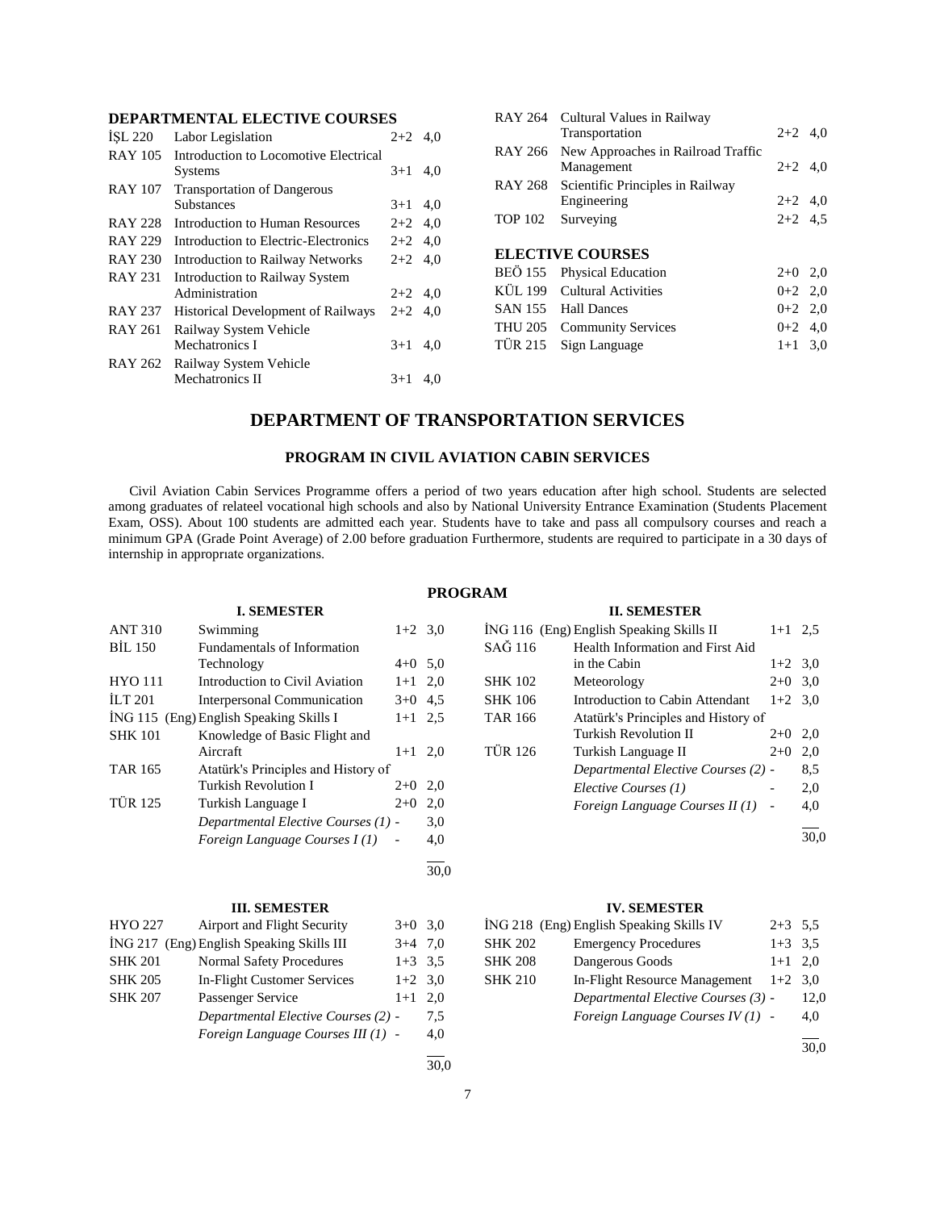### DEPARTMENTAL ELECTIVE COURSES

| | | | |
|---|---|---|---|
| İŞL 220 | Labor Legislation | 2+2 | 4,0 |
| RAY 105 | Introduction to Locomotive Electrical Systems | 3+1 | 4,0 |
| RAY 107 | Transportation of Dangerous Substances | 3+1 | 4,0 |
| RAY 228 | Introduction to Human Resources | 2+2 | 4,0 |
| RAY 229 | Introduction to Electric-Electronics | 2+2 | 4,0 |
| RAY 230 | Introduction to Railway Networks | 2+2 | 4,0 |
| RAY 231 | Introduction to Railway System Administration | 2+2 | 4,0 |
| RAY 237 | Historical Development of Railways | 2+2 | 4,0 |
| RAY 261 | Railway System Vehicle Mechatronics I | 3+1 | 4,0 |
| RAY 262 | Railway System Vehicle Mechatronics II | 3+1 | 4,0 |
| RAY 264 | Cultural Values in Railway Transportation | 2+2 | 4,0 |
| RAY 266 | New Approaches in Railroad Traffic Management | 2+2 | 4,0 |
| RAY 268 | Scientific Principles in Railway Engineering | 2+2 | 4,0 |
| TOP 102 | Surveying | 2+2 | 4,5 |

### ELECTIVE COURSES

| | | | |
|---|---|---|---|
| BEÖ 155 | Physical Education | 2+0 | 2,0 |
| KÜL 199 | Cultural Activities | 0+2 | 2,0 |
| SAN 155 | Hall Dances | 0+2 | 2,0 |
| THU 205 | Community Services | 0+2 | 4,0 |
| TÜR 215 | Sign Language | 1+1 | 3,0 |

## DEPARTMENT OF TRANSPORTATION SERVICES

### PROGRAM IN CIVIL AVIATION CABIN SERVICES

Civil Aviation Cabin Services Programme offers a period of two years education after high school. Students are selected among graduates of relateel vocational high schools and also by National University Entrance Examination (Students Placement Exam, OSS). About 100 students are admitted each year. Students have to take and pass all compulsory courses and reach a minimum GPA (Grade Point Average) of 2.00 before graduation Furthermore, students are required to participate in a 30 days of internship in appropriate organizations.

### PROGRAM

#### I. SEMESTER

| | | | |
|---|---|---|---|
| ANT 310 | Swimming | 1+2 | 3,0 |
| BİL 150 | Fundamentals of Information Technology | 4+0 | 5,0 |
| HYO 111 | Introduction to Civil Aviation | 1+1 | 2,0 |
| İLT 201 | Interpersonal Communication | 3+0 | 4,5 |
| İNG 115 | (Eng) English Speaking Skills I | 1+1 | 2,5 |
| SHK 101 | Knowledge of Basic Flight and Aircraft | 1+1 | 2,0 |
| TAR 165 | Atatürk's Principles and History of Turkish Revolution I | 2+0 | 2,0 |
| TÜR 125 | Turkish Language I | 2+0 | 2,0 |
| | *Departmental Elective Courses (1)* | - | 3,0 |
| | *Foreign Language Courses I (1)* | - | 4,0 |
| | | | 30,0 |

#### II. SEMESTER

| | | | |
|---|---|---|---|
| İNG 116 | (Eng) English Speaking Skills II | 1+1 | 2,5 |
| SAĞ 116 | Health Information and First Aid in the Cabin | 1+2 | 3,0 |
| SHK 102 | Meteorology | 2+0 | 3,0 |
| SHK 106 | Introduction to Cabin Attendant | 1+2 | 3,0 |
| TAR 166 | Atatürk's Principles and History of Turkish Revolution II | 2+0 | 2,0 |
| TÜR 126 | Turkish Language II | 2+0 | 2,0 |
| | *Departmental Elective Courses (2)* | - | 8,5 |
| | *Elective Courses (1)* | - | 2,0 |
| | *Foreign Language Courses II (1)* | - | 4,0 |
| | | | 30,0 |

#### III. SEMESTER

| | | | |
|---|---|---|---|
| HYO 227 | Airport and Flight Security | 3+0 | 3,0 |
| İNG 217 | (Eng) English Speaking Skills III | 3+4 | 7,0 |
| SHK 201 | Normal Safety Procedures | 1+3 | 3,5 |
| SHK 205 | In-Flight Customer Services | 1+2 | 3,0 |
| SHK 207 | Passenger Service | 1+1 | 2,0 |
| | *Departmental Elective Courses (2)* | - | 7,5 |
| | *Foreign Language Courses III (1)* | - | 4,0 |
| | | | 30,0 |

#### IV. SEMESTER

| | | | |
|---|---|---|---|
| İNG 218 | (Eng) English Speaking Skills IV | 2+3 | 5,5 |
| SHK 202 | Emergency Procedures | 1+3 | 3,5 |
| SHK 208 | Dangerous Goods | 1+1 | 2,0 |
| SHK 210 | In-Flight Resource Management | 1+2 | 3,0 |
| | *Departmental Elective Courses (3)* | - | 12,0 |
| | *Foreign Language Courses IV (1)* | - | 4,0 |
| | | | 30,0 |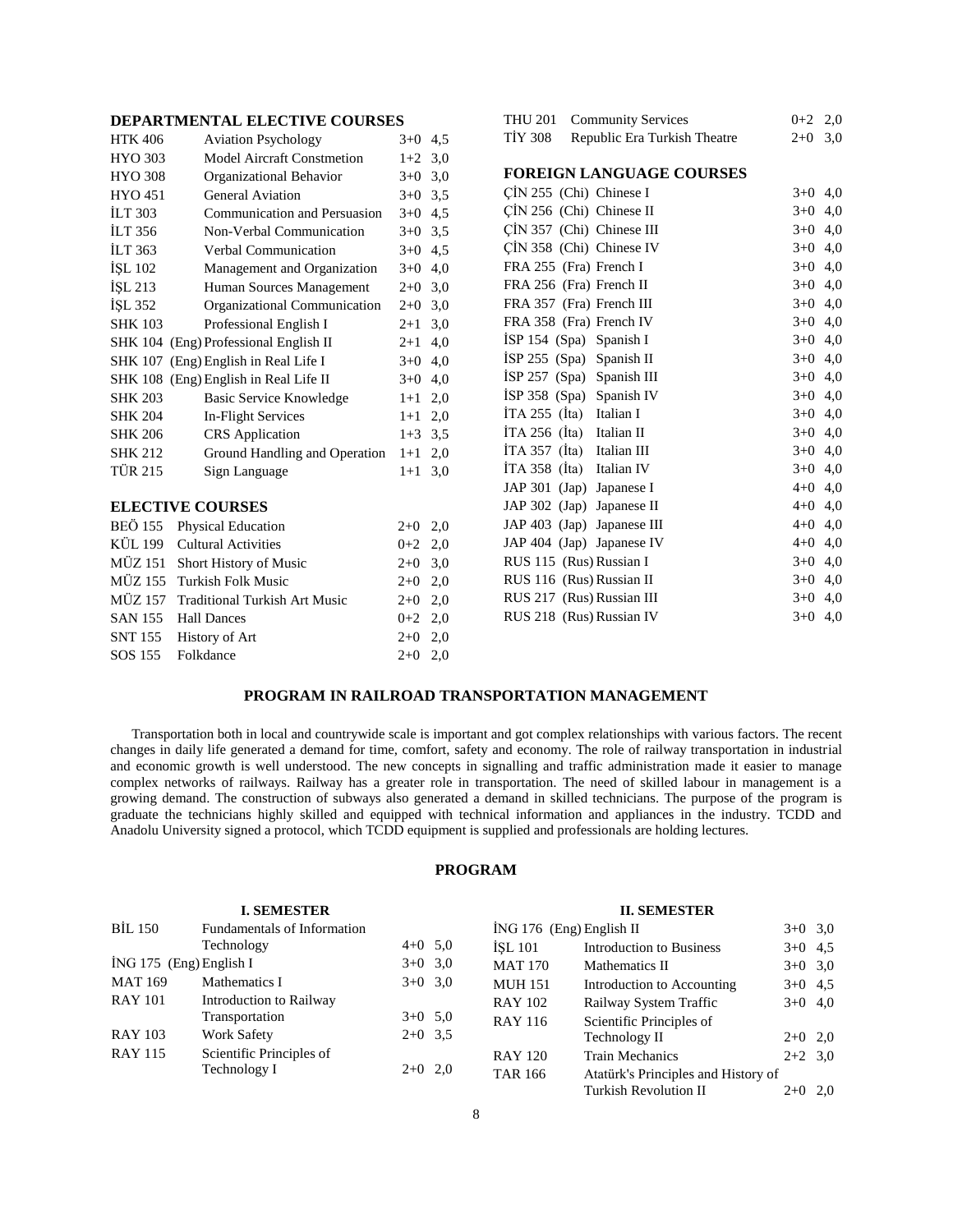### DEPARTMENTAL ELECTIVE COURSES

| | | | |
|---|---|---|---|
| HTK 406 | Aviation Psychology | 3+0 | 4,5 |
| HYO 303 | Model Aircraft Constmetion | 1+2 | 3,0 |
| HYO 308 | Organizational Behavior | 3+0 | 3,0 |
| HYO 451 | General Aviation | 3+0 | 3,5 |
| İLT 303 | Communication and Persuasion | 3+0 | 4,5 |
| İLT 356 | Non-Verbal Communication | 3+0 | 3,5 |
| İLT 363 | Verbal Communication | 3+0 | 4,5 |
| İŞL 102 | Management and Organization | 3+0 | 4,0 |
| İŞL 213 | Human Sources Management | 2+0 | 3,0 |
| İŞL 352 | Organizational Communication | 2+0 | 3,0 |
| SHK 103 | Professional English I | 2+1 | 3,0 |
| SHK 104 | (Eng) Professional English II | 2+1 | 4,0 |
| SHK 107 | (Eng) English in Real Life I | 3+0 | 4,0 |
| SHK 108 | (Eng) English in Real Life II | 3+0 | 4,0 |
| SHK 203 | Basic Service Knowledge | 1+1 | 2,0 |
| SHK 204 | In-Flight Services | 1+1 | 2,0 |
| SHK 206 | CRS Application | 1+3 | 3,5 |
| SHK 212 | Ground Handling and Operation | 1+1 | 2,0 |
| TÜR 215 | Sign Language | 1+1 | 3,0 |

### ELECTIVE COURSES

| | | | |
|---|---|---|---|
| BEÖ 155 | Physical Education | 2+0 | 2,0 |
| KÜL 199 | Cultural Activities | 0+2 | 2,0 |
| MÜZ 151 | Short History of Music | 2+0 | 3,0 |
| MÜZ 155 | Turkish Folk Music | 2+0 | 2,0 |
| MÜZ 157 | Traditional Turkish Art Music | 2+0 | 2,0 |
| SAN 155 | Hall Dances | 0+2 | 2,0 |
| SNT 155 | History of Art | 2+0 | 2,0 |
| SOS 155 | Folkdance | 2+0 | 2,0 |
| THU 201 | Community Services | 0+2 | 2,0 |
| TİY 308 | Republic Era Turkish Theatre | 2+0 | 3,0 |

### FOREIGN LANGUAGE COURSES

| | | | |
|---|---|---|---|
| ÇİN 255 | (Chi) Chinese I | 3+0 | 4,0 |
| ÇİN 256 | (Chi) Chinese II | 3+0 | 4,0 |
| ÇİN 357 | (Chi) Chinese III | 3+0 | 4,0 |
| ÇİN 358 | (Chi) Chinese IV | 3+0 | 4,0 |
| FRA 255 | (Fra) French I | 3+0 | 4,0 |
| FRA 256 | (Fra) French II | 3+0 | 4,0 |
| FRA 357 | (Fra) French III | 3+0 | 4,0 |
| FRA 358 | (Fra) French IV | 3+0 | 4,0 |
| İSP 154 | (Spa) Spanish I | 3+0 | 4,0 |
| İSP 255 | (Spa) Spanish II | 3+0 | 4,0 |
| İSP 257 | (Spa) Spanish III | 3+0 | 4,0 |
| İSP 358 | (Spa) Spanish IV | 3+0 | 4,0 |
| İTA 255 | (İta) Italian I | 3+0 | 4,0 |
| İTA 256 | (İta) Italian II | 3+0 | 4,0 |
| İTA 357 | (İta) Italian III | 3+0 | 4,0 |
| İTA 358 | (İta) Italian IV | 3+0 | 4,0 |
| JAP 301 | (Jap) Japanese I | 4+0 | 4,0 |
| JAP 302 | (Jap) Japanese II | 4+0 | 4,0 |
| JAP 403 | (Jap) Japanese III | 4+0 | 4,0 |
| JAP 404 | (Jap) Japanese IV | 4+0 | 4,0 |
| RUS 115 | (Rus) Russian I | 3+0 | 4,0 |
| RUS 116 | (Rus) Russian II | 3+0 | 4,0 |
| RUS 217 | (Rus) Russian III | 3+0 | 4,0 |
| RUS 218 | (Rus) Russian IV | 3+0 | 4,0 |

## PROGRAM IN RAILROAD TRANSPORTATION MANAGEMENT

Transportation both in local and countrywide scale is important and got complex relationships with various factors. The recent changes in daily life generated a demand for time, comfort, safety and economy. The role of railway transportation in industrial and economic growth is well understood. The new concepts in signalling and traffic administration made it easier to manage complex networks of railways. Railway has a greater role in transportation. The need of skilled labour in management is a growing demand. The construction of subways also generated a demand in skilled technicians. The purpose of the program is graduate the technicians highly skilled and equipped with technical information and appliances in the industry. TCDD and Anadolu University signed a protocol, which TCDD equipment is supplied and professionals are holding lectures.

## PROGRAM

### I. SEMESTER

| | | | |
|---|---|---|---|
| BİL 150 | Fundamentals of Information Technology | 4+0 | 5,0 |
| İNG 175 | (Eng) English I | 3+0 | 3,0 |
| MAT 169 | Mathematics I | 3+0 | 3,0 |
| RAY 101 | Introduction to Railway Transportation | 3+0 | 5,0 |
| RAY 103 | Work Safety | 2+0 | 3,5 |
| RAY 115 | Scientific Principles of Technology I | 2+0 | 2,0 |

### II. SEMESTER

| | | | |
|---|---|---|---|
| İNG 176 | (Eng) English II | 3+0 | 3,0 |
| İŞL 101 | Introduction to Business | 3+0 | 4,5 |
| MAT 170 | Mathematics II | 3+0 | 3,0 |
| MUH 151 | Introduction to Accounting | 3+0 | 4,5 |
| RAY 102 | Railway System Traffic | 3+0 | 4,0 |
| RAY 116 | Scientific Principles of Technology II | 2+0 | 2,0 |
| RAY 120 | Train Mechanics | 2+2 | 3,0 |
| TAR 166 | Atatürk's Principles and History of Turkish Revolution II | 2+0 | 2,0 |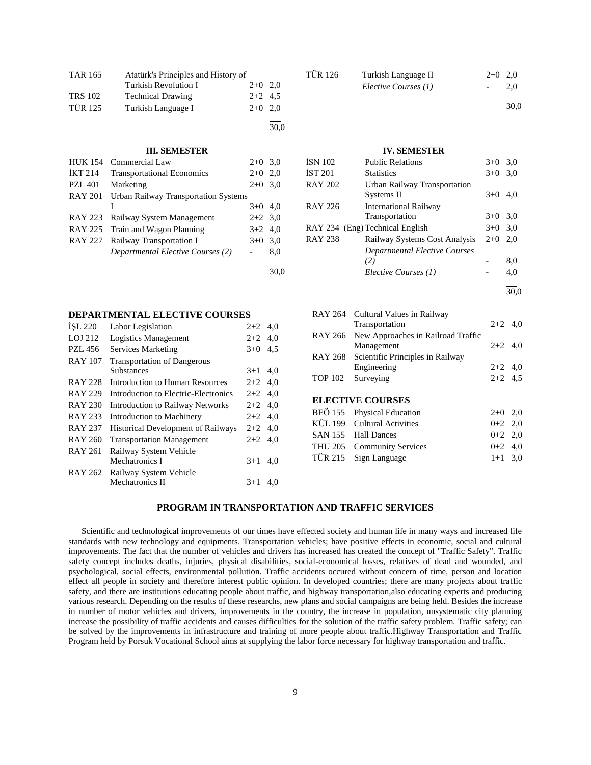| | | | |
|---|---|---|---|
| TAR 165 | Atatürk's Principles and History of Turkish Revolution I | 2+0 | 2,0 |
| TRS 102 | Technical Drawing | 2+2 | 4,5 |
| TÜR 125 | Turkish Language I | 2+0 | 2,0 |
| | | | 30,0 |

| | | | |
|---|---|---|---|
| TÜR 126 | Turkish Language II | 2+0 | 2,0 |
| | *Elective Courses (1)* | - | 2,0 |
| | | | 30,0 |

### III. SEMESTER

| | | | |
|---|---|---|---|
| HUK 154 | Commercial Law | 2+0 | 3,0 |
| İKT 214 | Transportational Economics | 2+0 | 2,0 |
| PZL 401 | Marketing | 2+0 | 3,0 |
| RAY 201 | Urban Railway Transportation Systems I | 3+0 | 4,0 |
| RAY 223 | Railway System Management | 2+2 | 3,0 |
| RAY 225 | Train and Wagon Planning | 3+2 | 4,0 |
| RAY 227 | Railway Transportation I | 3+0 | 3,0 |
| | *Departmental Elective Courses (2)* | - | 8,0 |
| | | | 30,0 |

### IV. SEMESTER

| | | | |
|---|---|---|---|
| İSN 102 | Public Relations | 3+0 | 3,0 |
| İST 201 | Statistics | 3+0 | 3,0 |
| RAY 202 | Urban Railway Transportation Systems II | 3+0 | 4,0 |
| RAY 226 | International Railway Transportation | 3+0 | 3,0 |
| RAY 234 | (Eng) Technical English | 3+0 | 3,0 |
| RAY 238 | Railway Systems Cost Analysis | 2+0 | 2,0 |
| | *Departmental Elective Courses (2)* | - | 8,0 |
| | *Elective Courses (1)* | - | 4,0 |
| | | | 30,0 |

### DEPARTMENTAL ELECTIVE COURSES

| | | | |
|---|---|---|---|
| İŞL 220 | Labor Legislation | 2+2 | 4,0 |
| LOJ 212 | Logistics Management | 2+2 | 4,0 |
| PZL 456 | Services Marketing | 3+0 | 4,5 |
| RAY 107 | Transportation of Dangerous Substances | 3+1 | 4,0 |
| RAY 228 | Introduction to Human Resources | 2+2 | 4,0 |
| RAY 229 | Introduction to Electric-Electronics | 2+2 | 4,0 |
| RAY 230 | Introduction to Railway Networks | 2+2 | 4,0 |
| RAY 233 | Introduction to Machinery | 2+2 | 4,0 |
| RAY 237 | Historical Development of Railways | 2+2 | 4,0 |
| RAY 260 | Transportation Management | 2+2 | 4,0 |
| RAY 261 | Railway System Vehicle Mechatronics I | 3+1 | 4,0 |
| RAY 262 | Railway System Vehicle Mechatronics II | 3+1 | 4,0 |
| RAY 264 | Cultural Values in Railway Transportation | 2+2 | 4,0 |
| RAY 266 | New Approaches in Railroad Traffic Management | 2+2 | 4,0 |
| RAY 268 | Scientific Principles in Railway Engineering | 2+2 | 4,0 |
| TOP 102 | Surveying | 2+2 | 4,5 |

### ELECTIVE COURSES

| | | | |
|---|---|---|---|
| BEÖ 155 | Physical Education | 2+0 | 2,0 |
| KÜL 199 | Cultural Activities | 0+2 | 2,0 |
| SAN 155 | Hall Dances | 0+2 | 2,0 |
| THU 205 | Community Services | 0+2 | 4,0 |
| TÜR 215 | Sign Language | 1+1 | 3,0 |

## PROGRAM IN TRANSPORTATION AND TRAFFIC SERVICES

Scientific and technological improvements of our times have effected society and human life in many ways and increased life standards with new technology and equipments. Transportation vehicles; have positive effects in economic, social and cultural improvements. The fact that the number of vehicles and drivers has increased has created the concept of "Traffic Safety". Traffic safety concept includes deaths, injuries, physical disabilities, social-economical losses, relatives of dead and wounded, and psychological, social effects, environmental pollution. Traffic accidents occured without concern of time, person and location effect all people in society and therefore interest public opinion. In developed countries; there are many projects about traffic safety, and there are institutions educating people about traffic, and highway transportation,also educating experts and producing various research. Depending on the results of these researchs, new plans and social campaigns are being held. Besides the increase in number of motor vehicles and drivers, improvements in the country, the increase in population, unsystematic city planning increase the possibility of traffic accidents and causes difficulties for the solution of the traffic safety problem. Traffic safety; can be solved by the improvements in infrastructure and training of more people about traffic.Highway Transportation and Traffic Program held by Porsuk Vocational School aims at supplying the labor force necessary for highway transportation and traffic.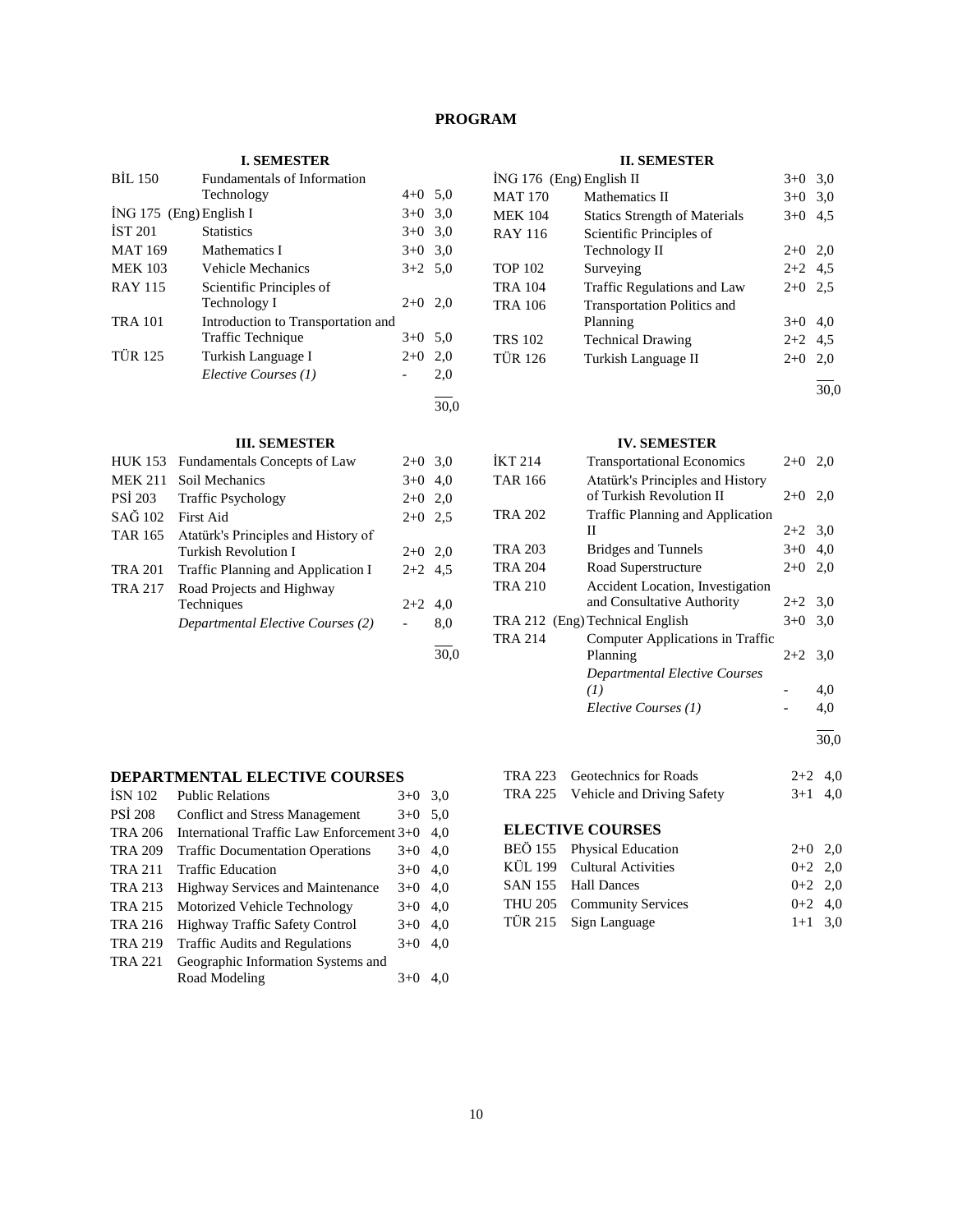## PROGRAM

### I. SEMESTER

| | | | |
|---|---|---|---|
| BİL 150 | Fundamentals of Information Technology | 4+0 | 5,0 |
| İNG 175 (Eng) | English I | 3+0 | 3,0 |
| İST 201 | Statistics | 3+0 | 3,0 |
| MAT 169 | Mathematics I | 3+0 | 3,0 |
| MEK 103 | Vehicle Mechanics | 3+2 | 5,0 |
| RAY 115 | Scientific Principles of Technology I | 2+0 | 2,0 |
| TRA 101 | Introduction to Transportation and Traffic Technique | 3+0 | 5,0 |
| TÜR 125 | Turkish Language I | 2+0 | 2,0 |
| | *Elective Courses (1)* | - | 2,0 |
| | | | 30,0 |

### II. SEMESTER

| | | | |
|---|---|---|---|
| İNG 176 (Eng) | English II | 3+0 | 3,0 |
| MAT 170 | Mathematics II | 3+0 | 3,0 |
| MEK 104 | Statics Strength of Materials | 3+0 | 4,5 |
| RAY 116 | Scientific Principles of Technology II | 2+0 | 2,0 |
| TOP 102 | Surveying | 2+2 | 4,5 |
| TRA 104 | Traffic Regulations and Law | 2+0 | 2,5 |
| TRA 106 | Transportation Politics and Planning | 3+0 | 4,0 |
| TRS 102 | Technical Drawing | 2+2 | 4,5 |
| TÜR 126 | Turkish Language II | 2+0 | 2,0 |
| | | | 30,0 |

### III. SEMESTER

| | | | |
|---|---|---|---|
| HUK 153 | Fundamentals Concepts of Law | 2+0 | 3,0 |
| MEK 211 | Soil Mechanics | 3+0 | 4,0 |
| PSİ 203 | Traffic Psychology | 2+0 | 2,0 |
| SAĞ 102 | First Aid | 2+0 | 2,5 |
| TAR 165 | Atatürk's Principles and History of Turkish Revolution I | 2+0 | 2,0 |
| TRA 201 | Traffic Planning and Application I | 2+2 | 4,5 |
| TRA 217 | Road Projects and Highway Techniques | 2+2 | 4,0 |
| | *Departmental Elective Courses (2)* | - | 8,0 |
| | | | 30,0 |

### IV. SEMESTER

| | | | |
|---|---|---|---|
| İKT 214 | Transportational Economics | 2+0 | 2,0 |
| TAR 166 | Atatürk's Principles and History of Turkish Revolution II | 2+0 | 2,0 |
| TRA 202 | Traffic Planning and Application II | 2+2 | 3,0 |
| TRA 203 | Bridges and Tunnels | 3+0 | 4,0 |
| TRA 204 | Road Superstructure | 2+0 | 2,0 |
| TRA 210 | Accident Location, Investigation and Consultative Authority | 2+2 | 3,0 |
| TRA 212 (Eng) | Technical English | 3+0 | 3,0 |
| TRA 214 | Computer Applications in Traffic Planning | 2+2 | 3,0 |
| | *Departmental Elective Courses (1)* | - | 4,0 |
| | *Elective Courses (1)* | - | 4,0 |
| | | | 30,0 |

### DEPARTMENTAL ELECTIVE COURSES

| | | | |
|---|---|---|---|
| İSN 102 | Public Relations | 3+0 | 3,0 |
| PSİ 208 | Conflict and Stress Management | 3+0 | 5,0 |
| TRA 206 | International Traffic Law Enforcement | 3+0 | 4,0 |
| TRA 209 | Traffic Documentation Operations | 3+0 | 4,0 |
| TRA 211 | Traffic Education | 3+0 | 4,0 |
| TRA 213 | Highway Services and Maintenance | 3+0 | 4,0 |
| TRA 215 | Motorized Vehicle Technology | 3+0 | 4,0 |
| TRA 216 | Highway Traffic Safety Control | 3+0 | 4,0 |
| TRA 219 | Traffic Audits and Regulations | 3+0 | 4,0 |
| TRA 221 | Geographic Information Systems and Road Modeling | 3+0 | 4,0 |
| TRA 223 | Geotechnics for Roads | 2+2 | 4,0 |
| TRA 225 | Vehicle and Driving Safety | 3+1 | 4,0 |

### ELECTIVE COURSES

| | | | |
|---|---|---|---|
| BEÖ 155 | Physical Education | 2+0 | 2,0 |
| KÜL 199 | Cultural Activities | 0+2 | 2,0 |
| SAN 155 | Hall Dances | 0+2 | 2,0 |
| THU 205 | Community Services | 0+2 | 4,0 |
| TÜR 215 | Sign Language | 1+1 | 3,0 |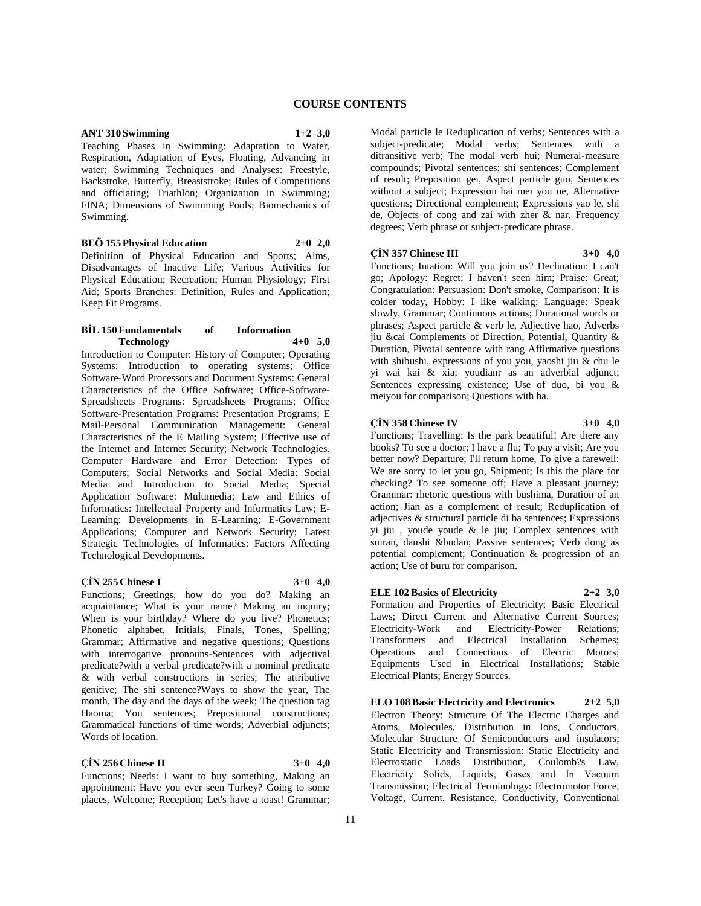# COURSE CONTENTS

**ANT 310 Swimming 1+2 3,0**

Teaching Phases in Swimming: Adaptation to Water, Respiration, Adaptation of Eyes, Floating, Advancing in water; Swimming Techniques and Analyses: Freestyle, Backstroke, Butterfly, Breaststroke; Rules of Competitions and officiating; Triathlon; Organization in Swimming; FINA; Dimensions of Swimming Pools; Biomechanics of Swimming.

**BEÖ 155 Physical Education 2+0 2,0**

Definition of Physical Education and Sports; Aims, Disadvantages of Inactive Life; Various Activities for Physical Education; Recreation; Human Physiology; First Aid; Sports Branches: Definition, Rules and Application; Keep Fit Programs.

**BİL 150 Fundamentals of Information Technology 4+0 5,0**

Introduction to Computer: History of Computer; Operating Systems: Introduction to operating systems; Office Software-Word Processors and Document Systems: General Characteristics of the Office Software; Office-Software-Spreadsheets Programs: Spreadsheets Programs; Office Software-Presentation Programs: Presentation Programs; E Mail-Personal Communication Management: General Characteristics of the E Mailing System; Effective use of the Internet and Internet Security; Network Technologies. Computer Hardware and Error Detection: Types of Computers; Social Networks and Social Media: Social Media and Introduction to Social Media; Special Application Software: Multimedia; Law and Ethics of Informatics: Intellectual Property and Informatics Law; E-Learning: Developments in E-Learning; E-Government Applications; Computer and Network Security; Latest Strategic Technologies of Informatics: Factors Affecting Technological Developments.

**ÇİN 255 Chinese I 3+0 4,0**

Functions; Greetings, how do you do? Making an acquaintance; What is your name? Making an inquiry; When is your birthday? Where do you live? Phonetics; Phonetic alphabet, Initials, Finals, Tones, Spelling; Grammar; Affirmative and negative questions; Questions with interrogative pronouns-Sentences with adjectival predicate?with a verbal predicate?with a nominal predicate & with verbal constructions in series; The attributive genitive; The shi sentence?Ways to show the year, The month, The day and the days of the week; The question tag Haoma; You sentences; Prepositional constructions; Grammatical functions of time words; Adverbial adjuncts; Words of location.

**ÇİN 256 Chinese II 3+0 4,0**

Functions; Needs: I want to buy something, Making an appointment: Have you ever seen Turkey? Going to some places, Welcome; Reception; Let's have a toast! Grammar; Modal particle le Reduplication of verbs; Sentences with a subject-predicate; Modal verbs; Sentences with a ditransitive verb; The modal verb hui; Numeral-measure compounds; Pivotal sentences; shi sentences; Complement of result; Preposition gei, Aspect particle guo, Sentences without a subject; Expression hai mei you ne, Alternative questions; Directional complement; Expressions yao le, shi de, Objects of cong and zai with zher & nar, Frequency degrees; Verb phrase or subject-predicate phrase.

**ÇİN 357 Chinese III 3+0 4,0**

Functions; Intation: Will you join us? Declination: I can't go; Apology: Regret: I haven't seen him; Praise: Great; Congratulation: Persuasion: Don't smoke, Comparison: It is colder today, Hobby: I like walking; Language: Speak slowly, Grammar; Continuous actions; Durational words or phrases; Aspect particle & verb le, Adjective hao, Adverbs jiu &cai Complements of Direction, Potential, Quantity & Duration, Pivotal sentence with rang Affirmative questions with shibushi, expressions of you you, yaoshi jiu & chu le yi wai kai & xia; youdianr as an adverbial adjunct; Sentences expressing existence; Use of duo, bi you & meiyou for comparison; Questions with ba.

**ÇİN 358 Chinese IV 3+0 4,0**

Functions; Travelling: Is the park beautiful! Are there any books? To see a doctor; I have a flu; To pay a visit; Are you better now? Departure; I'll return home, To give a farewell: We are sorry to let you go, Shipment; Is this the place for checking? To see someone off; Have a pleasant journey; Grammar: rhetoric questions with bushima, Duration of an action; Jian as a complement of result; Reduplication of adjectives & structural particle di ba sentences; Expressions yi jiu , youde youde & le jiu; Complex sentences with suiran, danshi &budan; Passive sentences; Verb dong as potential complement; Continuation & progression of an action; Use of buru for comparison.

**ELE 102 Basics of Electricity 2+2 3,0**

Formation and Properties of Electricity; Basic Electrical Laws; Direct Current and Alternative Current Sources; Electricity-Work and Electricity-Power Relations; Transformers and Electrical Installation Schemes; Operations and Connections of Electric Motors; Equipments Used in Electrical Installations; Stable Electrical Plants; Energy Sources.

**ELO 108 Basic Electricity and Electronics 2+2 5,0**

Electron Theory: Structure Of The Electric Charges and Atoms, Molecules, Distribution in Ions, Conductors, Molecular Structure Of Semiconductors and insulators; Static Electricity and Transmission: Static Electricity and Electrostatic Loads Distribution, Coulomb?s Law, Electricity Solids, Liquids, Gases and İn Vacuum Transmission; Electrical Terminology: Electromotor Force, Voltage, Current, Resistance, Conductivity, Conventional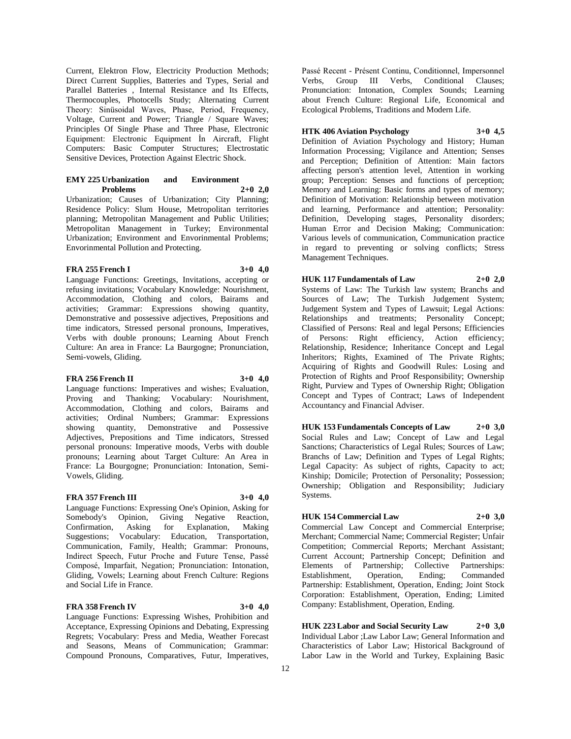Current, Elektron Flow, Electricity Production Methods; Direct Current Supplies, Batteries and Types, Serial and Parallel Batteries , Internal Resistance and Its Effects, Thermocouples, Photocells Study; Alternating Current Theory: Sinüsoidal Waves, Phase, Period, Frequency, Voltage, Current and Power; Triangle / Square Waves; Principles Of Single Phase and Three Phase, Electronic Equipment: Electronic Equipment İn Aircraft, Flight Computers: Basic Computer Structures; Electrostatic Sensitive Devices, Protection Against Electric Shock.

**EMY 225 Urbanization and Environment Problems 2+0 2,0**

Urbanization; Causes of Urbanization; City Planning; Residence Policy: Slum House, Metropolitan territories planning; Metropolitan Management and Public Utilities; Metropolitan Management in Turkey; Environmental Urbanization; Environment and Envorinmental Problems; Envorinmental Pollution and Protecting.

**FRA 255 French I 3+0 4,0**

Language Functions: Greetings, Invitations, accepting or refusing invitations; Vocabulary Knowledge: Nourishment, Accommodation, Clothing and colors, Bairams and activities; Grammar: Expressions showing quantity, Demonstrative and possessive adjectives, Prepositions and time indicators, Stressed personal pronouns, Imperatives, Verbs with double pronouns; Learning About French Culture: An area in France: La Baurgogne; Pronunciation, Semi-vowels, Gliding.

**FRA 256 French II 3+0 4,0**

Language functions: Imperatives and wishes; Evaluation, Proving and Thanking; Vocabulary: Nourishment, Accommodation, Clothing and colors, Bairams and activities; Ordinal Numbers; Grammar: Expressions showing quantity, Demonstrative and Possessive Adjectives, Prepositions and Time indicators, Stressed personal pronouns: Imperative moods, Verbs with double pronouns; Learning about Target Culture: An Area in France: La Bourgogne; Pronunciation: Intonation, Semi-Vowels, Gliding.

**FRA 357 French III 3+0 4,0**

Language Functions: Expressing One's Opinion, Asking for Somebody's Opinion, Giving Negative Reaction, Confirmation, Asking for Explanation, Making Suggestions; Vocabulary: Education, Transportation, Communication, Family, Health; Grammar: Pronouns, Indirect Speech, Futur Proche and Future Tense, Passé Composé, Imparfait, Negation; Pronunciation: Intonation, Gliding, Vowels; Learning about French Culture: Regions and Social Life in France.

**FRA 358 French IV 3+0 4,0**

Language Functions: Expressing Wishes, Prohibition and Acceptance, Expressing Opinions and Debating, Expressing Regrets; Vocabulary: Press and Media, Weather Forecast and Seasons, Means of Communication; Grammar: Compound Pronouns, Comparatives, Futur, Imperatives, Passé Recent - Présent Continu, Conditionnel, Impersonnel Verbs, Group III Verbs, Conditional Clauses; Pronunciation: Intonation, Complex Sounds; Learning about French Culture: Regional Life, Economical and Ecological Problems, Traditions and Modern Life.

**HTK 406 Aviation Psychology 3+0 4,5**

Definition of Aviation Psychology and History; Human Information Processing; Vigilance and Attention; Senses and Perception; Definition of Attention: Main factors affecting person's attention level, Attention in working group; Perception: Senses and functions of perception; Memory and Learning: Basic forms and types of memory; Definition of Motivation: Relationship between motivation and learning, Performance and attention; Personality: Definition, Developing stages, Personality disorders; Human Error and Decision Making; Communication: Various levels of communication, Communication practice in regard to preventing or solving conflicts; Stress Management Techniques.

**HUK 117 Fundamentals of Law 2+0 2,0**

Systems of Law: The Turkish law system; Branchs and Sources of Law; The Turkish Judgement System; Judgement System and Types of Lawsuit; Legal Actions: Relationships and treatments; Personality Concept; Classified of Persons: Real and legal Persons; Efficiencies of Persons: Right efficiency, Action efficiency; Relationship, Residence; Inheritance Concept and Legal Inheritors; Rights, Examined of The Private Rights; Acquiring of Rights and Goodwill Rules: Losing and Protection of Rights and Proof Responsibility; Ownership Right, Purview and Types of Ownership Right; Obligation Concept and Types of Contract; Laws of Independent Accountancy and Financial Adviser.

**HUK 153 Fundamentals Concepts of Law 2+0 3,0**

Social Rules and Law; Concept of Law and Legal Sanctions; Characteristics of Legal Rules; Sources of Law; Branchs of Law; Definition and Types of Legal Rights; Legal Capacity: As subject of rights, Capacity to act; Kinship; Domicile; Protection of Personality; Possession; Ownership; Obligation and Responsibility; Judiciary Systems.

**HUK 154 Commercial Law 2+0 3,0**

Commercial Law Concept and Commercial Enterprise; Merchant; Commercial Name; Commercial Register; Unfair Competition; Commercial Reports; Merchant Assistant; Current Account; Partnership Concept; Definition and Elements of Partnership; Collective Partnerships: Establishment, Operation, Ending; Commanded Partnership: Establishment, Operation, Ending; Joint Stock Corporation: Establishment, Operation, Ending; Limited Company: Establishment, Operation, Ending.

**HUK 223 Labor and Social Security Law 2+0 3,0**

Individual Labor ;Law Labor Law; General Information and Characteristics of Labor Law; Historical Background of Labor Law in the World and Turkey, Explaining Basic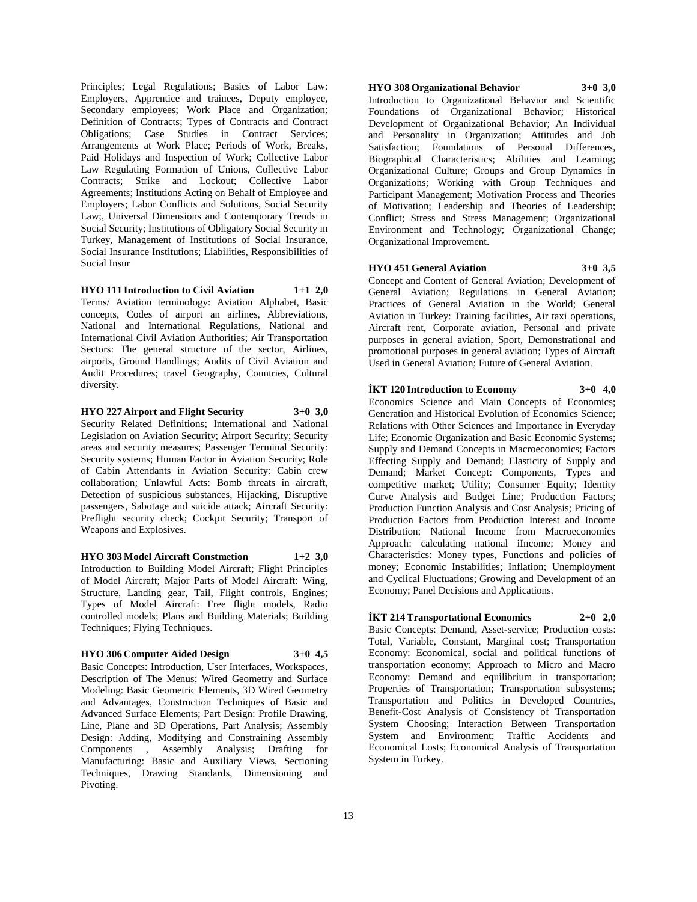Principles; Legal Regulations; Basics of Labor Law: Employers, Apprentice and trainees, Deputy employee, Secondary employees; Work Place and Organization; Definition of Contracts; Types of Contracts and Contract Obligations; Case Studies in Contract Services; Arrangements at Work Place; Periods of Work, Breaks, Paid Holidays and Inspection of Work; Collective Labor Law Regulating Formation of Unions, Collective Labor Contracts; Strike and Lockout; Collective Labor Agreements; Institutions Acting on Behalf of Employee and Employers; Labor Conflicts and Solutions, Social Security Law;, Universal Dimensions and Contemporary Trends in Social Security; Institutions of Obligatory Social Security in Turkey, Management of Institutions of Social Insurance, Social Insurance Institutions; Liabilities, Responsibilities of Social Insur

**HYO 111 Introduction to Civil Aviation 1+1 2,0**
Terms/ Aviation terminology: Aviation Alphabet, Basic concepts, Codes of airport an airlines, Abbreviations, National and International Regulations, National and International Civil Aviation Authorities; Air Transportation Sectors: The general structure of the sector, Airlines, airports, Ground Handlings; Audits of Civil Aviation and Audit Procedures; travel Geography, Countries, Cultural diversity.

**HYO 227 Airport and Flight Security 3+0 3,0**
Security Related Definitions; International and National Legislation on Aviation Security; Airport Security; Security areas and security measures; Passenger Terminal Security: Security systems; Human Factor in Aviation Security; Role of Cabin Attendants in Aviation Security: Cabin crew collaboration; Unlawful Acts: Bomb threats in aircraft, Detection of suspicious substances, Hijacking, Disruptive passengers, Sabotage and suicide attack; Aircraft Security: Preflight security check; Cockpit Security; Transport of Weapons and Explosives.

**HYO 303 Model Aircraft Constmetion 1+2 3,0**
Introduction to Building Model Aircraft; Flight Principles of Model Aircraft; Major Parts of Model Aircraft: Wing, Structure, Landing gear, Tail, Flight controls, Engines; Types of Model Aircraft: Free flight models, Radio controlled models; Plans and Building Materials; Building Techniques; Flying Techniques.

**HYO 306 Computer Aided Design 3+0 4,5**
Basic Concepts: Introduction, User Interfaces, Workspaces, Description of The Menus; Wired Geometry and Surface Modeling: Basic Geometric Elements, 3D Wired Geometry and Advantages, Construction Techniques of Basic and Advanced Surface Elements; Part Design: Profile Drawing, Line, Plane and 3D Operations, Part Analysis; Assembly Design: Adding, Modifying and Constraining Assembly Components , Assembly Analysis; Drafting for Manufacturing: Basic and Auxiliary Views, Sectioning Techniques, Drawing Standards, Dimensioning and Pivoting.

**HYO 308 Organizational Behavior 3+0 3,0**
Introduction to Organizational Behavior and Scientific Foundations of Organizational Behavior; Historical Development of Organizational Behavior; An Individual and Personality in Organization; Attitudes and Job Satisfaction; Foundations of Personal Differences, Biographical Characteristics; Abilities and Learning; Organizational Culture; Groups and Group Dynamics in Organizations; Working with Group Techniques and Participant Management; Motivation Process and Theories of Motivation; Leadership and Theories of Leadership; Conflict; Stress and Stress Management; Organizational Environment and Technology; Organizational Change; Organizational Improvement.

**HYO 451 General Aviation 3+0 3,5**
Concept and Content of General Aviation; Development of General Aviation; Regulations in General Aviation; Practices of General Aviation in the World; General Aviation in Turkey: Training facilities, Air taxi operations, Aircraft rent, Corporate aviation, Personal and private purposes in general aviation, Sport, Demonstrational and promotional purposes in general aviation; Types of Aircraft Used in General Aviation; Future of General Aviation.

**İKT 120 Introduction to Economy 3+0 4,0**
Economics Science and Main Concepts of Economics; Generation and Historical Evolution of Economics Science; Relations with Other Sciences and Importance in Everyday Life; Economic Organization and Basic Economic Systems; Supply and Demand Concepts in Macroeconomics; Factors Effecting Supply and Demand; Elasticity of Supply and Demand; Market Concept: Components, Types and competitive market; Utility; Consumer Equity; Identity Curve Analysis and Budget Line; Production Factors; Production Function Analysis and Cost Analysis; Pricing of Production Factors from Production Interest and Income Distribution; National Income from Macroeconomics Approach: calculating national iIncome; Money and Characteristics: Money types, Functions and policies of money; Economic Instabilities; Inflation; Unemployment and Cyclical Fluctuations; Growing and Development of an Economy; Panel Decisions and Applications.

**İKT 214 Transportational Economics 2+0 2,0**
Basic Concepts: Demand, Asset-service; Production costs: Total, Variable, Constant, Marginal cost; Transportation Economy: Economical, social and political functions of transportation economy; Approach to Micro and Macro Economy: Demand and equilibrium in transportation; Properties of Transportation; Transportation subsystems; Transportation and Politics in Developed Countries, Benefit-Cost Analysis of Consistency of Transportation System Choosing; Interaction Between Transportation System and Environment; Traffic Accidents and Economical Losts; Economical Analysis of Transportation System in Turkey.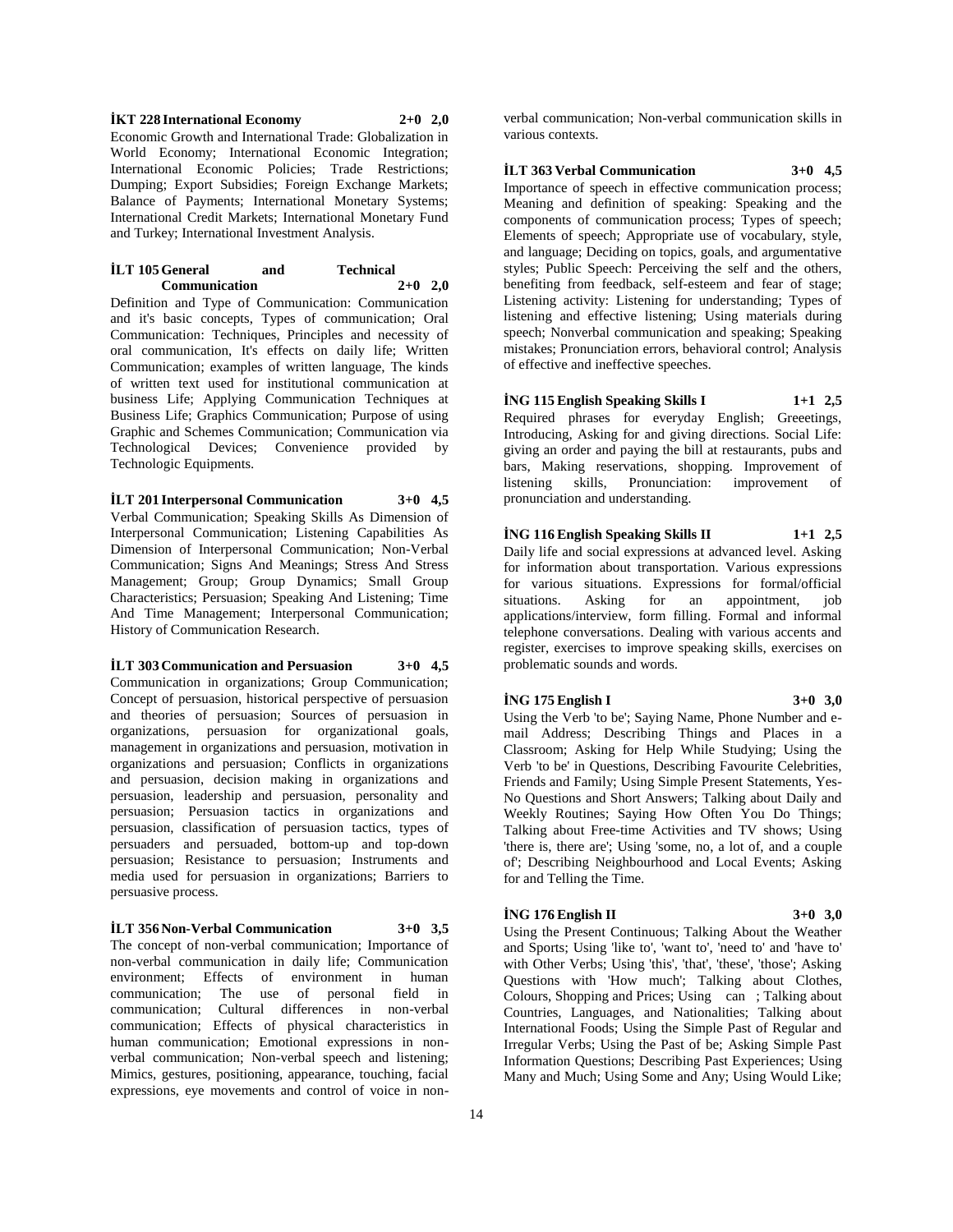**İKT 228 International Economy 2+0 2,0**

Economic Growth and International Trade: Globalization in World Economy; International Economic Integration; International Economic Policies; Trade Restrictions; Dumping; Export Subsidies; Foreign Exchange Markets; Balance of Payments; International Monetary Systems; International Credit Markets; International Monetary Fund and Turkey; International Investment Analysis.

**İLT 105 General and Technical Communication 2+0 2,0**

Definition and Type of Communication: Communication and it's basic concepts, Types of communication; Oral Communication: Techniques, Principles and necessity of oral communication, It's effects on daily life; Written Communication; examples of written language, The kinds of written text used for institutional communication at business Life; Applying Communication Techniques at Business Life; Graphics Communication; Purpose of using Graphic and Schemes Communication; Communication via Technological Devices; Convenience provided by Technologic Equipments.

**İLT 201 Interpersonal Communication 3+0 4,5**

Verbal Communication; Speaking Skills As Dimension of Interpersonal Communication; Listening Capabilities As Dimension of Interpersonal Communication; Non-Verbal Communication; Signs And Meanings; Stress And Stress Management; Group; Group Dynamics; Small Group Characteristics; Persuasion; Speaking And Listening; Time And Time Management; Interpersonal Communication; History of Communication Research.

**İLT 303 Communication and Persuasion 3+0 4,5**

Communication in organizations; Group Communication; Concept of persuasion, historical perspective of persuasion and theories of persuasion; Sources of persuasion in organizations, persuasion for organizational goals, management in organizations and persuasion, motivation in organizations and persuasion; Conflicts in organizations and persuasion, decision making in organizations and persuasion, leadership and persuasion, personality and persuasion; Persuasion tactics in organizations and persuasion, classification of persuasion tactics, types of persuaders and persuaded, bottom-up and top-down persuasion; Resistance to persuasion; Instruments and media used for persuasion in organizations; Barriers to persuasive process.

**İLT 356 Non-Verbal Communication 3+0 3,5**

The concept of non-verbal communication; Importance of non-verbal communication in daily life; Communication environment; Effects of environment in human communication; The use of personal field in communication; Cultural differences in non-verbal communication; Effects of physical characteristics in human communication; Emotional expressions in non-verbal communication; Non-verbal speech and listening; Mimics, gestures, positioning, appearance, touching, facial expressions, eye movements and control of voice in non-verbal communication; Non-verbal communication skills in various contexts.

**İLT 363 Verbal Communication 3+0 4,5**

Importance of speech in effective communication process; Meaning and definition of speaking: Speaking and the components of communication process; Types of speech; Elements of speech; Appropriate use of vocabulary, style, and language; Deciding on topics, goals, and argumentative styles; Public Speech: Perceiving the self and the others, benefiting from feedback, self-esteem and fear of stage; Listening activity: Listening for understanding; Types of listening and effective listening; Using materials during speech; Nonverbal communication and speaking; Speaking mistakes; Pronunciation errors, behavioral control; Analysis of effective and ineffective speeches.

**İNG 115 English Speaking Skills I 1+1 2,5**

Required phrases for everyday English; Greeetings, Introducing, Asking for and giving directions. Social Life: giving an order and paying the bill at restaurants, pubs and bars, Making reservations, shopping. Improvement of listening skills, Pronunciation: improvement of pronunciation and understanding.

**İNG 116 English Speaking Skills II 1+1 2,5**

Daily life and social expressions at advanced level. Asking for information about transportation. Various expressions for various situations. Expressions for formal/official situations. Asking for an appointment, job applications/interview, form filling. Formal and informal telephone conversations. Dealing with various accents and register, exercises to improve speaking skills, exercises on problematic sounds and words.

**İNG 175 English I 3+0 3,0**

Using the Verb 'to be'; Saying Name, Phone Number and e-mail Address; Describing Things and Places in a Classroom; Asking for Help While Studying; Using the Verb 'to be' in Questions, Describing Favourite Celebrities, Friends and Family; Using Simple Present Statements, Yes-No Questions and Short Answers; Talking about Daily and Weekly Routines; Saying How Often You Do Things; Talking about Free-time Activities and TV shows; Using 'there is, there are'; Using 'some, no, a lot of, and a couple of'; Describing Neighbourhood and Local Events; Asking for and Telling the Time.

**İNG 176 English II 3+0 3,0**

Using the Present Continuous; Talking About the Weather and Sports; Using 'like to', 'want to', 'need to' and 'have to' with Other Verbs; Using 'this', 'that', 'these', 'those'; Asking Questions with 'How much'; Talking about Clothes, Colours, Shopping and Prices; Using can ; Talking about Countries, Languages, and Nationalities; Talking about International Foods; Using the Simple Past of Regular and Irregular Verbs; Using the Past of be; Asking Simple Past Information Questions; Describing Past Experiences; Using Many and Much; Using Some and Any; Using Would Like;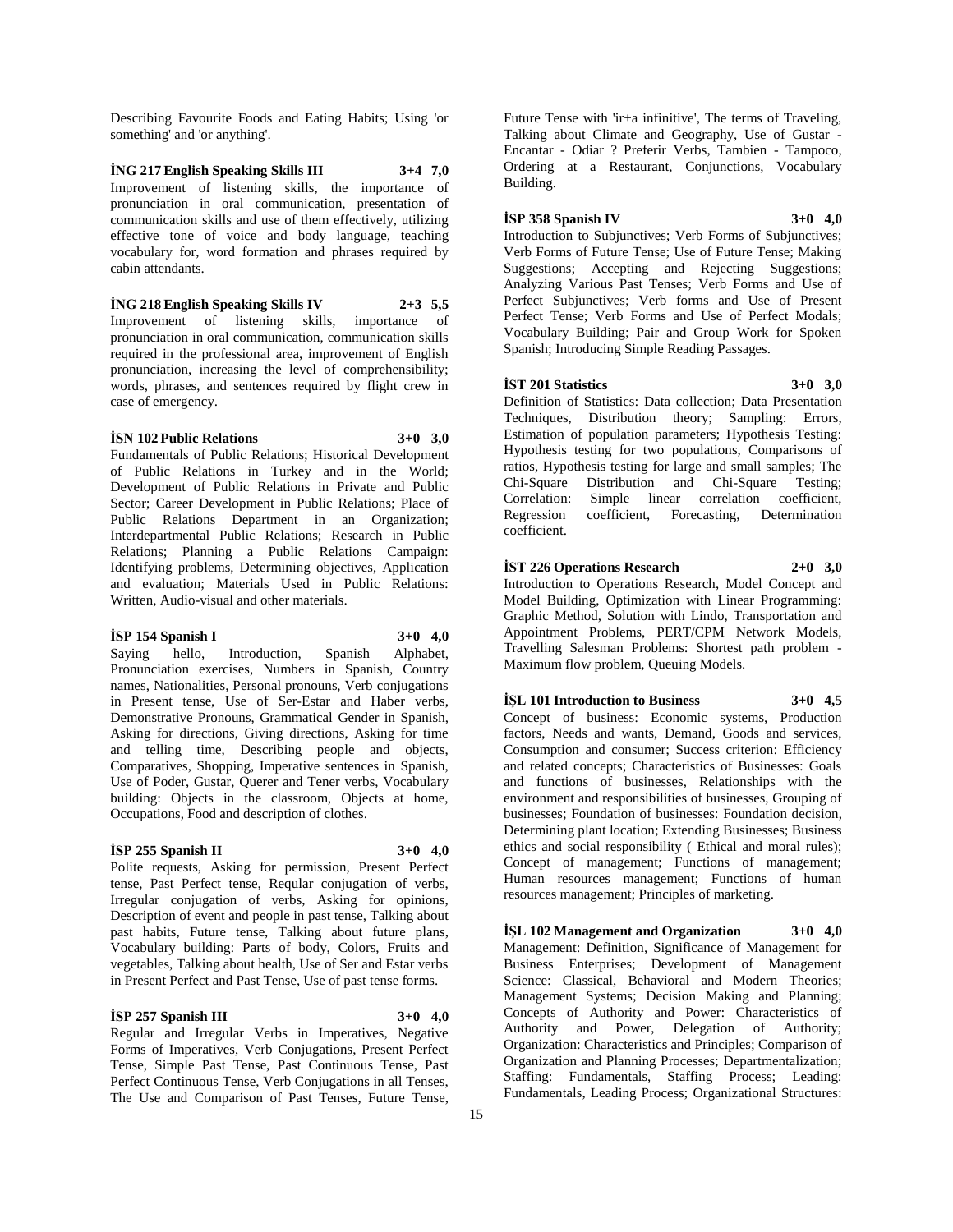Describing Favourite Foods and Eating Habits; Using 'or something' and 'or anything'.

**İNG 217 English Speaking Skills III 3+4 7,0**

Improvement of listening skills, the importance of pronunciation in oral communication, presentation of communication skills and use of them effectively, utilizing effective tone of voice and body language, teaching vocabulary for, word formation and phrases required by cabin attendants.

**İNG 218 English Speaking Skills IV 2+3 5,5**

Improvement of listening skills, importance of pronunciation in oral communication, communication skills required in the professional area, improvement of English pronunciation, increasing the level of comprehensibility; words, phrases, and sentences required by flight crew in case of emergency.

**İSN 102 Public Relations 3+0 3,0**

Fundamentals of Public Relations; Historical Development of Public Relations in Turkey and in the World; Development of Public Relations in Private and Public Sector; Career Development in Public Relations; Place of Public Relations Department in an Organization; Interdepartmental Public Relations; Research in Public Relations; Planning a Public Relations Campaign: Identifying problems, Determining objectives, Application and evaluation; Materials Used in Public Relations: Written, Audio-visual and other materials.

**İSP 154 Spanish I 3+0 4,0**

Saying hello, Introduction, Spanish Alphabet, Pronunciation exercises, Numbers in Spanish, Country names, Nationalities, Personal pronouns, Verb conjugations in Present tense, Use of Ser-Estar and Haber verbs, Demonstrative Pronouns, Grammatical Gender in Spanish, Asking for directions, Giving directions, Asking for time and telling time, Describing people and objects, Comparatives, Shopping, Imperative sentences in Spanish, Use of Poder, Gustar, Querer and Tener verbs, Vocabulary building: Objects in the classroom, Objects at home, Occupations, Food and description of clothes.

**İSP 255 Spanish II 3+0 4,0**

Polite requests, Asking for permission, Present Perfect tense, Past Perfect tense, Reqular conjugation of verbs, Irregular conjugation of verbs, Asking for opinions, Description of event and people in past tense, Talking about past habits, Future tense, Talking about future plans, Vocabulary building: Parts of body, Colors, Fruits and vegetables, Talking about health, Use of Ser and Estar verbs in Present Perfect and Past Tense, Use of past tense forms.

**İSP 257 Spanish III 3+0 4,0**

Regular and Irregular Verbs in Imperatives, Negative Forms of Imperatives, Verb Conjugations, Present Perfect Tense, Simple Past Tense, Past Continuous Tense, Past Perfect Continuous Tense, Verb Conjugations in all Tenses, The Use and Comparison of Past Tenses, Future Tense, Future Tense with 'ir+a infinitive', The terms of Traveling, Talking about Climate and Geography, Use of Gustar - Encantar - Odiar ? Preferir Verbs, Tambien - Tampoco, Ordering at a Restaurant, Conjunctions, Vocabulary Building.

**İSP 358 Spanish IV 3+0 4,0**

Introduction to Subjunctives; Verb Forms of Subjunctives; Verb Forms of Future Tense; Use of Future Tense; Making Suggestions; Accepting and Rejecting Suggestions; Analyzing Various Past Tenses; Verb Forms and Use of Perfect Subjunctives; Verb forms and Use of Present Perfect Tense; Verb Forms and Use of Perfect Modals; Vocabulary Building; Pair and Group Work for Spoken Spanish; Introducing Simple Reading Passages.

**İST 201 Statistics 3+0 3,0**

Definition of Statistics: Data collection; Data Presentation Techniques, Distribution theory; Sampling: Errors, Estimation of population parameters; Hypothesis Testing: Hypothesis testing for two populations, Comparisons of ratios, Hypothesis testing for large and small samples; The Chi-Square Distribution and Chi-Square Testing; Correlation: Simple linear correlation coefficient, Regression coefficient, Forecasting, Determination coefficient.

**İST 226 Operations Research 2+0 3,0**

Introduction to Operations Research, Model Concept and Model Building, Optimization with Linear Programming: Graphic Method, Solution with Lindo, Transportation and Appointment Problems, PERT/CPM Network Models, Travelling Salesman Problems: Shortest path problem - Maximum flow problem, Queuing Models.

**İŞL 101 Introduction to Business 3+0 4,5**

Concept of business: Economic systems, Production factors, Needs and wants, Demand, Goods and services, Consumption and consumer; Success criterion: Efficiency and related concepts; Characteristics of Businesses: Goals and functions of businesses, Relationships with the environment and responsibilities of businesses, Grouping of businesses; Foundation of businesses: Foundation decision, Determining plant location; Extending Businesses; Business ethics and social responsibility ( Ethical and moral rules); Concept of management; Functions of management; Human resources management; Functions of human resources management; Principles of marketing.

**İŞL 102 Management and Organization 3+0 4,0**

Management: Definition, Significance of Management for Business Enterprises; Development of Management Science: Classical, Behavioral and Modern Theories; Management Systems; Decision Making and Planning; Concepts of Authority and Power: Characteristics of Authority and Power, Delegation of Authority; Organization: Characteristics and Principles; Comparison of Organization and Planning Processes; Departmentalization; Staffing: Fundamentals, Staffing Process; Leading: Fundamentals, Leading Process; Organizational Structures: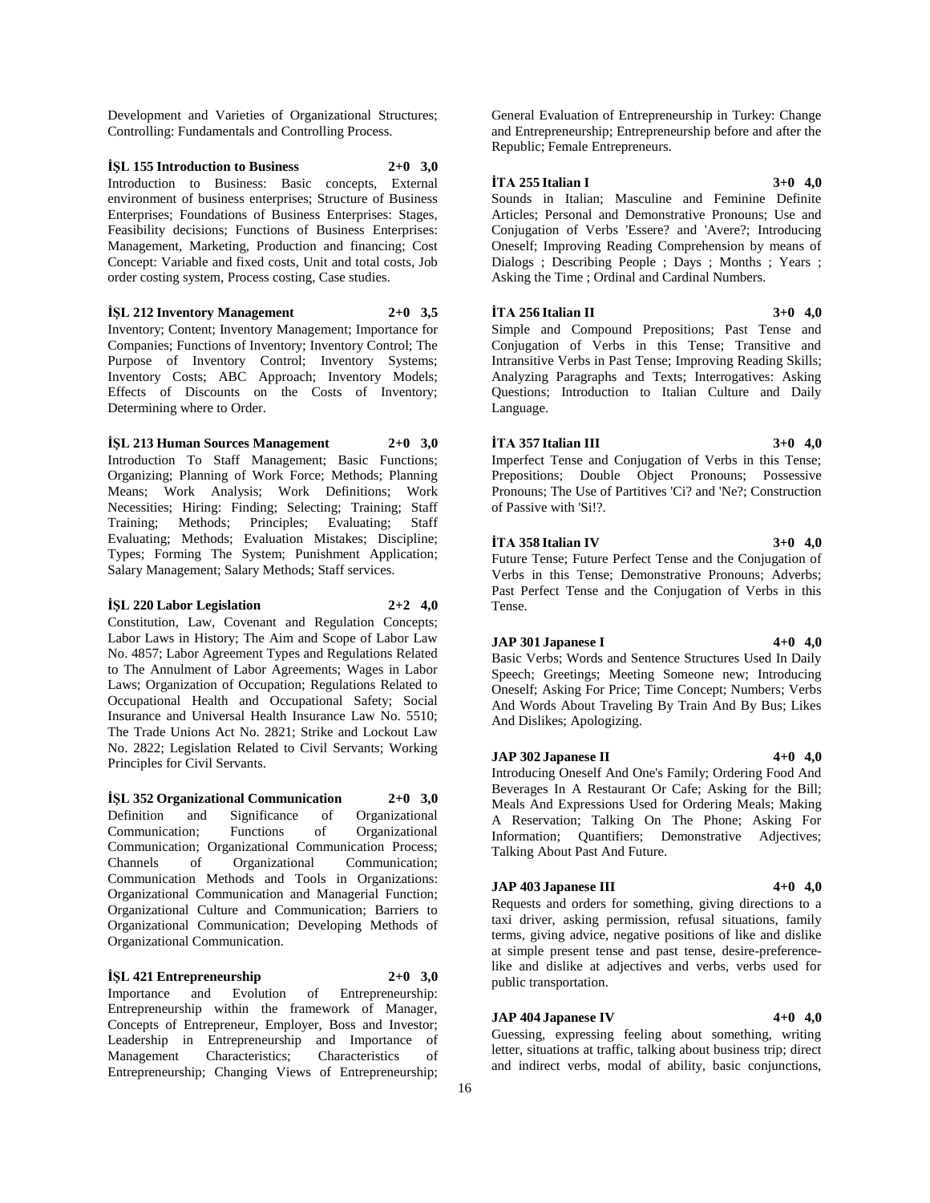Development and Varieties of Organizational Structures; Controlling: Fundamentals and Controlling Process.

**İŞL 155 Introduction to Business 2+0 3,0**
Introduction to Business: Basic concepts, External environment of business enterprises; Structure of Business Enterprises; Foundations of Business Enterprises: Stages, Feasibility decisions; Functions of Business Enterprises: Management, Marketing, Production and financing; Cost Concept: Variable and fixed costs, Unit and total costs, Job order costing system, Process costing, Case studies.

**İŞL 212 Inventory Management 2+0 3,5**
Inventory; Content; Inventory Management; Importance for Companies; Functions of Inventory; Inventory Control; The Purpose of Inventory Control; Inventory Systems; Inventory Costs; ABC Approach; Inventory Models; Effects of Discounts on the Costs of Inventory; Determining where to Order.

**İŞL 213 Human Sources Management 2+0 3,0**
Introduction To Staff Management; Basic Functions; Organizing; Planning of Work Force; Methods; Planning Means; Work Analysis; Work Definitions; Work Necessities; Hiring: Finding; Selecting; Training; Staff Training; Methods; Principles; Evaluating; Staff Evaluating; Methods; Evaluation Mistakes; Discipline; Types; Forming The System; Punishment Application; Salary Management; Salary Methods; Staff services.

**İŞL 220 Labor Legislation 2+2 4,0**
Constitution, Law, Covenant and Regulation Concepts; Labor Laws in History; The Aim and Scope of Labor Law No. 4857; Labor Agreement Types and Regulations Related to The Annulment of Labor Agreements; Wages in Labor Laws; Organization of Occupation; Regulations Related to Occupational Health and Occupational Safety; Social Insurance and Universal Health Insurance Law No. 5510; The Trade Unions Act No. 2821; Strike and Lockout Law No. 2822; Legislation Related to Civil Servants; Working Principles for Civil Servants.

**İŞL 352 Organizational Communication 2+0 3,0**
Definition and Significance of Organizational Communication; Functions of Organizational Communication; Organizational Communication Process; Channels of Organizational Communication; Communication Methods and Tools in Organizations: Organizational Communication and Managerial Function; Organizational Culture and Communication; Barriers to Organizational Communication; Developing Methods of Organizational Communication.

**İŞL 421 Entrepreneurship 2+0 3,0**
Importance and Evolution of Entrepreneurship: Entrepreneurship within the framework of Manager, Concepts of Entrepreneur, Employer, Boss and Investor; Leadership in Entrepreneurship and Importance of Management Characteristics; Characteristics of Entrepreneurship; Changing Views of Entrepreneurship; General Evaluation of Entrepreneurship in Turkey: Change and Entrepreneurship; Entrepreneurship before and after the Republic; Female Entrepreneurs.

**İTA 255 Italian I 3+0 4,0**
Sounds in Italian; Masculine and Feminine Definite Articles; Personal and Demonstrative Pronouns; Use and Conjugation of Verbs 'Essere? and 'Avere?; Introducing Oneself; Improving Reading Comprehension by means of Dialogs ; Describing People ; Days ; Months ; Years ; Asking the Time ; Ordinal and Cardinal Numbers.

**İTA 256 Italian II 3+0 4,0**
Simple and Compound Prepositions; Past Tense and Conjugation of Verbs in this Tense; Transitive and Intransitive Verbs in Past Tense; Improving Reading Skills; Analyzing Paragraphs and Texts; Interrogatives: Asking Questions; Introduction to Italian Culture and Daily Language.

**İTA 357 Italian III 3+0 4,0**
Imperfect Tense and Conjugation of Verbs in this Tense; Prepositions; Double Object Pronouns; Possessive Pronouns; The Use of Partitives 'Ci? and 'Ne?; Construction of Passive with 'Si!?.

**İTA 358 Italian IV 3+0 4,0**
Future Tense; Future Perfect Tense and the Conjugation of Verbs in this Tense; Demonstrative Pronouns; Adverbs; Past Perfect Tense and the Conjugation of Verbs in this Tense.

**JAP 301 Japanese I 4+0 4,0**
Basic Verbs; Words and Sentence Structures Used In Daily Speech; Greetings; Meeting Someone new; Introducing Oneself; Asking For Price; Time Concept; Numbers; Verbs And Words About Traveling By Train And By Bus; Likes And Dislikes; Apologizing.

**JAP 302 Japanese II 4+0 4,0**
Introducing Oneself And One's Family; Ordering Food And Beverages In A Restaurant Or Cafe; Asking for the Bill; Meals And Expressions Used for Ordering Meals; Making A Reservation; Talking On The Phone; Asking For Information; Quantifiers; Demonstrative Adjectives; Talking About Past And Future.

**JAP 403 Japanese III 4+0 4,0**
Requests and orders for something, giving directions to a taxi driver, asking permission, refusal situations, family terms, giving advice, negative positions of like and dislike at simple present tense and past tense, desire-preference-like and dislike at adjectives and verbs, verbs used for public transportation.

**JAP 404 Japanese IV 4+0 4,0**
Guessing, expressing feeling about something, writing letter, situations at traffic, talking about business trip; direct and indirect verbs, modal of ability, basic conjunctions,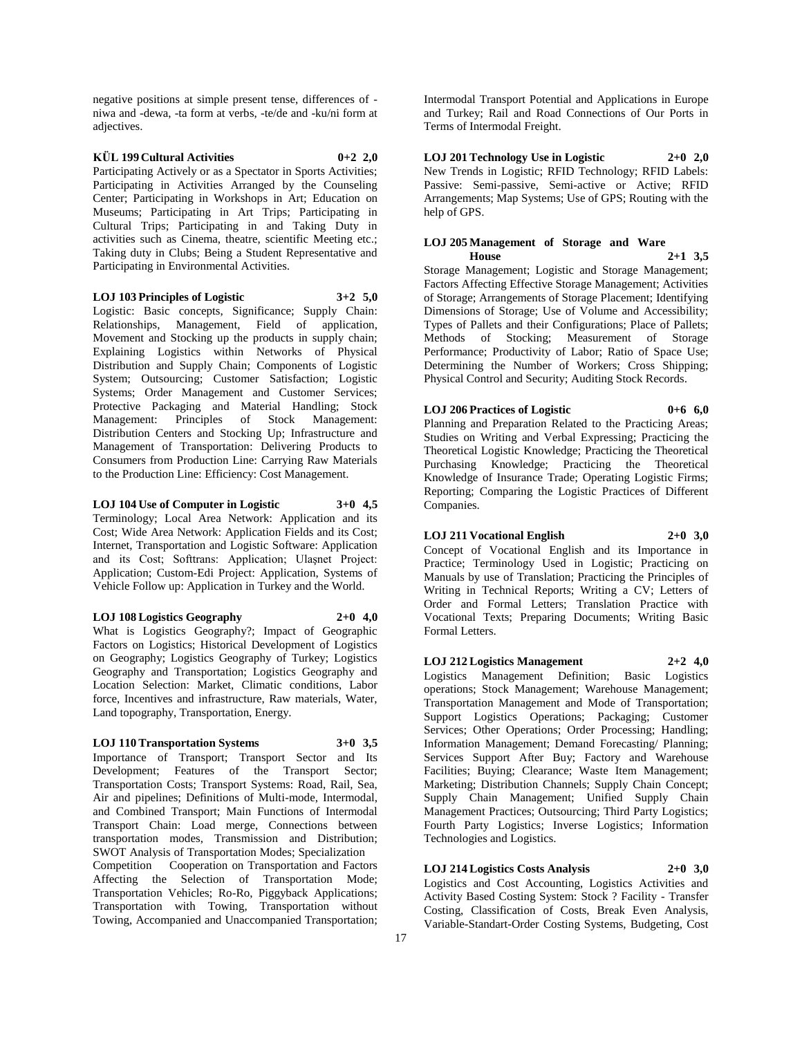negative positions at simple present tense, differences of -niwa and -dewa, -ta form at verbs, -te/de and -ku/ni form at adjectives.

**KÜL 199 Cultural Activities 0+2 2,0**

Participating Actively or as a Spectator in Sports Activities; Participating in Activities Arranged by the Counseling Center; Participating in Workshops in Art; Education on Museums; Participating in Art Trips; Participating in Cultural Trips; Participating in and Taking Duty in activities such as Cinema, theatre, scientific Meeting etc.; Taking duty in Clubs; Being a Student Representative and Participating in Environmental Activities.

**LOJ 103 Principles of Logistic 3+2 5,0**

Logistic: Basic concepts, Significance; Supply Chain: Relationships, Management, Field of application, Movement and Stocking up the products in supply chain; Explaining Logistics within Networks of Physical Distribution and Supply Chain; Components of Logistic System; Outsourcing; Customer Satisfaction; Logistic Systems; Order Management and Customer Services; Protective Packaging and Material Handling; Stock Management: Principles of Stock Management: Distribution Centers and Stocking Up; Infrastructure and Management of Transportation: Delivering Products to Consumers from Production Line: Carrying Raw Materials to the Production Line: Efficiency: Cost Management.

**LOJ 104 Use of Computer in Logistic 3+0 4,5**

Terminology; Local Area Network: Application and its Cost; Wide Area Network: Application Fields and its Cost; Internet, Transportation and Logistic Software: Application and its Cost; Softtrans: Application; Ulaşnet Project: Application; Custom-Edi Project: Application, Systems of Vehicle Follow up: Application in Turkey and the World.

**LOJ 108 Logistics Geography 2+0 4,0**

What is Logistics Geography?; Impact of Geographic Factors on Logistics; Historical Development of Logistics on Geography; Logistics Geography of Turkey; Logistics Geography and Transportation; Logistics Geography and Location Selection: Market, Climatic conditions, Labor force, Incentives and infrastructure, Raw materials, Water, Land topography, Transportation, Energy.

**LOJ 110 Transportation Systems 3+0 3,5**

Importance of Transport; Transport Sector and Its Development; Features of the Transport Sector; Transportation Costs; Transport Systems: Road, Rail, Sea, Air and pipelines; Definitions of Multi-mode, Intermodal, and Combined Transport; Main Functions of Intermodal Transport Chain: Load merge, Connections between transportation modes, Transmission and Distribution; SWOT Analysis of Transportation Modes; Specialization Competition Cooperation on Transportation and Factors Affecting the Selection of Transportation Mode; Transportation Vehicles; Ro-Ro, Piggyback Applications; Transportation with Towing, Transportation without Towing, Accompanied and Unaccompanied Transportation; Intermodal Transport Potential and Applications in Europe and Turkey; Rail and Road Connections of Our Ports in Terms of Intermodal Freight.

**LOJ 201 Technology Use in Logistic 2+0 2,0**

New Trends in Logistic; RFID Technology; RFID Labels: Passive: Semi-passive, Semi-active or Active; RFID Arrangements; Map Systems; Use of GPS; Routing with the help of GPS.

**LOJ 205 Management of Storage and Ware House 2+1 3,5**

Storage Management; Logistic and Storage Management; Factors Affecting Effective Storage Management; Activities of Storage; Arrangements of Storage Placement; Identifying Dimensions of Storage; Use of Volume and Accessibility; Types of Pallets and their Configurations; Place of Pallets; Methods of Stocking; Measurement of Storage Performance; Productivity of Labor; Ratio of Space Use; Determining the Number of Workers; Cross Shipping; Physical Control and Security; Auditing Stock Records.

**LOJ 206 Practices of Logistic 0+6 6,0**

Planning and Preparation Related to the Practicing Areas; Studies on Writing and Verbal Expressing; Practicing the Theoretical Logistic Knowledge; Practicing the Theoretical Purchasing Knowledge; Practicing the Theoretical Knowledge of Insurance Trade; Operating Logistic Firms; Reporting; Comparing the Logistic Practices of Different Companies.

**LOJ 211 Vocational English 2+0 3,0**

Concept of Vocational English and its Importance in Practice; Terminology Used in Logistic; Practicing on Manuals by use of Translation; Practicing the Principles of Writing in Technical Reports; Writing a CV; Letters of Order and Formal Letters; Translation Practice with Vocational Texts; Preparing Documents; Writing Basic Formal Letters.

**LOJ 212 Logistics Management 2+2 4,0**

Logistics Management Definition; Basic Logistics operations; Stock Management; Warehouse Management; Transportation Management and Mode of Transportation; Support Logistics Operations; Packaging; Customer Services; Other Operations; Order Processing; Handling; Information Management; Demand Forecasting/ Planning; Services Support After Buy; Factory and Warehouse Facilities; Buying; Clearance; Waste Item Management; Marketing; Distribution Channels; Supply Chain Concept; Supply Chain Management; Unified Supply Chain Management Practices; Outsourcing; Third Party Logistics; Fourth Party Logistics; Inverse Logistics; Information Technologies and Logistics.

**LOJ 214 Logistics Costs Analysis 2+0 3,0**

Logistics and Cost Accounting, Logistics Activities and Activity Based Costing System: Stock ? Facility - Transfer Costing, Classification of Costs, Break Even Analysis, Variable-Standart-Order Costing Systems, Budgeting, Cost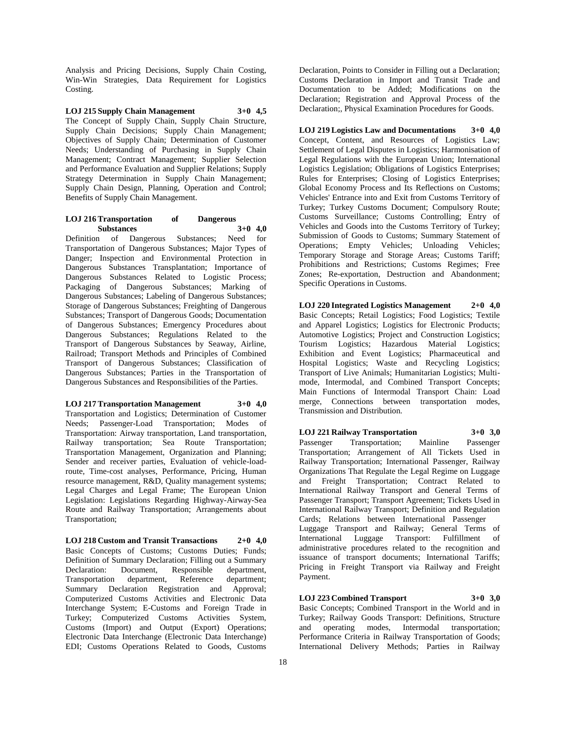Analysis and Pricing Decisions, Supply Chain Costing, Win-Win Strategies, Data Requirement for Logistics Costing.

**LOJ 215 Supply Chain Management 3+0 4,5**

The Concept of Supply Chain, Supply Chain Structure, Supply Chain Decisions; Supply Chain Management; Objectives of Supply Chain; Determination of Customer Needs; Understanding of Purchasing in Supply Chain Management; Contract Management; Supplier Selection and Performance Evaluation and Supplier Relations; Supply Strategy Determination in Supply Chain Management; Supply Chain Design, Planning, Operation and Control; Benefits of Supply Chain Management.

**LOJ 216 Transportation of Dangerous Substances 3+0 4,0**

Definition of Dangerous Substances; Need for Transportation of Dangerous Substances; Major Types of Danger; Inspection and Environmental Protection in Dangerous Substances Transplantation; Importance of Dangerous Substances Related to Logistic Process; Packaging of Dangerous Substances; Marking of Dangerous Substances; Labeling of Dangerous Substances; Storage of Dangerous Substances; Freighting of Dangerous Substances; Transport of Dangerous Goods; Documentation of Dangerous Substances; Emergency Procedures about Dangerous Substances; Regulations Related to the Transport of Dangerous Substances by Seaway, Airline, Railroad; Transport Methods and Principles of Combined Transport of Dangerous Substances; Classification of Dangerous Substances; Parties in the Transportation of Dangerous Substances and Responsibilities of the Parties.

**LOJ 217 Transportation Management 3+0 4,0**

Transportation and Logistics; Determination of Customer Needs; Passenger-Load Transportation; Modes of Transportation: Airway transportation, Land transportation, Railway transportation; Sea Route Transportation; Transportation Management, Organization and Planning; Sender and receiver parties, Evaluation of vehicle-load-route, Time-cost analyses, Performance, Pricing, Human resource management, R&D, Quality management systems; Legal Charges and Legal Frame; The European Union Legislation: Legislations Regarding Highway-Airway-Sea Route and Railway Transportation; Arrangements about Transportation;

**LOJ 218 Custom and Transit Transactions 2+0 4,0**

Basic Concepts of Customs; Customs Duties; Funds; Definition of Summary Declaration; Filling out a Summary Declaration: Document, Responsible department, Transportation department, Reference department; Summary Declaration Registration and Approval; Computerized Customs Activities and Electronic Data Interchange System; E-Customs and Foreign Trade in Turkey; Computerized Customs Activities System, Customs (Import) and Output (Export) Operations; Electronic Data Interchange (Electronic Data Interchange) EDI; Customs Operations Related to Goods, Customs Declaration, Points to Consider in Filling out a Declaration; Customs Declaration in Import and Transit Trade and Documentation to be Added; Modifications on the Declaration; Registration and Approval Process of the Declaration;, Physical Examination Procedures for Goods.

**LOJ 219 Logistics Law and Documentations 3+0 4,0**

Concept, Content, and Resources of Logistics Law; Settlement of Legal Disputes in Logistics; Harmonisation of Legal Regulations with the European Union; International Logistics Legislation; Obligations of Logistics Enterprises; Rules for Enterprises; Closing of Logistics Enterprises; Global Economy Process and Its Reflections on Customs; Vehicles' Entrance into and Exit from Customs Territory of Turkey; Turkey Customs Document; Compulsory Route; Customs Surveillance; Customs Controlling; Entry of Vehicles and Goods into the Customs Territory of Turkey; Submission of Goods to Customs; Summary Statement of Operations; Empty Vehicles; Unloading Vehicles; Temporary Storage and Storage Areas; Customs Tariff; Prohibitions and Restrictions; Customs Regimes; Free Zones; Re-exportation, Destruction and Abandonment; Specific Operations in Customs.

**LOJ 220 Integrated Logistics Management 2+0 4,0**

Basic Concepts; Retail Logistics; Food Logistics; Textile and Apparel Logistics; Logistics for Electronic Products; Automotive Logistics; Project and Construction Logistics; Tourism Logistics; Hazardous Material Logistics; Exhibition and Event Logistics; Pharmaceutical and Hospital Logistics; Waste and Recycling Logistics; Transport of Live Animals; Humanitarian Logistics; Multi-mode, Intermodal, and Combined Transport Concepts; Main Functions of Intermodal Transport Chain: Load merge, Connections between transportation modes, Transmission and Distribution.

**LOJ 221 Railway Transportation 3+0 3,0**

Passenger Transportation; Mainline Passenger Transportation; Arrangement of All Tickets Used in Railway Transportation; International Passenger, Railway Organizations That Regulate the Legal Regime on Luggage and Freight Transportation; Contract Related to International Railway Transport and General Terms of Passenger Transport; Transport Agreement; Tickets Used in International Railway Transport; Definition and Regulation Cards; Relations between International Passenger Luggage Transport and Railway; General Terms of International Luggage Transport: Fulfillment of administrative procedures related to the recognition and issuance of transport documents; International Tariffs; Pricing in Freight Transport via Railway and Freight Payment.

**LOJ 223 Combined Transport 3+0 3,0**

Basic Concepts; Combined Transport in the World and in Turkey; Railway Goods Transport: Definitions, Structure and operating modes, Intermodal transportation; Performance Criteria in Railway Transportation of Goods; International Delivery Methods; Parties in Railway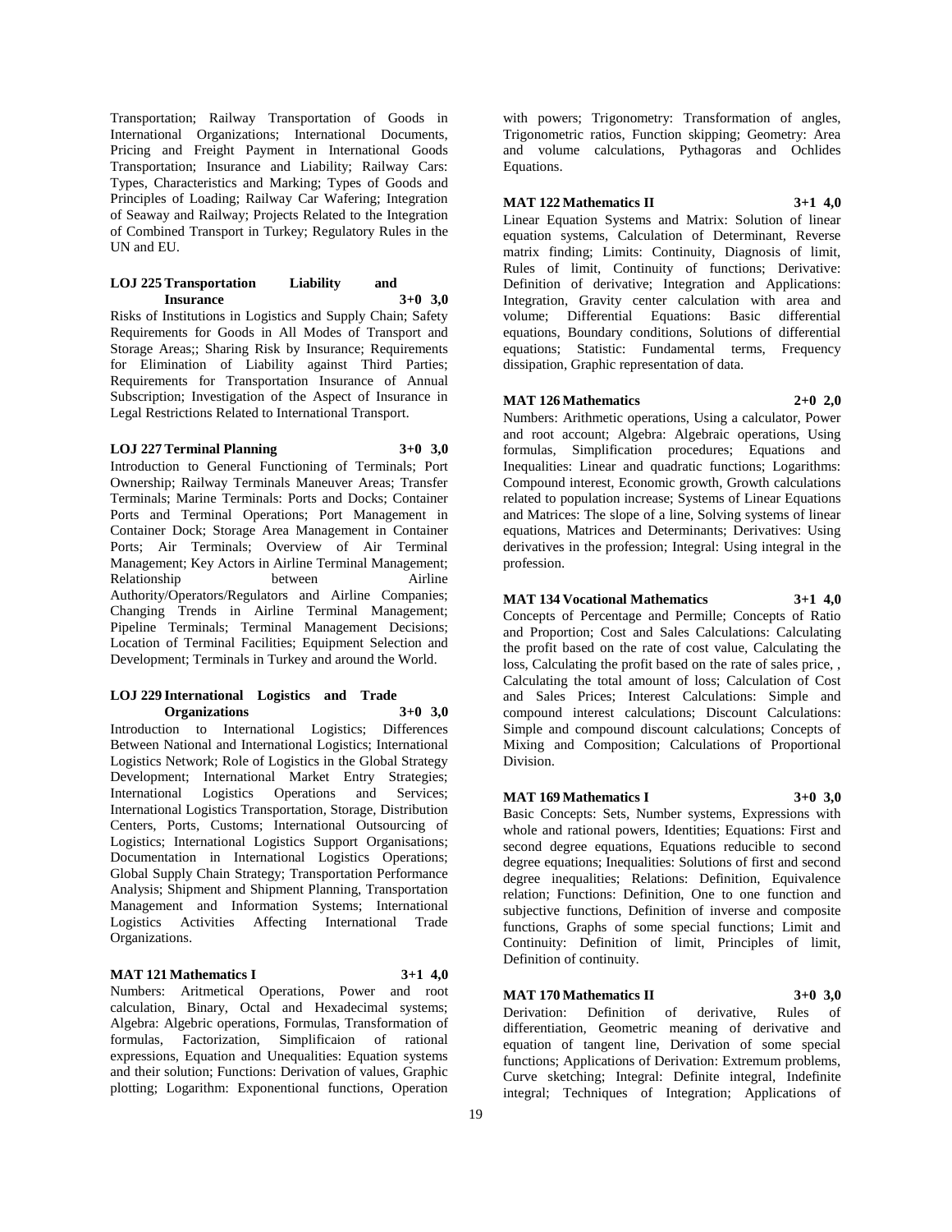Transportation; Railway Transportation of Goods in International Organizations; International Documents, Pricing and Freight Payment in International Goods Transportation; Insurance and Liability; Railway Cars: Types, Characteristics and Marking; Types of Goods and Principles of Loading; Railway Car Wafering; Integration of Seaway and Railway; Projects Related to the Integration of Combined Transport in Turkey; Regulatory Rules in the UN and EU.

**LOJ 225 Transportation Liability and Insurance 3+0 3,0**

Risks of Institutions in Logistics and Supply Chain; Safety Requirements for Goods in All Modes of Transport and Storage Areas;; Sharing Risk by Insurance; Requirements for Elimination of Liability against Third Parties; Requirements for Transportation Insurance of Annual Subscription; Investigation of the Aspect of Insurance in Legal Restrictions Related to International Transport.

**LOJ 227 Terminal Planning 3+0 3,0**

Introduction to General Functioning of Terminals; Port Ownership; Railway Terminals Maneuver Areas; Transfer Terminals; Marine Terminals: Ports and Docks; Container Ports and Terminal Operations; Port Management in Container Dock; Storage Area Management in Container Ports; Air Terminals; Overview of Air Terminal Management; Key Actors in Airline Terminal Management; Relationship between Airline Authority/Operators/Regulators and Airline Companies; Changing Trends in Airline Terminal Management; Pipeline Terminals; Terminal Management Decisions; Location of Terminal Facilities; Equipment Selection and Development; Terminals in Turkey and around the World.

**LOJ 229 International Logistics and Trade Organizations 3+0 3,0**

Introduction to International Logistics; Differences Between National and International Logistics; International Logistics Network; Role of Logistics in the Global Strategy Development; International Market Entry Strategies; International Logistics Operations and Services; International Logistics Transportation, Storage, Distribution Centers, Ports, Customs; International Outsourcing of Logistics; International Logistics Support Organisations; Documentation in International Logistics Operations; Global Supply Chain Strategy; Transportation Performance Analysis; Shipment and Shipment Planning, Transportation Management and Information Systems; International Logistics Activities Affecting International Trade Organizations.

**MAT 121 Mathematics I 3+1 4,0**

Numbers: Aritmetical Operations, Power and root calculation, Binary, Octal and Hexadecimal systems; Algebra: Algebric operations, Formulas, Transformation of formulas, Factorization, Simplificaion of rational expressions, Equation and Unequalities: Equation systems and their solution; Functions: Derivation of values, Graphic plotting; Logarithm: Exponentional functions, Operation with powers; Trigonometry: Transformation of angles, Trigonometric ratios, Function skipping; Geometry: Area and volume calculations, Pythagoras and Ochlides Equations.

**MAT 122 Mathematics II 3+1 4,0**

Linear Equation Systems and Matrix: Solution of linear equation systems, Calculation of Determinant, Reverse matrix finding; Limits: Continuity, Diagnosis of limit, Rules of limit, Continuity of functions; Derivative: Definition of derivative; Integration and Applications: Integration, Gravity center calculation with area and volume; Differential Equations: Basic differential equations, Boundary conditions, Solutions of differential equations; Statistic: Fundamental terms, Frequency dissipation, Graphic representation of data.

**MAT 126 Mathematics 2+0 2,0**

Numbers: Arithmetic operations, Using a calculator, Power and root account; Algebra: Algebraic operations, Using formulas, Simplification procedures; Equations and Inequalities: Linear and quadratic functions; Logarithms: Compound interest, Economic growth, Growth calculations related to population increase; Systems of Linear Equations and Matrices: The slope of a line, Solving systems of linear equations, Matrices and Determinants; Derivatives: Using derivatives in the profession; Integral: Using integral in the profession.

**MAT 134 Vocational Mathematics 3+1 4,0**

Concepts of Percentage and Permille; Concepts of Ratio and Proportion; Cost and Sales Calculations: Calculating the profit based on the rate of cost value, Calculating the loss, Calculating the profit based on the rate of sales price, , Calculating the total amount of loss; Calculation of Cost and Sales Prices; Interest Calculations: Simple and compound interest calculations; Discount Calculations: Simple and compound discount calculations; Concepts of Mixing and Composition; Calculations of Proportional Division.

**MAT 169 Mathematics I 3+0 3,0**

Basic Concepts: Sets, Number systems, Expressions with whole and rational powers, Identities; Equations: First and second degree equations, Equations reducible to second degree equations; Inequalities: Solutions of first and second degree inequalities; Relations: Definition, Equivalence relation; Functions: Definition, One to one function and subjective functions, Definition of inverse and composite functions, Graphs of some special functions; Limit and Continuity: Definition of limit, Principles of limit, Definition of continuity.

**MAT 170 Mathematics II 3+0 3,0**

Derivation: Definition of derivative, Rules of differentiation, Geometric meaning of derivative and equation of tangent line, Derivation of some special functions; Applications of Derivation: Extremum problems, Curve sketching; Integral: Definite integral, Indefinite integral; Techniques of Integration; Applications of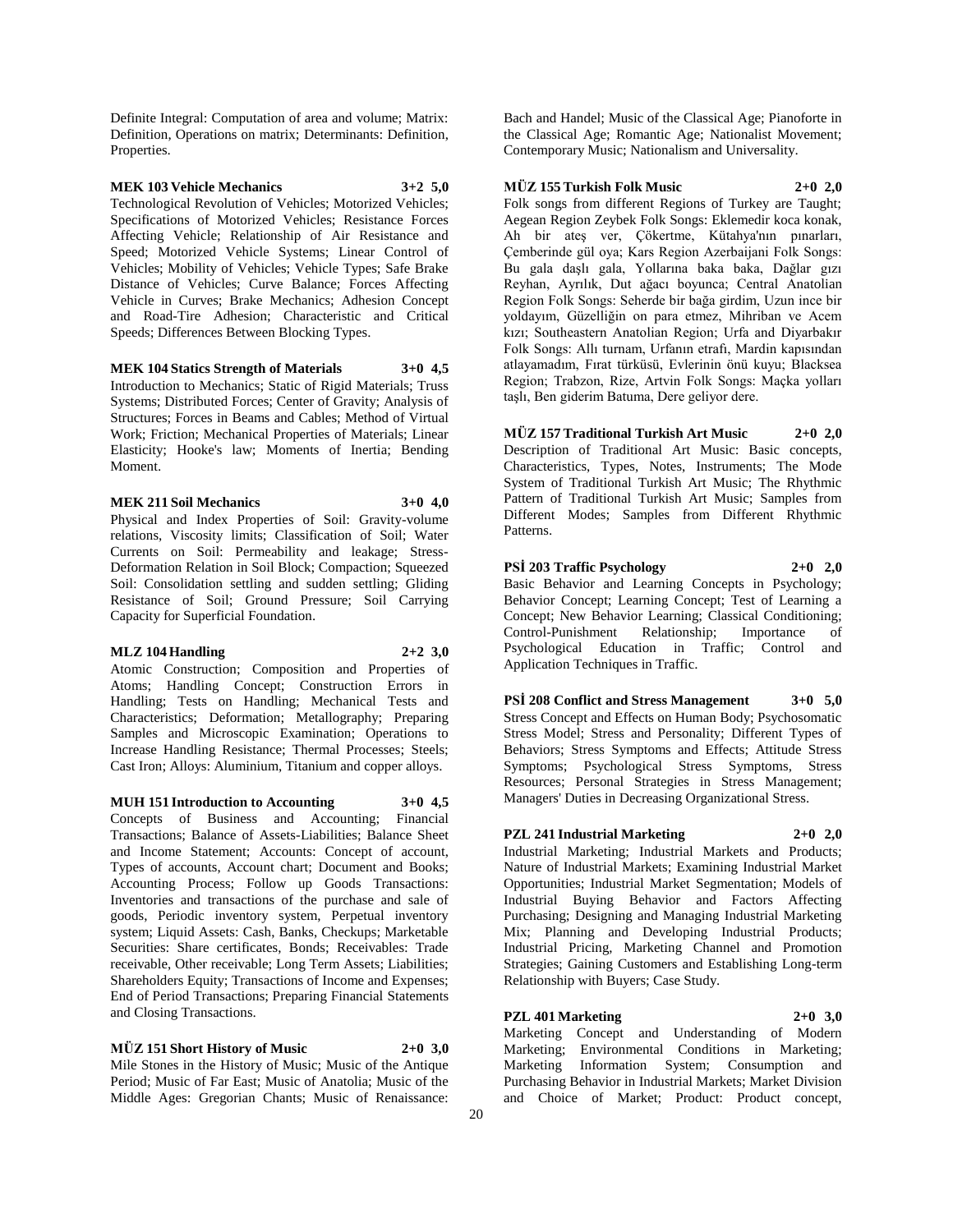Definite Integral: Computation of area and volume; Matrix: Definition, Operations on matrix; Determinants: Definition, Properties.

**MEK 103 Vehicle Mechanics 3+2 5,0**

Technological Revolution of Vehicles; Motorized Vehicles; Specifications of Motorized Vehicles; Resistance Forces Affecting Vehicle; Relationship of Air Resistance and Speed; Motorized Vehicle Systems; Linear Control of Vehicles; Mobility of Vehicles; Vehicle Types; Safe Brake Distance of Vehicles; Curve Balance; Forces Affecting Vehicle in Curves; Brake Mechanics; Adhesion Concept and Road-Tire Adhesion; Characteristic and Critical Speeds; Differences Between Blocking Types.

**MEK 104 Statics Strength of Materials 3+0 4,5**

Introduction to Mechanics; Static of Rigid Materials; Truss Systems; Distributed Forces; Center of Gravity; Analysis of Structures; Forces in Beams and Cables; Method of Virtual Work; Friction; Mechanical Properties of Materials; Linear Elasticity; Hooke's law; Moments of Inertia; Bending Moment.

**MEK 211 Soil Mechanics 3+0 4,0**

Physical and Index Properties of Soil: Gravity-volume relations, Viscosity limits; Classification of Soil; Water Currents on Soil: Permeability and leakage; Stress-Deformation Relation in Soil Block; Compaction; Squeezed Soil: Consolidation settling and sudden settling; Gliding Resistance of Soil; Ground Pressure; Soil Carrying Capacity for Superficial Foundation.

**MLZ 104 Handling 2+2 3,0**

Atomic Construction; Composition and Properties of Atoms; Handling Concept; Construction Errors in Handling; Tests on Handling; Mechanical Tests and Characteristics; Deformation; Metallography; Preparing Samples and Microscopic Examination; Operations to Increase Handling Resistance; Thermal Processes; Steels; Cast Iron; Alloys: Aluminium, Titanium and copper alloys.

**MUH 151 Introduction to Accounting 3+0 4,5**

Concepts of Business and Accounting; Financial Transactions; Balance of Assets-Liabilities; Balance Sheet and Income Statement; Accounts: Concept of account, Types of accounts, Account chart; Document and Books; Accounting Process; Follow up Goods Transactions: Inventories and transactions of the purchase and sale of goods, Periodic inventory system, Perpetual inventory system; Liquid Assets: Cash, Banks, Checkups; Marketable Securities: Share certificates, Bonds; Receivables: Trade receivable, Other receivable; Long Term Assets; Liabilities; Shareholders Equity; Transactions of Income and Expenses; End of Period Transactions; Preparing Financial Statements and Closing Transactions.

**MÜZ 151 Short History of Music 2+0 3,0**

Mile Stones in the History of Music; Music of the Antique Period; Music of Far East; Music of Anatolia; Music of the Middle Ages: Gregorian Chants; Music of Renaissance: Bach and Handel; Music of the Classical Age; Pianoforte in the Classical Age; Romantic Age; Nationalist Movement; Contemporary Music; Nationalism and Universality.

**MÜZ 155 Turkish Folk Music 2+0 2,0**

Folk songs from different Regions of Turkey are Taught; Aegean Region Zeybek Folk Songs: Eklemedir koca konak, Ah bir ateş ver, Çökertme, Kütahya'nın pınarları, Çemberinde gül oya; Kars Region Azerbaijani Folk Songs: Bu gala daşlı gala, Yollarına baka baka, Dağlar gızı Reyhan, Ayrılık, Dut ağacı boyunca; Central Anatolian Region Folk Songs: Seherde bir bağa girdim, Uzun ince bir yoldayım, Güzelliğin on para etmez, Mihriban ve Acem kızı; Southeastern Anatolian Region; Urfa and Diyarbakır Folk Songs: Allı turnam, Urfanın etrafı, Mardin kapısından atlayamadım, Fırat türküsü, Evlerinin önü kuyu; Blacksea Region; Trabzon, Rize, Artvin Folk Songs: Maçka yolları taşlı, Ben giderim Batuma, Dere geliyor dere.

**MÜZ 157 Traditional Turkish Art Music 2+0 2,0**

Description of Traditional Art Music: Basic concepts, Characteristics, Types, Notes, Instruments; The Mode System of Traditional Turkish Art Music; The Rhythmic Pattern of Traditional Turkish Art Music; Samples from Different Modes; Samples from Different Rhythmic Patterns.

**PSİ 203 Traffic Psychology 2+0 2,0**

Basic Behavior and Learning Concepts in Psychology; Behavior Concept; Learning Concept; Test of Learning a Concept; New Behavior Learning; Classical Conditioning; Control-Punishment Relationship; Importance of Psychological Education in Traffic; Control and Application Techniques in Traffic.

**PSİ 208 Conflict and Stress Management 3+0 5,0**

Stress Concept and Effects on Human Body; Psychosomatic Stress Model; Stress and Personality; Different Types of Behaviors; Stress Symptoms and Effects; Attitude Stress Symptoms; Psychological Stress Symptoms, Stress Resources; Personal Strategies in Stress Management; Managers' Duties in Decreasing Organizational Stress.

**PZL 241 Industrial Marketing 2+0 2,0**

Industrial Marketing; Industrial Markets and Products; Nature of Industrial Markets; Examining Industrial Market Opportunities; Industrial Market Segmentation; Models of Industrial Buying Behavior and Factors Affecting Purchasing; Designing and Managing Industrial Marketing Mix; Planning and Developing Industrial Products; Industrial Pricing, Marketing Channel and Promotion Strategies; Gaining Customers and Establishing Long-term Relationship with Buyers; Case Study.

**PZL 401 Marketing 2+0 3,0**

Marketing Concept and Understanding of Modern Marketing; Environmental Conditions in Marketing; Marketing Information System; Consumption and Purchasing Behavior in Industrial Markets; Market Division and Choice of Market; Product: Product concept,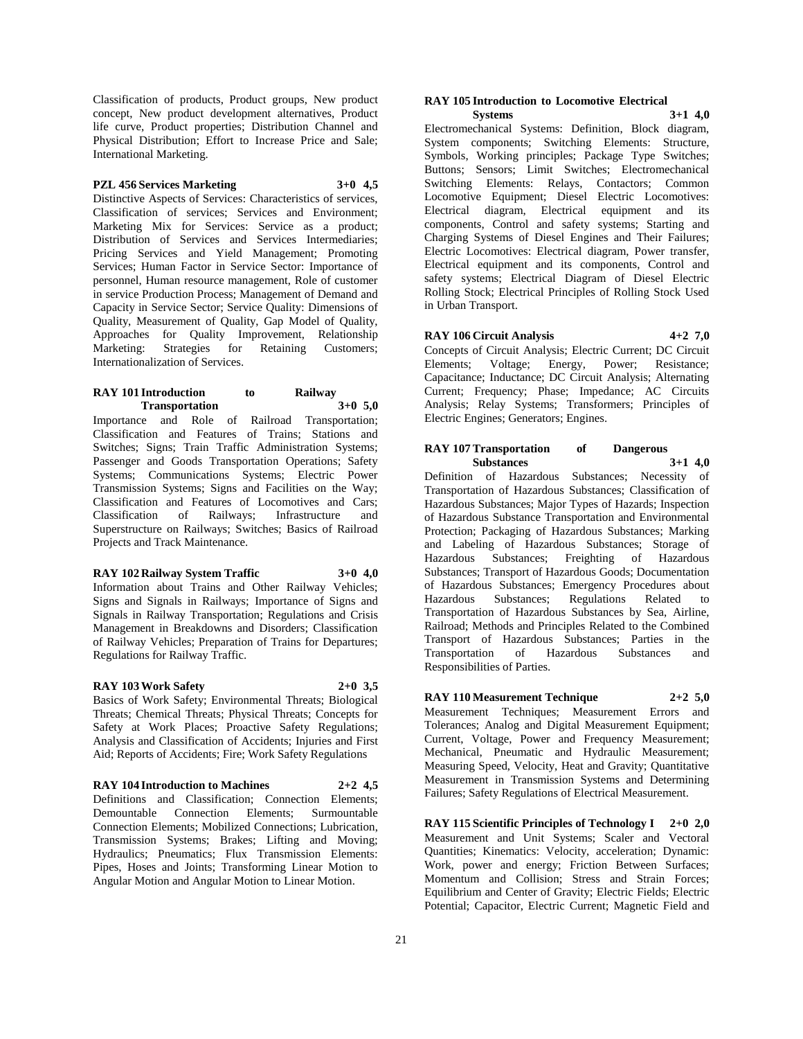Classification of products, Product groups, New product concept, New product development alternatives, Product life curve, Product properties; Distribution Channel and Physical Distribution; Effort to Increase Price and Sale; International Marketing.

**PZL 456 Services Marketing 3+0 4,5**

Distinctive Aspects of Services: Characteristics of services, Classification of services; Services and Environment; Marketing Mix for Services: Service as a product; Distribution of Services and Services Intermediaries; Pricing Services and Yield Management; Promoting Services; Human Factor in Service Sector: Importance of personnel, Human resource management, Role of customer in service Production Process; Management of Demand and Capacity in Service Sector; Service Quality: Dimensions of Quality, Measurement of Quality, Gap Model of Quality, Approaches for Quality Improvement, Relationship Marketing: Strategies for Retaining Customers; Internationalization of Services.

**RAY 101 Introduction to Railway Transportation 3+0 5,0**

Importance and Role of Railroad Transportation; Classification and Features of Trains; Stations and Switches; Signs; Train Traffic Administration Systems; Passenger and Goods Transportation Operations; Safety Systems; Communications Systems; Electric Power Transmission Systems; Signs and Facilities on the Way; Classification and Features of Locomotives and Cars; Classification of Railways; Infrastructure and Superstructure on Railways; Switches; Basics of Railroad Projects and Track Maintenance.

**RAY 102 Railway System Traffic 3+0 4,0**

Information about Trains and Other Railway Vehicles; Signs and Signals in Railways; Importance of Signs and Signals in Railway Transportation; Regulations and Crisis Management in Breakdowns and Disorders; Classification of Railway Vehicles; Preparation of Trains for Departures; Regulations for Railway Traffic.

**RAY 103 Work Safety 2+0 3,5**

Basics of Work Safety; Environmental Threats; Biological Threats; Chemical Threats; Physical Threats; Concepts for Safety at Work Places; Proactive Safety Regulations; Analysis and Classification of Accidents; Injuries and First Aid; Reports of Accidents; Fire; Work Safety Regulations

**RAY 104 Introduction to Machines 2+2 4,5**

Definitions and Classification; Connection Elements; Demountable Connection Elements; Surmountable Connection Elements; Mobilized Connections; Lubrication, Transmission Systems; Brakes; Lifting and Moving; Hydraulics; Pneumatics; Flux Transmission Elements: Pipes, Hoses and Joints; Transforming Linear Motion to Angular Motion and Angular Motion to Linear Motion.

**RAY 105 Introduction to Locomotive Electrical Systems 3+1 4,0**

Electromechanical Systems: Definition, Block diagram, System components; Switching Elements: Structure, Symbols, Working principles; Package Type Switches; Buttons; Sensors; Limit Switches; Electromechanical Switching Elements: Relays, Contactors; Common Locomotive Equipment; Diesel Electric Locomotives: Electrical diagram, Electrical equipment and its components, Control and safety systems; Starting and Charging Systems of Diesel Engines and Their Failures; Electric Locomotives: Electrical diagram, Power transfer, Electrical equipment and its components, Control and safety systems; Electrical Diagram of Diesel Electric Rolling Stock; Electrical Principles of Rolling Stock Used in Urban Transport.

**RAY 106 Circuit Analysis 4+2 7,0**

Concepts of Circuit Analysis; Electric Current; DC Circuit Elements; Voltage; Energy, Power; Resistance; Capacitance; Inductance; DC Circuit Analysis; Alternating Current; Frequency; Phase; Impedance; AC Circuits Analysis; Relay Systems; Transformers; Principles of Electric Engines; Generators; Engines.

**RAY 107 Transportation of Dangerous Substances 3+1 4,0**

Definition of Hazardous Substances; Necessity of Transportation of Hazardous Substances; Classification of Hazardous Substances; Major Types of Hazards; Inspection of Hazardous Substance Transportation and Environmental Protection; Packaging of Hazardous Substances; Marking and Labeling of Hazardous Substances; Storage of Hazardous Substances; Freighting of Hazardous Substances; Transport of Hazardous Goods; Documentation of Hazardous Substances; Emergency Procedures about Hazardous Substances; Regulations Related to Transportation of Hazardous Substances by Sea, Airline, Railroad; Methods and Principles Related to the Combined Transport of Hazardous Substances; Parties in the Transportation of Hazardous Substances and Responsibilities of Parties.

**RAY 110 Measurement Technique 2+2 5,0**

Measurement Techniques; Measurement Errors and Tolerances; Analog and Digital Measurement Equipment; Current, Voltage, Power and Frequency Measurement; Mechanical, Pneumatic and Hydraulic Measurement; Measuring Speed, Velocity, Heat and Gravity; Quantitative Measurement in Transmission Systems and Determining Failures; Safety Regulations of Electrical Measurement.

**RAY 115 Scientific Principles of Technology I 2+0 2,0**

Measurement and Unit Systems; Scaler and Vectoral Quantities; Kinematics: Velocity, acceleration; Dynamic: Work, power and energy; Friction Between Surfaces; Momentum and Collision; Stress and Strain Forces; Equilibrium and Center of Gravity; Electric Fields; Electric Potential; Capacitor, Electric Current; Magnetic Field and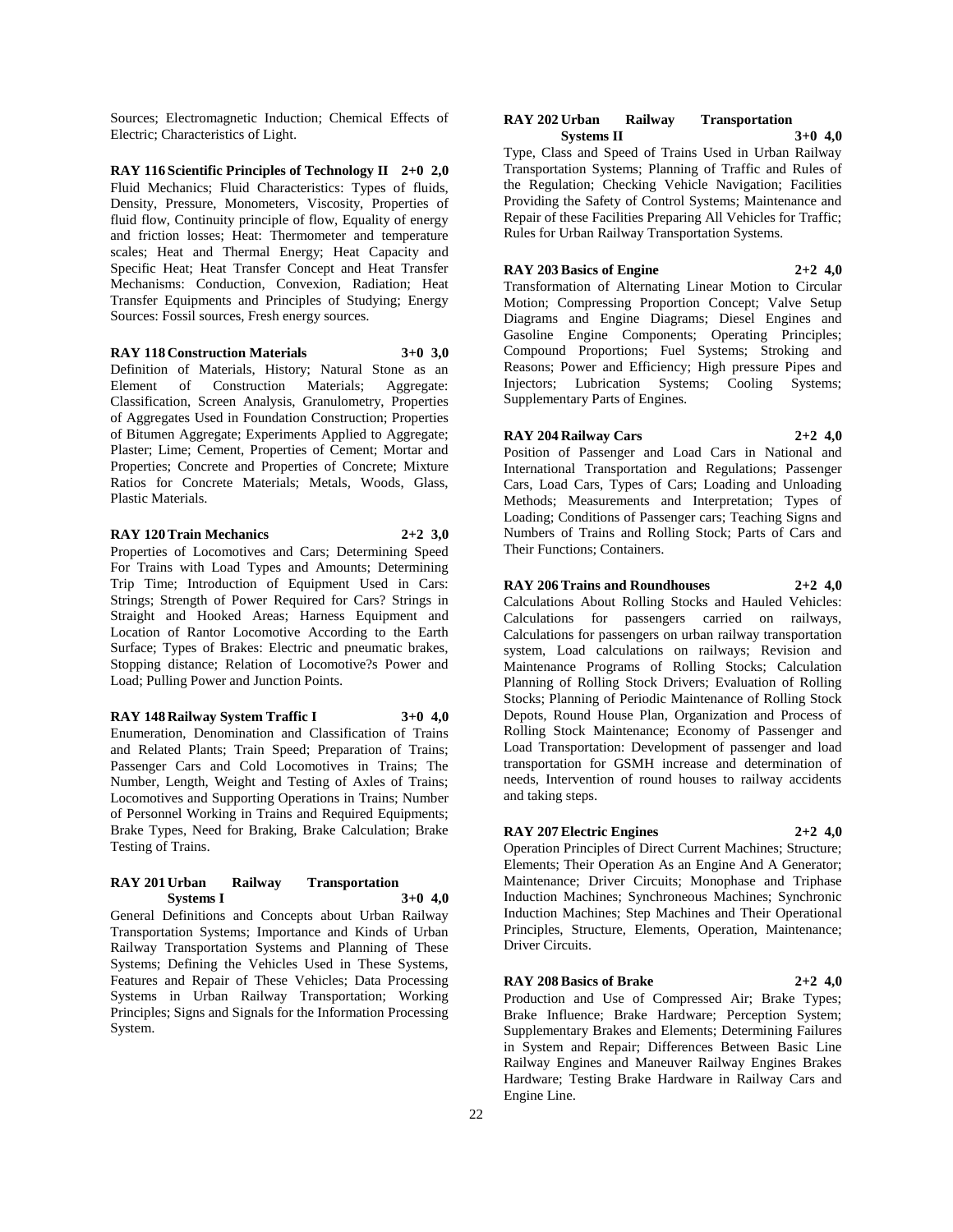Sources; Electromagnetic Induction; Chemical Effects of Electric; Characteristics of Light.

**RAY 116 Scientific Principles of Technology II 2+0 2,0**
Fluid Mechanics; Fluid Characteristics: Types of fluids, Density, Pressure, Monometers, Viscosity, Properties of fluid flow, Continuity principle of flow, Equality of energy and friction losses; Heat: Thermometer and temperature scales; Heat and Thermal Energy; Heat Capacity and Specific Heat; Heat Transfer Concept and Heat Transfer Mechanisms: Conduction, Convexion, Radiation; Heat Transfer Equipments and Principles of Studying; Energy Sources: Fossil sources, Fresh energy sources.

**RAY 118 Construction Materials 3+0 3,0**
Definition of Materials, History; Natural Stone as an Element of Construction Materials; Aggregate: Classification, Screen Analysis, Granulometry, Properties of Aggregates Used in Foundation Construction; Properties of Bitumen Aggregate; Experiments Applied to Aggregate; Plaster; Lime; Cement, Properties of Cement; Mortar and Properties; Concrete and Properties of Concrete; Mixture Ratios for Concrete Materials; Metals, Woods, Glass, Plastic Materials.

**RAY 120 Train Mechanics 2+2 3,0**
Properties of Locomotives and Cars; Determining Speed For Trains with Load Types and Amounts; Determining Trip Time; Introduction of Equipment Used in Cars: Strings; Strength of Power Required for Cars? Strings in Straight and Hooked Areas; Harness Equipment and Location of Rantor Locomotive According to the Earth Surface; Types of Brakes: Electric and pneumatic brakes, Stopping distance; Relation of Locomotive?s Power and Load; Pulling Power and Junction Points.

**RAY 148 Railway System Traffic I 3+0 4,0**
Enumeration, Denomination and Classification of Trains and Related Plants; Train Speed; Preparation of Trains; Passenger Cars and Cold Locomotives in Trains; The Number, Length, Weight and Testing of Axles of Trains; Locomotives and Supporting Operations in Trains; Number of Personnel Working in Trains and Required Equipments; Brake Types, Need for Braking, Brake Calculation; Brake Testing of Trains.

**RAY 201 Urban Railway Transportation Systems I 3+0 4,0**
General Definitions and Concepts about Urban Railway Transportation Systems; Importance and Kinds of Urban Railway Transportation Systems and Planning of These Systems; Defining the Vehicles Used in These Systems, Features and Repair of These Vehicles; Data Processing Systems in Urban Railway Transportation; Working Principles; Signs and Signals for the Information Processing System.

**RAY 202 Urban Railway Transportation Systems II 3+0 4,0**
Type, Class and Speed of Trains Used in Urban Railway Transportation Systems; Planning of Traffic and Rules of the Regulation; Checking Vehicle Navigation; Facilities Providing the Safety of Control Systems; Maintenance and Repair of these Facilities Preparing All Vehicles for Traffic; Rules for Urban Railway Transportation Systems.

**RAY 203 Basics of Engine 2+2 4,0**
Transformation of Alternating Linear Motion to Circular Motion; Compressing Proportion Concept; Valve Setup Diagrams and Engine Diagrams; Diesel Engines and Gasoline Engine Components; Operating Principles; Compound Proportions; Fuel Systems; Stroking and Reasons; Power and Efficiency; High pressure Pipes and Injectors; Lubrication Systems; Cooling Systems; Supplementary Parts of Engines.

**RAY 204 Railway Cars 2+2 4,0**
Position of Passenger and Load Cars in National and International Transportation and Regulations; Passenger Cars, Load Cars, Types of Cars; Loading and Unloading Methods; Measurements and Interpretation; Types of Loading; Conditions of Passenger cars; Teaching Signs and Numbers of Trains and Rolling Stock; Parts of Cars and Their Functions; Containers.

**RAY 206 Trains and Roundhouses 2+2 4,0**
Calculations About Rolling Stocks and Hauled Vehicles: Calculations for passengers carried on railways, Calculations for passengers on urban railway transportation system, Load calculations on railways; Revision and Maintenance Programs of Rolling Stocks; Calculation Planning of Rolling Stock Drivers; Evaluation of Rolling Stocks; Planning of Periodic Maintenance of Rolling Stock Depots, Round House Plan, Organization and Process of Rolling Stock Maintenance; Economy of Passenger and Load Transportation: Development of passenger and load transportation for GSMH increase and determination of needs, Intervention of round houses to railway accidents and taking steps.

**RAY 207 Electric Engines 2+2 4,0**
Operation Principles of Direct Current Machines; Structure; Elements; Their Operation As an Engine And A Generator; Maintenance; Driver Circuits; Monophase and Triphase Induction Machines; Synchroneous Machines; Synchronic Induction Machines; Step Machines and Their Operational Principles, Structure, Elements, Operation, Maintenance; Driver Circuits.

**RAY 208 Basics of Brake 2+2 4,0**
Production and Use of Compressed Air; Brake Types; Brake Influence; Brake Hardware; Perception System; Supplementary Brakes and Elements; Determining Failures in System and Repair; Differences Between Basic Line Railway Engines and Maneuver Railway Engines Brakes Hardware; Testing Brake Hardware in Railway Cars and Engine Line.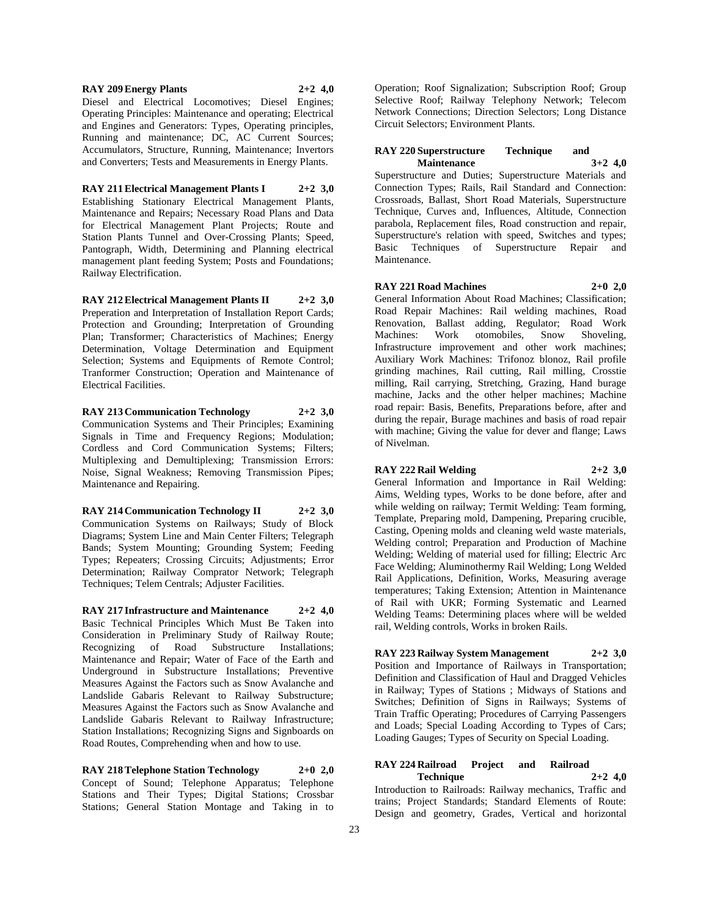**RAY 209 Energy Plants 2+2 4,0**
Diesel and Electrical Locomotives; Diesel Engines; Operating Principles: Maintenance and operating; Electrical and Engines and Generators: Types, Operating principles, Running and maintenance; DC, AC Current Sources; Accumulators, Structure, Running, Maintenance; Invertors and Converters; Tests and Measurements in Energy Plants.

**RAY 211 Electrical Management Plants I 2+2 3,0**
Establishing Stationary Electrical Management Plants, Maintenance and Repairs; Necessary Road Plans and Data for Electrical Management Plant Projects; Route and Station Plants Tunnel and Over-Crossing Plants; Speed, Pantograph, Width, Determining and Planning electrical management plant feeding System; Posts and Foundations; Railway Electrification.

**RAY 212 Electrical Management Plants II 2+2 3,0**
Preperation and Interpretation of Installation Report Cards; Protection and Grounding; Interpretation of Grounding Plan; Transformer; Characteristics of Machines; Energy Determination, Voltage Determination and Equipment Selection; Systems and Equipments of Remote Control; Tranformer Construction; Operation and Maintenance of Electrical Facilities.

**RAY 213 Communication Technology 2+2 3,0**
Communication Systems and Their Principles; Examining Signals in Time and Frequency Regions; Modulation; Cordless and Cord Communication Systems; Filters; Multiplexing and Demultiplexing; Transmission Errors: Noise, Signal Weakness; Removing Transmission Pipes; Maintenance and Repairing.

**RAY 214 Communication Technology II 2+2 3,0**
Communication Systems on Railways; Study of Block Diagrams; System Line and Main Center Filters; Telegraph Bands; System Mounting; Grounding System; Feeding Types; Repeaters; Crossing Circuits; Adjustments; Error Determination; Railway Comprator Network; Telegraph Techniques; Telem Centrals; Adjuster Facilities.

**RAY 217 Infrastructure and Maintenance 2+2 4,0**
Basic Technical Principles Which Must Be Taken into Consideration in Preliminary Study of Railway Route; Recognizing of Road Substructure Installations; Maintenance and Repair; Water of Face of the Earth and Underground in Substructure Installations; Preventive Measures Against the Factors such as Snow Avalanche and Landslide Gabaris Relevant to Railway Substructure; Measures Against the Factors such as Snow Avalanche and Landslide Gabaris Relevant to Railway Infrastructure; Station Installations; Recognizing Signs and Signboards on Road Routes, Comprehending when and how to use.

**RAY 218 Telephone Station Technology 2+0 2,0**
Concept of Sound; Telephone Apparatus; Telephone Stations and Their Types; Digital Stations; Crossbar Stations; General Station Montage and Taking in to Operation; Roof Signalization; Subscription Roof; Group Selective Roof; Railway Telephony Network; Telecom Network Connections; Direction Selectors; Long Distance Circuit Selectors; Environment Plants.

**RAY 220 Superstructure Technique and Maintenance 3+2 4,0**
Superstructure and Duties; Superstructure Materials and Connection Types; Rails, Rail Standard and Connection: Crossroads, Ballast, Short Road Materials, Superstructure Technique, Curves and, Influences, Altitude, Connection parabola, Replacement files, Road construction and repair, Superstructure's relation with speed, Switches and types; Basic Techniques of Superstructure Repair and Maintenance.

**RAY 221 Road Machines 2+0 2,0**
General Information About Road Machines; Classification; Road Repair Machines: Rail welding machines, Road Renovation, Ballast adding, Regulator; Road Work Machines: Work otomobiles, Snow Shoveling, Infrastructure improvement and other work machines; Auxiliary Work Machines: Trifonoz blonoz, Rail profile grinding machines, Rail cutting, Rail milling, Crosstie milling, Rail carrying, Stretching, Grazing, Hand burage machine, Jacks and the other helper machines; Machine road repair: Basis, Benefits, Preparations before, after and during the repair, Burage machines and basis of road repair with machine; Giving the value for dever and flange; Laws of Nivelman.

**RAY 222 Rail Welding 2+2 3,0**
General Information and Importance in Rail Welding: Aims, Welding types, Works to be done before, after and while welding on railway; Termit Welding: Team forming, Template, Preparing mold, Dampening, Preparing crucible, Casting, Opening molds and cleaning weld waste materials, Welding control; Preparation and Production of Machine Welding; Welding of material used for filling; Electric Arc Face Welding; Aluminothermy Rail Welding; Long Welded Rail Applications, Definition, Works, Measuring average temperatures; Taking Extension; Attention in Maintenance of Rail with UKR; Forming Systematic and Learned Welding Teams: Determining places where will be welded rail, Welding controls, Works in broken Rails.

**RAY 223 Railway System Management 2+2 3,0**
Position and Importance of Railways in Transportation; Definition and Classification of Haul and Dragged Vehicles in Railway; Types of Stations ; Midways of Stations and Switches; Definition of Signs in Railways; Systems of Train Traffic Operating; Procedures of Carrying Passengers and Loads; Special Loading According to Types of Cars; Loading Gauges; Types of Security on Special Loading.

**RAY 224 Railroad Project and Railroad Technique 2+2 4,0**
Introduction to Railroads: Railway mechanics, Traffic and trains; Project Standards; Standard Elements of Route: Design and geometry, Grades, Vertical and horizontal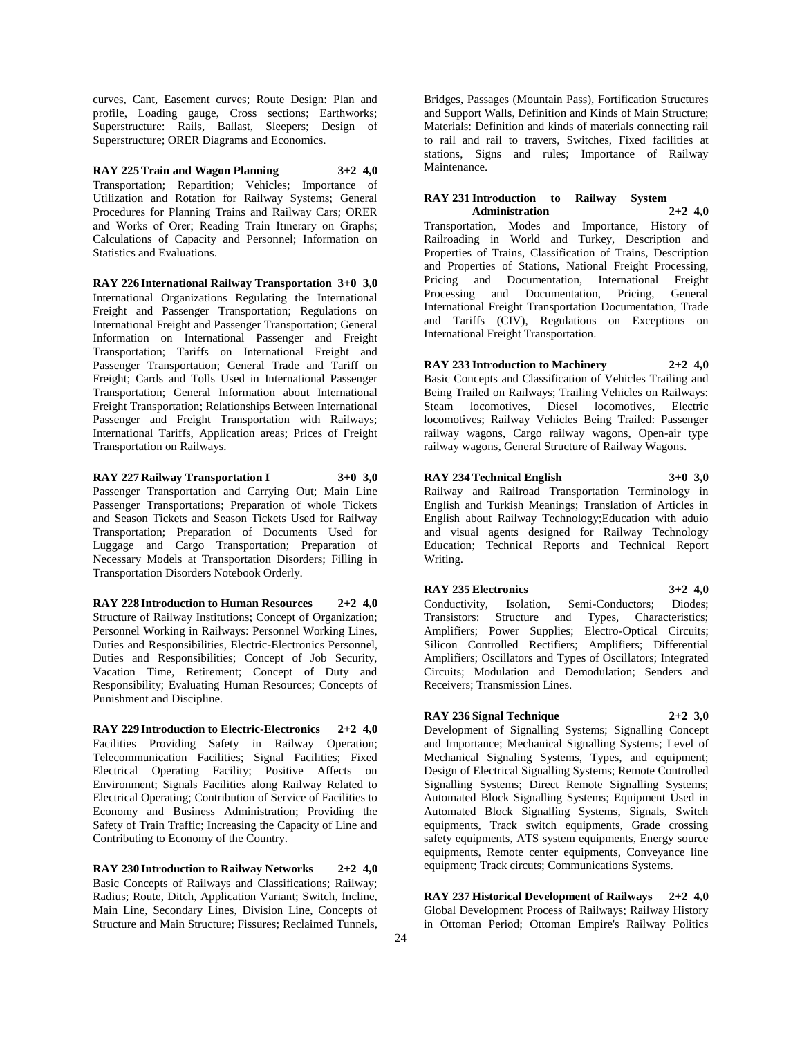curves, Cant, Easement curves; Route Design: Plan and profile, Loading gauge, Cross sections; Earthworks; Superstructure: Rails, Ballast, Sleepers; Design of Superstructure; ORER Diagrams and Economics.

**RAY 225 Train and Wagon Planning 3+2 4,0**
Transportation; Repartition; Vehicles; Importance of Utilization and Rotation for Railway Systems; General Procedures for Planning Trains and Railway Cars; ORER and Works of Orer; Reading Train Itınerary on Graphs; Calculations of Capacity and Personnel; Information on Statistics and Evaluations.

**RAY 226 International Railway Transportation 3+0 3,0**
International Organizations Regulating the International Freight and Passenger Transportation; Regulations on International Freight and Passenger Transportation; General Information on International Passenger and Freight Transportation; Tariffs on International Freight and Passenger Transportation; General Trade and Tariff on Freight; Cards and Tolls Used in International Passenger Transportation; General Information about International Freight Transportation; Relationships Between International Passenger and Freight Transportation with Railways; International Tariffs, Application areas; Prices of Freight Transportation on Railways.

**RAY 227 Railway Transportation I 3+0 3,0**
Passenger Transportation and Carrying Out; Main Line Passenger Transportations; Preparation of whole Tickets and Season Tickets and Season Tickets Used for Railway Transportation; Preparation of Documents Used for Luggage and Cargo Transportation; Preparation of Necessary Models at Transportation Disorders; Filling in Transportation Disorders Notebook Orderly.

**RAY 228 Introduction to Human Resources 2+2 4,0**
Structure of Railway Institutions; Concept of Organization; Personnel Working in Railways: Personnel Working Lines, Duties and Responsibilities, Electric-Electronics Personnel, Duties and Responsibilities; Concept of Job Security, Vacation Time, Retirement; Concept of Duty and Responsibility; Evaluating Human Resources; Concepts of Punishment and Discipline.

**RAY 229 Introduction to Electric-Electronics 2+2 4,0**
Facilities Providing Safety in Railway Operation; Telecommunication Facilities; Signal Facilities; Fixed Electrical Operating Facility; Positive Affects on Environment; Signals Facilities along Railway Related to Electrical Operating; Contribution of Service of Facilities to Economy and Business Administration; Providing the Safety of Train Traffic; Increasing the Capacity of Line and Contributing to Economy of the Country.

**RAY 230 Introduction to Railway Networks 2+2 4,0**
Basic Concepts of Railways and Classifications; Railway; Radius; Route, Ditch, Application Variant; Switch, Incline, Main Line, Secondary Lines, Division Line, Concepts of Structure and Main Structure; Fissures; Reclaimed Tunnels, Bridges, Passages (Mountain Pass), Fortification Structures and Support Walls, Definition and Kinds of Main Structure; Materials: Definition and kinds of materials connecting rail to rail and rail to travers, Switches, Fixed facilities at stations, Signs and rules; Importance of Railway Maintenance.

**RAY 231 Introduction to Railway System Administration 2+2 4,0**
Transportation, Modes and Importance, History of Railroading in World and Turkey, Description and Properties of Trains, Classification of Trains, Description and Properties of Stations, National Freight Processing, Pricing and Documentation, International Freight Processing and Documentation, Pricing, General International Freight Transportation Documentation, Trade and Tariffs (CIV), Regulations on Exceptions on International Freight Transportation.

**RAY 233 Introduction to Machinery 2+2 4,0**
Basic Concepts and Classification of Vehicles Trailing and Being Trailed on Railways; Trailing Vehicles on Railways: Steam locomotives, Diesel locomotives, Electric locomotives; Railway Vehicles Being Trailed: Passenger railway wagons, Cargo railway wagons, Open-air type railway wagons, General Structure of Railway Wagons.

**RAY 234 Technical English 3+0 3,0**
Railway and Railroad Transportation Terminology in English and Turkish Meanings; Translation of Articles in English about Railway Technology;Education with aduio and visual agents designed for Railway Technology Education; Technical Reports and Technical Report Writing.

**RAY 235 Electronics 3+2 4,0**
Conductivity, Isolation, Semi-Conductors; Diodes; Transistors: Structure and Types, Characteristics; Amplifiers; Power Supplies; Electro-Optical Circuits; Silicon Controlled Rectifiers; Amplifiers; Differential Amplifiers; Oscillators and Types of Oscillators; Integrated Circuits; Modulation and Demodulation; Senders and Receivers; Transmission Lines.

**RAY 236 Signal Technique 2+2 3,0**
Development of Signalling Systems; Signalling Concept and Importance; Mechanical Signalling Systems; Level of Mechanical Signaling Systems, Types, and equipment; Design of Electrical Signalling Systems; Remote Controlled Signalling Systems; Direct Remote Signalling Systems; Automated Block Signalling Systems; Equipment Used in Automated Block Signalling Systems, Signals, Switch equipments, Track switch equipments, Grade crossing safety equipments, ATS system equipments, Energy source equipments, Remote center equipments, Conveyance line equipment; Track circuts; Communications Systems.

**RAY 237 Historical Development of Railways 2+2 4,0**
Global Development Process of Railways; Railway History in Ottoman Period; Ottoman Empire's Railway Politics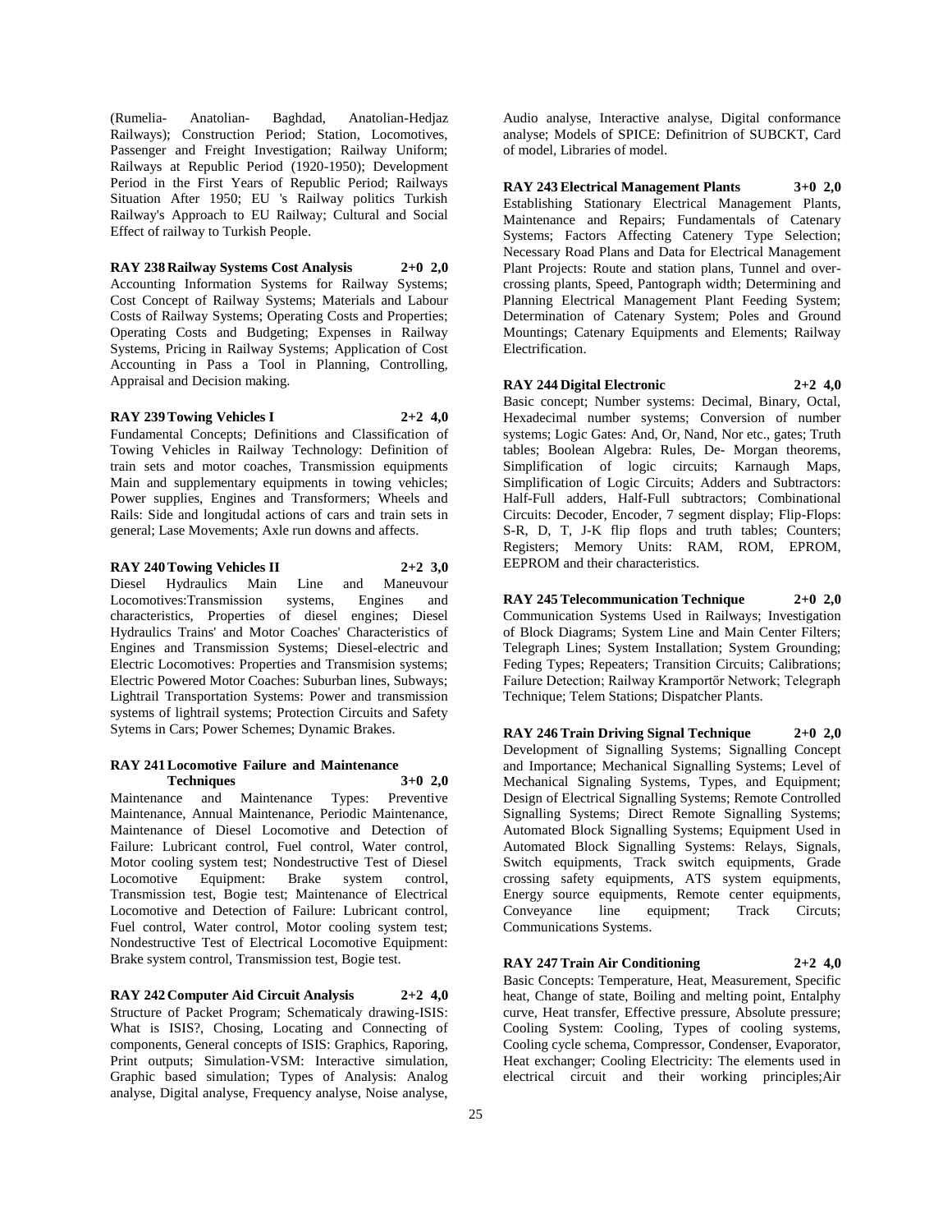(Rumelia- Anatolian- Baghdad, Anatolian-Hedjaz Railways); Construction Period; Station, Locomotives, Passenger and Freight Investigation; Railway Uniform; Railways at Republic Period (1920-1950); Development Period in the First Years of Republic Period; Railways Situation After 1950; EU 's Railway politics Turkish Railway's Approach to EU Railway; Cultural and Social Effect of railway to Turkish People.

**RAY 238 Railway Systems Cost Analysis 2+0 2,0**
Accounting Information Systems for Railway Systems; Cost Concept of Railway Systems; Materials and Labour Costs of Railway Systems; Operating Costs and Properties; Operating Costs and Budgeting; Expenses in Railway Systems, Pricing in Railway Systems; Application of Cost Accounting in Pass a Tool in Planning, Controlling, Appraisal and Decision making.

**RAY 239 Towing Vehicles I 2+2 4,0**
Fundamental Concepts; Definitions and Classification of Towing Vehicles in Railway Technology: Definition of train sets and motor coaches, Transmission equipments Main and supplementary equipments in towing vehicles; Power supplies, Engines and Transformers; Wheels and Rails: Side and longitudal actions of cars and train sets in general; Lase Movements; Axle run downs and affects.

**RAY 240 Towing Vehicles II 2+2 3,0**
Diesel Hydraulics Main Line and Maneuvour Locomotives:Transmission systems, Engines and characteristics, Properties of diesel engines; Diesel Hydraulics Trains' and Motor Coaches' Characteristics of Engines and Transmission Systems; Diesel-electric and Electric Locomotives: Properties and Transmision systems; Electric Powered Motor Coaches: Suburban lines, Subways; Lightrail Transportation Systems: Power and transmission systems of lightrail systems; Protection Circuits and Safety Sytems in Cars; Power Schemes; Dynamic Brakes.

**RAY 241 Locomotive Failure and Maintenance Techniques 3+0 2,0**
Maintenance and Maintenance Types: Preventive Maintenance, Annual Maintenance, Periodic Maintenance, Maintenance of Diesel Locomotive and Detection of Failure: Lubricant control, Fuel control, Water control, Motor cooling system test; Nondestructive Test of Diesel Locomotive Equipment: Brake system control, Transmission test, Bogie test; Maintenance of Electrical Locomotive and Detection of Failure: Lubricant control, Fuel control, Water control, Motor cooling system test; Nondestructive Test of Electrical Locomotive Equipment: Brake system control, Transmission test, Bogie test.

**RAY 242 Computer Aid Circuit Analysis 2+2 4,0**
Structure of Packet Program; Schematicaly drawing-ISIS: What is ISIS?, Chosing, Locating and Connecting of components, General concepts of ISIS: Graphics, Raporing, Print outputs; Simulation-VSM: Interactive simulation, Graphic based simulation; Types of Analysis: Analog analyse, Digital analyse, Frequency analyse, Noise analyse, Audio analyse, Interactive analyse, Digital conformance analyse; Models of SPICE: Definitrion of SUBCKT, Card of model, Libraries of model.

**RAY 243 Electrical Management Plants 3+0 2,0**
Establishing Stationary Electrical Management Plants, Maintenance and Repairs; Fundamentals of Catenary Systems; Factors Affecting Catenery Type Selection; Necessary Road Plans and Data for Electrical Management Plant Projects: Route and station plans, Tunnel and over-crossing plants, Speed, Pantograph width; Determining and Planning Electrical Management Plant Feeding System; Determination of Catenary System; Poles and Ground Mountings; Catenary Equipments and Elements; Railway Electrification.

**RAY 244 Digital Electronic 2+2 4,0**
Basic concept; Number systems: Decimal, Binary, Octal, Hexadecimal number systems; Conversion of number systems; Logic Gates: And, Or, Nand, Nor etc., gates; Truth tables; Boolean Algebra: Rules, De- Morgan theorems, Simplification of logic circuits; Karnaugh Maps, Simplification of Logic Circuits; Adders and Subtractors: Half-Full adders, Half-Full subtractors; Combinational Circuits: Decoder, Encoder, 7 segment display; Flip-Flops: S-R, D, T, J-K flip flops and truth tables; Counters; Registers; Memory Units: RAM, ROM, EPROM, EEPROM and their characteristics.

**RAY 245 Telecommunication Technique 2+0 2,0**
Communication Systems Used in Railways; Investigation of Block Diagrams; System Line and Main Center Filters; Telegraph Lines; System Installation; System Grounding; Feding Types; Repeaters; Transition Circuits; Calibrations; Failure Detection; Railway Kramportör Network; Telegraph Technique; Telem Stations; Dispatcher Plants.

**RAY 246 Train Driving Signal Technique 2+0 2,0**
Development of Signalling Systems; Signalling Concept and Importance; Mechanical Signalling Systems; Level of Mechanical Signaling Systems, Types, and Equipment; Design of Electrical Signalling Systems; Remote Controlled Signalling Systems; Direct Remote Signalling Systems; Automated Block Signalling Systems; Equipment Used in Automated Block Signalling Systems: Relays, Signals, Switch equipments, Track switch equipments, Grade crossing safety equipments, ATS system equipments, Energy source equipments, Remote center equipments, Conveyance line equipment; Track Circuts; Communications Systems.

**RAY 247 Train Air Conditioning 2+2 4,0**
Basic Concepts: Temperature, Heat, Measurement, Specific heat, Change of state, Boiling and melting point, Entalphy curve, Heat transfer, Effective pressure, Absolute pressure; Cooling System: Cooling, Types of cooling systems, Cooling cycle schema, Compressor, Condenser, Evaporator, Heat exchanger; Cooling Electricity: The elements used in electrical circuit and their working principles;Air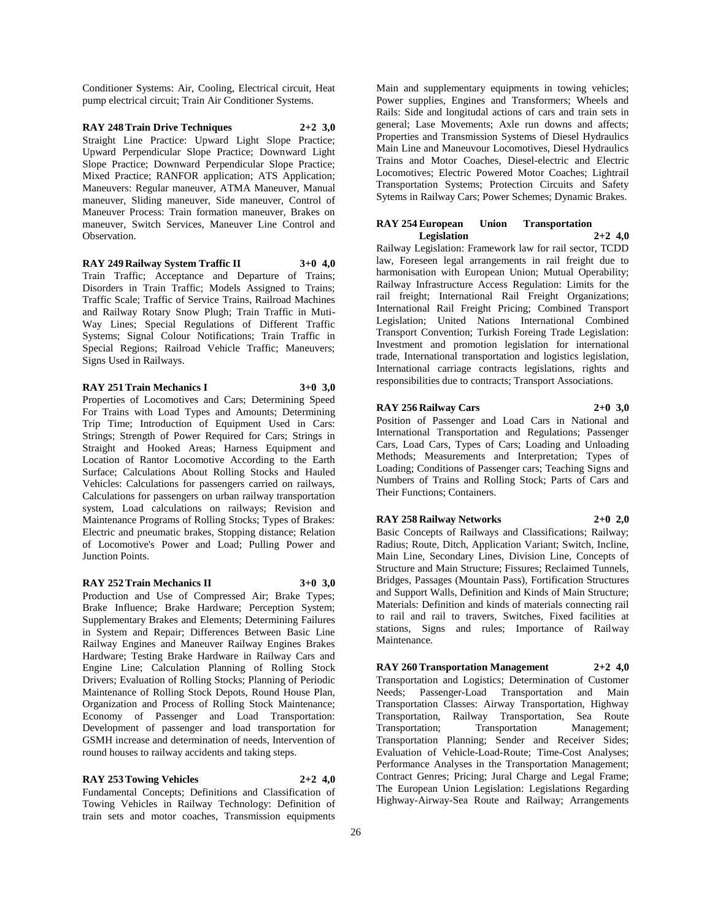Conditioner Systems: Air, Cooling, Electrical circuit, Heat pump electrical circuit; Train Air Conditioner Systems.

**RAY 248 Train Drive Techniques 2+2 3,0**

Straight Line Practice: Upward Light Slope Practice; Upward Perpendicular Slope Practice; Downward Light Slope Practice; Downward Perpendicular Slope Practice; Mixed Practice; RANFOR application; ATS Application; Maneuvers: Regular maneuver, ATMA Maneuver, Manual maneuver, Sliding maneuver, Side maneuver, Control of Maneuver Process: Train formation maneuver, Brakes on maneuver, Switch Services, Maneuver Line Control and Observation.

**RAY 249 Railway System Traffic II 3+0 4,0**

Train Traffic; Acceptance and Departure of Trains; Disorders in Train Traffic; Models Assigned to Trains; Traffic Scale; Traffic of Service Trains, Railroad Machines and Railway Rotary Snow Plugh; Train Traffic in Muti-Way Lines; Special Regulations of Different Traffic Systems; Signal Colour Notifications; Train Traffic in Special Regions; Railroad Vehicle Traffic; Maneuvers; Signs Used in Railways.

**RAY 251 Train Mechanics I 3+0 3,0**

Properties of Locomotives and Cars; Determining Speed For Trains with Load Types and Amounts; Determining Trip Time; Introduction of Equipment Used in Cars: Strings; Strength of Power Required for Cars; Strings in Straight and Hooked Areas; Harness Equipment and Location of Rantor Locomotive According to the Earth Surface; Calculations About Rolling Stocks and Hauled Vehicles: Calculations for passengers carried on railways, Calculations for passengers on urban railway transportation system, Load calculations on railways; Revision and Maintenance Programs of Rolling Stocks; Types of Brakes: Electric and pneumatic brakes, Stopping distance; Relation of Locomotive's Power and Load; Pulling Power and Junction Points.

**RAY 252 Train Mechanics II 3+0 3,0**

Production and Use of Compressed Air; Brake Types; Brake Influence; Brake Hardware; Perception System; Supplementary Brakes and Elements; Determining Failures in System and Repair; Differences Between Basic Line Railway Engines and Maneuver Railway Engines Brakes Hardware; Testing Brake Hardware in Railway Cars and Engine Line; Calculation Planning of Rolling Stock Drivers; Evaluation of Rolling Stocks; Planning of Periodic Maintenance of Rolling Stock Depots, Round House Plan, Organization and Process of Rolling Stock Maintenance; Economy of Passenger and Load Transportation: Development of passenger and load transportation for GSMH increase and determination of needs, Intervention of round houses to railway accidents and taking steps.

**RAY 253 Towing Vehicles 2+2 4,0**

Fundamental Concepts; Definitions and Classification of Towing Vehicles in Railway Technology: Definition of train sets and motor coaches, Transmission equipments Main and supplementary equipments in towing vehicles; Power supplies, Engines and Transformers; Wheels and Rails: Side and longitudal actions of cars and train sets in general; Lase Movements; Axle run downs and affects; Properties and Transmission Systems of Diesel Hydraulics Main Line and Maneuvour Locomotives, Diesel Hydraulics Trains and Motor Coaches, Diesel-electric and Electric Locomotives; Electric Powered Motor Coaches; Lightrail Transportation Systems; Protection Circuits and Safety Sytems in Railway Cars; Power Schemes; Dynamic Brakes.

**RAY 254 European Union Transportation Legislation 2+2 4,0**

Railway Legislation: Framework law for rail sector, TCDD law, Foreseen legal arrangements in rail freight due to harmonisation with European Union; Mutual Operability; Railway Infrastructure Access Regulation: Limits for the rail freight; International Rail Freight Organizations; International Rail Freight Pricing; Combined Transport Legislation; United Nations International Combined Transport Convention; Turkish Foreing Trade Legislation: Investment and promotion legislation for international trade, International transportation and logistics legislation, International carriage contracts legislations, rights and responsibilities due to contracts; Transport Associations.

**RAY 256 Railway Cars 2+0 3,0**

Position of Passenger and Load Cars in National and International Transportation and Regulations; Passenger Cars, Load Cars, Types of Cars; Loading and Unloading Methods; Measurements and Interpretation; Types of Loading; Conditions of Passenger cars; Teaching Signs and Numbers of Trains and Rolling Stock; Parts of Cars and Their Functions; Containers.

**RAY 258 Railway Networks 2+0 2,0**

Basic Concepts of Railways and Classifications; Railway; Radius; Route, Ditch, Application Variant; Switch, Incline, Main Line, Secondary Lines, Division Line, Concepts of Structure and Main Structure; Fissures; Reclaimed Tunnels, Bridges, Passages (Mountain Pass), Fortification Structures and Support Walls, Definition and Kinds of Main Structure; Materials: Definition and kinds of materials connecting rail to rail and rail to travers, Switches, Fixed facilities at stations, Signs and rules; Importance of Railway Maintenance.

**RAY 260 Transportation Management 2+2 4,0**

Transportation and Logistics; Determination of Customer Needs; Passenger-Load Transportation and Main Transportation Classes: Airway Transportation, Highway Transportation, Railway Transportation, Sea Route Transportation; Transportation Management; Transportation Planning; Sender and Receiver Sides; Evaluation of Vehicle-Load-Route; Time-Cost Analyses; Performance Analyses in the Transportation Management; Contract Genres; Pricing; Jural Charge and Legal Frame; The European Union Legislation: Legislations Regarding Highway-Airway-Sea Route and Railway; Arrangements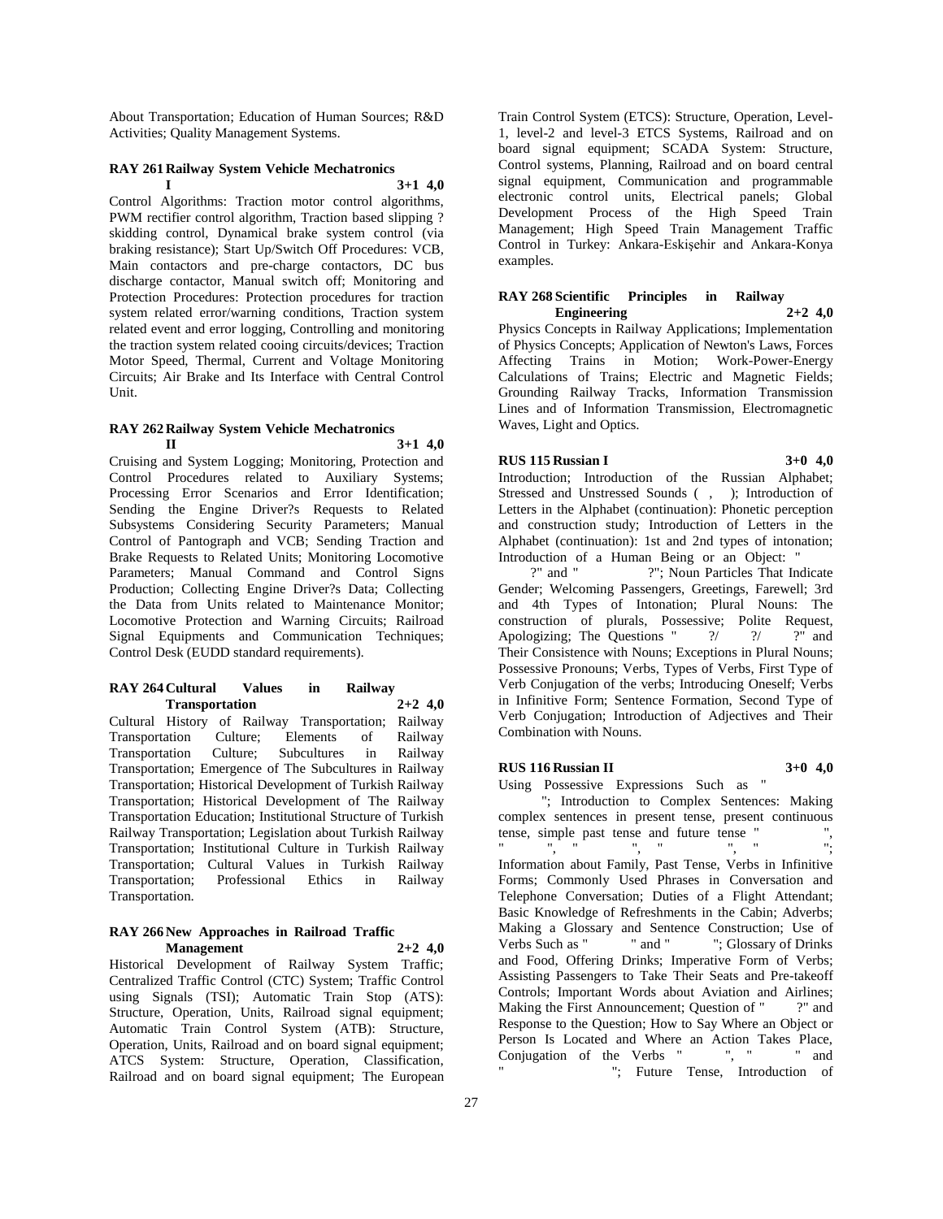About Transportation; Education of Human Sources; R&D Activities; Quality Management Systems.

**RAY 261 Railway System Vehicle Mechatronics I 3+1 4,0**

Control Algorithms: Traction motor control algorithms, PWM rectifier control algorithm, Traction based slipping ? skidding control, Dynamical brake system control (via braking resistance); Start Up/Switch Off Procedures: VCB, Main contactors and pre-charge contactors, DC bus discharge contactor, Manual switch off; Monitoring and Protection Procedures: Protection procedures for traction system related error/warning conditions, Traction system related event and error logging, Controlling and monitoring the traction system related cooing circuits/devices; Traction Motor Speed, Thermal, Current and Voltage Monitoring Circuits; Air Brake and Its Interface with Central Control Unit.

**RAY 262 Railway System Vehicle Mechatronics II 3+1 4,0**

Cruising and System Logging; Monitoring, Protection and Control Procedures related to Auxiliary Systems; Processing Error Scenarios and Error Identification; Sending the Engine Driver?s Requests to Related Subsystems Considering Security Parameters; Manual Control of Pantograph and VCB; Sending Traction and Brake Requests to Related Units; Monitoring Locomotive Parameters; Manual Command and Control Signs Production; Collecting Engine Driver?s Data; Collecting the Data from Units related to Maintenance Monitor; Locomotive Protection and Warning Circuits; Railroad Signal Equipments and Communication Techniques; Control Desk (EUDD standard requirements).

**RAY 264 Cultural Values in Railway Transportation 2+2 4,0**

Cultural History of Railway Transportation; Railway Transportation Culture; Elements of Railway Transportation Culture; Subcultures in Railway Transportation; Emergence of The Subcultures in Railway Transportation; Historical Development of Turkish Railway Transportation; Historical Development of The Railway Transportation Education; Institutional Structure of Turkish Railway Transportation; Legislation about Turkish Railway Transportation; Institutional Culture in Turkish Railway Transportation; Cultural Values in Turkish Railway Transportation; Professional Ethics in Railway Transportation.

**RAY 266 New Approaches in Railroad Traffic Management 2+2 4,0**

Historical Development of Railway System Traffic; Centralized Traffic Control (CTC) System; Traffic Control using Signals (TSI); Automatic Train Stop (ATS): Structure, Operation, Units, Railroad signal equipment; Automatic Train Control System (ATB): Structure, Operation, Units, Railroad and on board signal equipment; ATCS System: Structure, Operation, Classification, Railroad and on board signal equipment; The European Train Control System (ETCS): Structure, Operation, Level-1, level-2 and level-3 ETCS Systems, Railroad and on board signal equipment; SCADA System: Structure, Control systems, Planning, Railroad and on board central signal equipment, Communication and programmable electronic control units, Electrical panels; Global Development Process of the High Speed Train Management; High Speed Train Management Traffic Control in Turkey: Ankara-Eskişehir and Ankara-Konya examples.

**RAY 268 Scientific Principles in Railway Engineering 2+2 4,0**

Physics Concepts in Railway Applications; Implementation of Physics Concepts; Application of Newton's Laws, Forces Affecting Trains in Motion; Work-Power-Energy Calculations of Trains; Electric and Magnetic Fields; Grounding Railway Tracks, Information Transmission Lines and of Information Transmission, Electromagnetic Waves, Light and Optics.

**RUS 115 Russian I 3+0 4,0**

Introduction; Introduction of the Russian Alphabet; Stressed and Unstressed Sounds ( , ); Introduction of Letters in the Alphabet (continuation): Phonetic perception and construction study; Introduction of Letters in the Alphabet (continuation): 1st and 2nd types of intonation; Introduction of a Human Being or an Object: " ?" and " ?"; Noun Particles That Indicate Gender; Welcoming Passengers, Greetings, Farewell; 3rd and 4th Types of Intonation; Plural Nouns: The construction of plurals, Possessive; Polite Request, Apologizing; The Questions " ?/ ?/ ?" and Their Consistence with Nouns; Exceptions in Plural Nouns; Possessive Pronouns; Verbs, Types of Verbs, First Type of Verb Conjugation of the verbs; Introducing Oneself; Verbs in Infinitive Form; Sentence Formation, Second Type of Verb Conjugation; Introduction of Adjectives and Their Combination with Nouns.

**RUS 116 Russian II 3+0 4,0**

Using Possessive Expressions Such as " "; Introduction to Complex Sentences: Making complex sentences in present tense, present continuous tense, simple past tense and future tense " ", " ", " ", " ", " "; Information about Family, Past Tense, Verbs in Infinitive Forms; Commonly Used Phrases in Conversation and Telephone Conversation; Duties of a Flight Attendant; Basic Knowledge of Refreshments in the Cabin; Adverbs; Making a Glossary and Sentence Construction; Use of Verbs Such as " " and " "; Glossary of Drinks and Food, Offering Drinks; Imperative Form of Verbs; Assisting Passengers to Take Their Seats and Pre-takeoff Controls; Important Words about Aviation and Airlines; Making the First Announcement; Question of " ?" and Response to the Question; How to Say Where an Object or Person Is Located and Where an Action Takes Place, Conjugation of the Verbs " ", " " and " "; Future Tense, Introduction of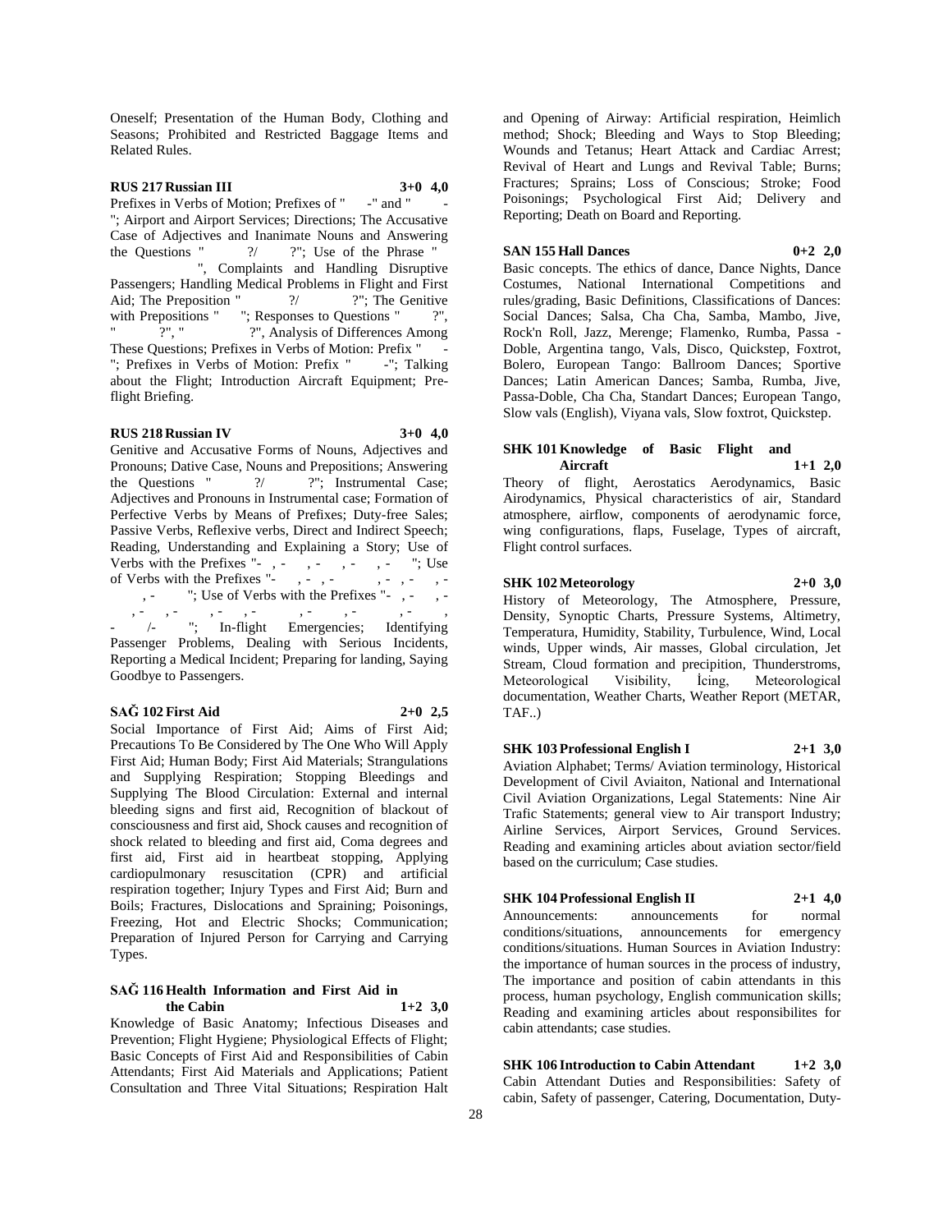Oneself; Presentation of the Human Body, Clothing and Seasons; Prohibited and Restricted Baggage Items and Related Rules.

**RUS 217 Russian III 3+0 4,0**

Prefixes in Verbs of Motion; Prefixes of " -" and " -"; Airport and Airport Services; Directions; The Accusative Case of Adjectives and Inanimate Nouns and Answering the Questions " ?/ ?"; Use of the Phrase " ", Complaints and Handling Disruptive Passengers; Handling Medical Problems in Flight and First Aid; The Preposition " ?/ ?"; The Genitive with Prepositions " "; Responses to Questions " ?", " ?", " ?", Analysis of Differences Among These Questions; Prefixes in Verbs of Motion: Prefix " -"; Prefixes in Verbs of Motion: Prefix " -"; Talking about the Flight; Introduction Aircraft Equipment; Pre-flight Briefing.

**RUS 218 Russian IV 3+0 4,0**

Genitive and Accusative Forms of Nouns, Adjectives and Pronouns; Dative Case, Nouns and Prepositions; Answering the Questions " ?/ ?"; Instrumental Case; Adjectives and Pronouns in Instrumental case; Formation of Perfective Verbs by Means of Prefixes; Duty-free Sales; Passive Verbs, Reflexive verbs, Direct and Indirect Speech; Reading, Understanding and Explaining a Story; Use of Verbs with the Prefixes "- , - , - , - , - "; Use of Verbs with the Prefixes "- , - , - , - , - , - , - "; Use of Verbs with the Prefixes "- , - , - , - , - , - , - , - , - , - , - , - /- "; In-flight Emergencies; Identifying Passenger Problems, Dealing with Serious Incidents, Reporting a Medical Incident; Preparing for landing, Saying Goodbye to Passengers.

**SAĞ 102 First Aid 2+0 2,5**

Social Importance of First Aid; Aims of First Aid; Precautions To Be Considered by The One Who Will Apply First Aid; Human Body; First Aid Materials; Strangulations and Supplying Respiration; Stopping Bleedings and Supplying The Blood Circulation: External and internal bleeding signs and first aid, Recognition of blackout of consciousness and first aid, Shock causes and recognition of shock related to bleeding and first aid, Coma degrees and first aid, First aid in heartbeat stopping, Applying cardiopulmonary resuscitation (CPR) and artificial respiration together; Injury Types and First Aid; Burn and Boils; Fractures, Dislocations and Spraining; Poisonings, Freezing, Hot and Electric Shocks; Communication; Preparation of Injured Person for Carrying and Carrying Types.

**SAĞ 116 Health Information and First Aid in the Cabin 1+2 3,0**

Knowledge of Basic Anatomy; Infectious Diseases and Prevention; Flight Hygiene; Physiological Effects of Flight; Basic Concepts of First Aid and Responsibilities of Cabin Attendants; First Aid Materials and Applications; Patient Consultation and Three Vital Situations; Respiration Halt and Opening of Airway: Artificial respiration, Heimlich method; Shock; Bleeding and Ways to Stop Bleeding; Wounds and Tetanus; Heart Attack and Cardiac Arrest; Revival of Heart and Lungs and Revival Table; Burns; Fractures; Sprains; Loss of Conscious; Stroke; Food Poisonings; Psychological First Aid; Delivery and Reporting; Death on Board and Reporting.

**SAN 155 Hall Dances 0+2 2,0**

Basic concepts. The ethics of dance, Dance Nights, Dance Costumes, National International Competitions and rules/grading, Basic Definitions, Classifications of Dances: Social Dances; Salsa, Cha Cha, Samba, Mambo, Jive, Rock'n Roll, Jazz, Merenge; Flamenko, Rumba, Passa - Doble, Argentina tango, Vals, Disco, Quickstep, Foxtrot, Bolero, European Tango: Ballroom Dances; Sportive Dances; Latin American Dances; Samba, Rumba, Jive, Passa-Doble, Cha Cha, Standart Dances; European Tango, Slow vals (English), Viyana vals, Slow foxtrot, Quickstep.

**SHK 101 Knowledge of Basic Flight and Aircraft 1+1 2,0**

Theory of flight, Aerostatics Aerodynamics, Basic Airodynamics, Physical characteristics of air, Standard atmosphere, airflow, components of aerodynamic force, wing configurations, flaps, Fuselage, Types of aircraft, Flight control surfaces.

**SHK 102 Meteorology 2+0 3,0**

History of Meteorology, The Atmosphere, Pressure, Density, Synoptic Charts, Pressure Systems, Altimetry, Temperatura, Humidity, Stability, Turbulence, Wind, Local winds, Upper winds, Air masses, Global circulation, Jet Stream, Cloud formation and precipition, Thunderstroms, Meteorological Visibility, İcing, Meteorological documentation, Weather Charts, Weather Report (METAR, TAF..)

**SHK 103 Professional English I 2+1 3,0**

Aviation Alphabet; Terms/ Aviation terminology, Historical Development of Civil Aviaiton, National and International Civil Aviation Organizations, Legal Statements: Nine Air Trafic Statements; general view to Air transport Industry; Airline Services, Airport Services, Ground Services. Reading and examining articles about aviation sector/field based on the curriculum; Case studies.

**SHK 104 Professional English II 2+1 4,0**

Announcements: announcements for normal conditions/situations, announcements for emergency conditions/situations. Human Sources in Aviation Industry: the importance of human sources in the process of industry, The importance and position of cabin attendants in this process, human psychology, English communication skills; Reading and examining articles about responsibilites for cabin attendants; case studies.

**SHK 106 Introduction to Cabin Attendant 1+2 3,0**

Cabin Attendant Duties and Responsibilities: Safety of cabin, Safety of passenger, Catering, Documentation, Duty-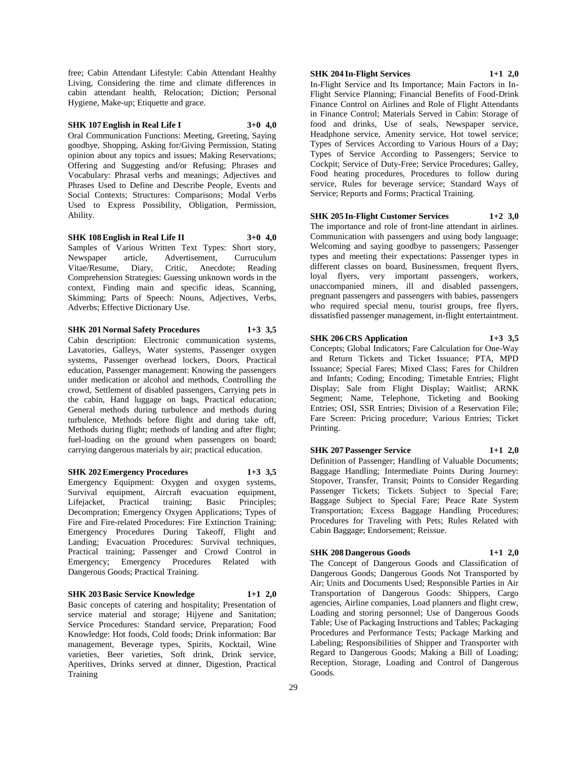free; Cabin Attendant Lifestyle: Cabin Attendant Healthy Living, Considering the time and climate differences in cabin attendant health, Relocation; Diction; Personal Hygiene, Make-up; Etiquette and grace.

**SHK 107 English in Real Life I 3+0 4,0**

Oral Communication Functions: Meeting, Greeting, Saying goodbye, Shopping, Asking for/Giving Permission, Stating opinion about any topics and issues; Making Reservations; Offering and Suggesting and/or Refusing; Phrases and Vocabulary: Phrasal verbs and meanings; Adjectives and Phrases Used to Define and Describe People, Events and Social Contexts; Structures: Comparisons; Modal Verbs Used to Express Possibility, Obligation, Permission, Ability.

**SHK 108 English in Real Life II 3+0 4,0**

Samples of Various Written Text Types: Short story, Newspaper article, Advertisement, Curruculum Vitae/Resume, Diary, Critic, Anecdote; Reading Comprehension Strategies: Guessing unknown words in the context, Finding main and specific ideas, Scanning, Skimming; Parts of Speech: Nouns, Adjectives, Verbs, Adverbs; Effective Dictionary Use.

**SHK 201 Normal Safety Procedures 1+3 3,5**

Cabin description: Electronic communication systems, Lavatories, Galleys, Water systems, Passenger oxygen systems, Passenger overhead lockers, Doors, Practical education, Passenger management: Knowing the passengers under medication or alcohol and methods, Controlling the crowd, Settlement of disabled passengers, Carrying pets in the cabin, Hand luggage on bags, Practical education; General methods during turbulence and methods during turbulence, Methods before flight and during take off, Methods during flight; methods of landing and after flight; fuel-loading on the ground when passengers on board; carrying dangerous materials by air; practical education.

**SHK 202 Emergency Procedures 1+3 3,5**

Emergency Equipment: Oxygen and oxygen systems, Survival equipment, Aircraft evacuation equipment, Lifejacket, Practical training; Basic Principles; Decompration; Emergency Oxygen Applications; Types of Fire and Fire-related Procedures: Fire Extinction Training; Emergency Procedures During Takeoff, Flight and Landing; Evacuation Procedures: Survival techniques, Practical training; Passenger and Crowd Control in Emergency; Emergency Procedures Related with Dangerous Goods; Practical Training.

**SHK 203 Basic Service Knowledge 1+1 2,0**

Basic concepts of catering and hospitality; Presentation of service material and storage; Hijyene and Sanitation; Service Procedures: Standard service, Preparation; Food Knowledge: Hot foods, Cold foods; Drink information: Bar management, Beverage types, Spirits, Kocktail, Wine varieties, Beer varieties, Soft drink, Drink service, Aperitives, Drinks served at dinner, Digestion, Practical Training

**SHK 204 In-Flight Services 1+1 2,0**

In-Flight Service and Its Importance; Main Factors in In-Flight Service Planning; Financial Benefits of Food-Drink Finance Control on Airlines and Role of Flight Attendants in Finance Control; Materials Served in Cabin: Storage of food and drinks, Use of seals, Newspaper service, Headphone service, Amenity service, Hot towel service; Types of Services According to Various Hours of a Day; Types of Service According to Passengers; Service to Cockpit; Service of Duty-Free; Service Procedures; Galley, Food heating procedures, Procedures to follow during service, Rules for beverage service; Standard Ways of Service; Reports and Forms; Practical Training.

**SHK 205 In-Flight Customer Services 1+2 3,0**

The importance and role of front-line attendant in airlines. Communication with passengers and using body language; Welcoming and saying goodbye to passengers; Passenger types and meeting their expectations: Passenger types in different classes on board, Businessmen, frequent flyers, loyal flyers, very important passengers, workers, unaccompanied miners, ill and disabled passengers, pregnant passengers and passengers with babies, passengers who required special menu, tourist groups, free flyers, dissatisfied passenger management, in-flight entertaintment.

**SHK 206 CRS Application 1+3 3,5**

Concepts; Global Indicators; Fare Calculation for One-Way and Return Tickets and Ticket Issuance; PTA, MPD Issuance; Special Fares; Mixed Class; Fares for Children and Infants; Coding; Encoding; Timetable Entries; Flight Display; Sale from Flight Display; Waitlist; ARNK Segment; Name, Telephone, Ticketing and Booking Entries; OSI, SSR Entries; Division of a Reservation File; Fare Screen: Pricing procedure; Various Entries; Ticket Printing.

**SHK 207 Passenger Service 1+1 2,0**

Definition of Passenger; Handling of Valuable Documents; Baggage Handling; Intermediate Points During Journey: Stopover, Transfer, Transit; Points to Consider Regarding Passenger Tickets; Tickets Subject to Special Fare; Baggage Subject to Special Fare; Peace Rate System Transportation; Excess Baggage Handling Procedures; Procedures for Traveling with Pets; Rules Related with Cabin Baggage; Endorsement; Reissue.

**SHK 208 Dangerous Goods 1+1 2,0**

The Concept of Dangerous Goods and Classification of Dangerous Goods; Dangerous Goods Not Transported by Air; Units and Documents Used; Responsible Parties in Air Transportation of Dangerous Goods: Shippers, Cargo agencies, Airline companies, Load planners and flight crew, Loading and storing personnel; Use of Dangerous Goods Table; Use of Packaging Instructions and Tables; Packaging Procedures and Performance Tests; Package Marking and Labeling; Responsibilities of Shipper and Transporter with Regard to Dangerous Goods; Making a Bill of Loading; Reception, Storage, Loading and Control of Dangerous Goods.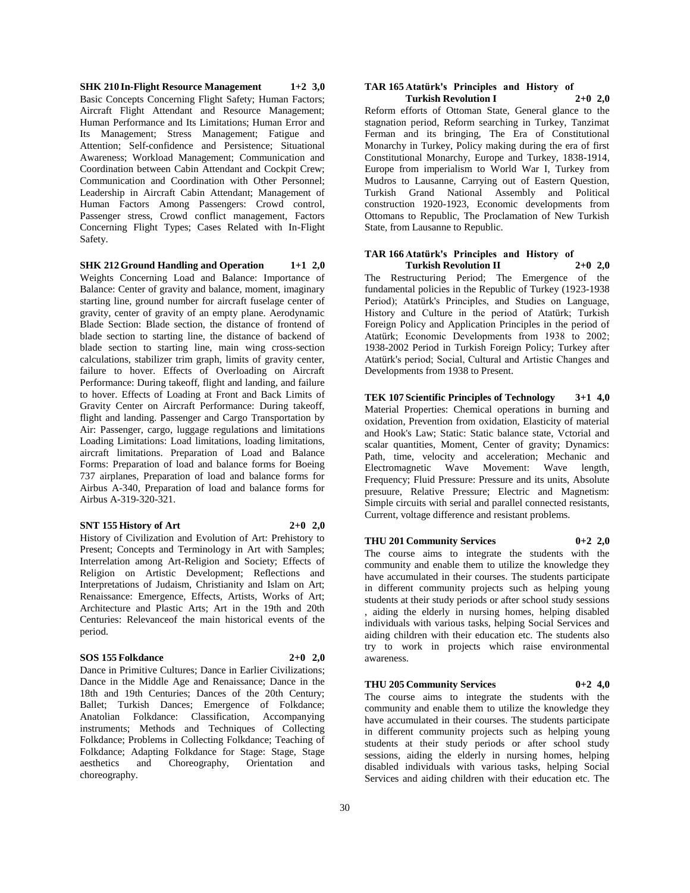**SHK 210 In-Flight Resource Management 1+2 3,0**

Basic Concepts Concerning Flight Safety; Human Factors; Aircraft Flight Attendant and Resource Management; Human Performance and Its Limitations; Human Error and Its Management; Stress Management; Fatigue and Attention; Self-confidence and Persistence; Situational Awareness; Workload Management; Communication and Coordination between Cabin Attendant and Cockpit Crew; Communication and Coordination with Other Personnel; Leadership in Aircraft Cabin Attendant; Management of Human Factors Among Passengers: Crowd control, Passenger stress, Crowd conflict management, Factors Concerning Flight Types; Cases Related with In-Flight Safety.

**SHK 212 Ground Handling and Operation 1+1 2,0**

Weights Concerning Load and Balance: Importance of Balance: Center of gravity and balance, moment, imaginary starting line, ground number for aircraft fuselage center of gravity, center of gravity of an empty plane. Aerodynamic Blade Section: Blade section, the distance of frontend of blade section to starting line, the distance of backend of blade section to starting line, main wing cross-section calculations, stabilizer trim graph, limits of gravity center, failure to hover. Effects of Overloading on Aircraft Performance: During takeoff, flight and landing, and failure to hover. Effects of Loading at Front and Back Limits of Gravity Center on Aircraft Performance: During takeoff, flight and landing. Passenger and Cargo Transportation by Air: Passenger, cargo, luggage regulations and limitations Loading Limitations: Load limitations, loading limitations, aircraft limitations. Preparation of Load and Balance Forms: Preparation of load and balance forms for Boeing 737 airplanes, Preparation of load and balance forms for Airbus A-340, Preparation of load and balance forms for Airbus A-319-320-321.

**SNT 155 History of Art 2+0 2,0**

History of Civilization and Evolution of Art: Prehistory to Present; Concepts and Terminology in Art with Samples; Interrelation among Art-Religion and Society; Effects of Religion on Artistic Development; Reflections and Interpretations of Judaism, Christianity and Islam on Art; Renaissance: Emergence, Effects, Artists, Works of Art; Architecture and Plastic Arts; Art in the 19th and 20th Centuries: Relevanceof the main historical events of the period.

**SOS 155 Folkdance 2+0 2,0**

Dance in Primitive Cultures; Dance in Earlier Civilizations; Dance in the Middle Age and Renaissance; Dance in the 18th and 19th Centuries; Dances of the 20th Century; Ballet; Turkish Dances; Emergence of Folkdance; Anatolian Folkdance: Classification, Accompanying instruments; Methods and Techniques of Collecting Folkdance; Problems in Collecting Folkdance; Teaching of Folkdance; Adapting Folkdance for Stage: Stage, Stage aesthetics and Choreography, Orientation and choreography.

**TAR 165 Atatürk's Principles and History of Turkish Revolution I 2+0 2,0**

Reform efforts of Ottoman State, General glance to the stagnation period, Reform searching in Turkey, Tanzimat Ferman and its bringing, The Era of Constitutional Monarchy in Turkey, Policy making during the era of first Constitutional Monarchy, Europe and Turkey, 1838-1914, Europe from imperialism to World War I, Turkey from Mudros to Lausanne, Carrying out of Eastern Question, Turkish Grand National Assembly and Political construction 1920-1923, Economic developments from Ottomans to Republic, The Proclamation of New Turkish State, from Lausanne to Republic.

**TAR 166 Atatürk's Principles and History of Turkish Revolution II 2+0 2,0**

The Restructuring Period; The Emergence of the fundamental policies in the Republic of Turkey (1923-1938 Period); Atatürk's Principles, and Studies on Language, History and Culture in the period of Atatürk; Turkish Foreign Policy and Application Principles in the period of Atatürk; Economic Developments from 1938 to 2002; 1938-2002 Period in Turkish Foreign Policy; Turkey after Atatürk's period; Social, Cultural and Artistic Changes and Developments from 1938 to Present.

**TEK 107 Scientific Principles of Technology 3+1 4,0**

Material Properties: Chemical operations in burning and oxidation, Prevention from oxidation, Elasticity of material and Hook's Law; Static: Static balance state, Vctorial and scalar quantities, Moment, Center of gravity; Dynamics: Path, time, velocity and acceleration; Mechanic and Electromagnetic Wave Movement: Wave length, Frequency; Fluid Pressure: Pressure and its units, Absolute presuure, Relative Pressure; Electric and Magnetism: Simple circuits with serial and parallel connected resistants, Current, voltage difference and resistant problems.

**THU 201 Community Services 0+2 2,0**

The course aims to integrate the students with the community and enable them to utilize the knowledge they have accumulated in their courses. The students participate in different community projects such as helping young students at their study periods or after school study sessions , aiding the elderly in nursing homes, helping disabled individuals with various tasks, helping Social Services and aiding children with their education etc. The students also try to work in projects which raise environmental awareness.

**THU 205 Community Services 0+2 4,0**

The course aims to integrate the students with the community and enable them to utilize the knowledge they have accumulated in their courses. The students participate in different community projects such as helping young students at their study periods or after school study sessions, aiding the elderly in nursing homes, helping disabled individuals with various tasks, helping Social Services and aiding children with their education etc. The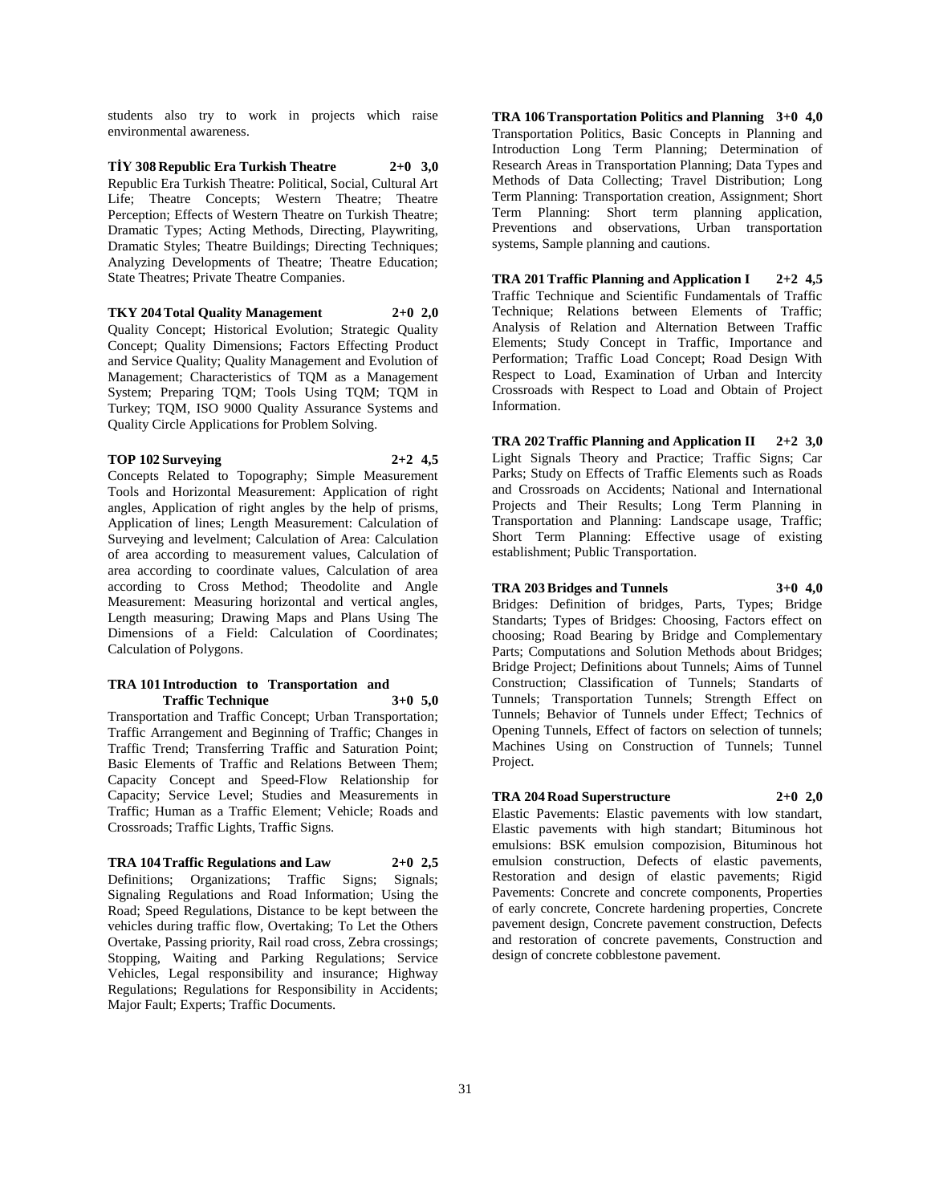students also try to work in projects which raise environmental awareness.

**TİY 308 Republic Era Turkish Theatre 2+0 3,0**

Republic Era Turkish Theatre: Political, Social, Cultural Art Life; Theatre Concepts; Western Theatre; Theatre Perception; Effects of Western Theatre on Turkish Theatre; Dramatic Types; Acting Methods, Directing, Playwriting, Dramatic Styles; Theatre Buildings; Directing Techniques; Analyzing Developments of Theatre; Theatre Education; State Theatres; Private Theatre Companies.

**TKY 204 Total Quality Management 2+0 2,0**

Quality Concept; Historical Evolution; Strategic Quality Concept; Quality Dimensions; Factors Effecting Product and Service Quality; Quality Management and Evolution of Management; Characteristics of TQM as a Management System; Preparing TQM; Tools Using TQM; TQM in Turkey; TQM, ISO 9000 Quality Assurance Systems and Quality Circle Applications for Problem Solving.

**TOP 102 Surveying 2+2 4,5**

Concepts Related to Topography; Simple Measurement Tools and Horizontal Measurement: Application of right angles, Application of right angles by the help of prisms, Application of lines; Length Measurement: Calculation of Surveying and levelment; Calculation of Area: Calculation of area according to measurement values, Calculation of area according to coordinate values, Calculation of area according to Cross Method; Theodolite and Angle Measurement: Measuring horizontal and vertical angles, Length measuring; Drawing Maps and Plans Using The Dimensions of a Field: Calculation of Coordinates; Calculation of Polygons.

**TRA 101 Introduction to Transportation and Traffic Technique 3+0 5,0**

Transportation and Traffic Concept; Urban Transportation; Traffic Arrangement and Beginning of Traffic; Changes in Traffic Trend; Transferring Traffic and Saturation Point; Basic Elements of Traffic and Relations Between Them; Capacity Concept and Speed-Flow Relationship for Capacity; Service Level; Studies and Measurements in Traffic; Human as a Traffic Element; Vehicle; Roads and Crossroads; Traffic Lights, Traffic Signs.

**TRA 104 Traffic Regulations and Law 2+0 2,5**

Definitions; Organizations; Traffic Signs; Signals; Signaling Regulations and Road Information; Using the Road; Speed Regulations, Distance to be kept between the vehicles during traffic flow, Overtaking; To Let the Others Overtake, Passing priority, Rail road cross, Zebra crossings; Stopping, Waiting and Parking Regulations; Service Vehicles, Legal responsibility and insurance; Highway Regulations; Regulations for Responsibility in Accidents; Major Fault; Experts; Traffic Documents.

**TRA 106 Transportation Politics and Planning 3+0 4,0**

Transportation Politics, Basic Concepts in Planning and Introduction Long Term Planning; Determination of Research Areas in Transportation Planning; Data Types and Methods of Data Collecting; Travel Distribution; Long Term Planning: Transportation creation, Assignment; Short Term Planning: Short term planning application, Preventions and observations, Urban transportation systems, Sample planning and cautions.

**TRA 201 Traffic Planning and Application I 2+2 4,5**

Traffic Technique and Scientific Fundamentals of Traffic Technique; Relations between Elements of Traffic; Analysis of Relation and Alternation Between Traffic Elements; Study Concept in Traffic, Importance and Performation; Traffic Load Concept; Road Design With Respect to Load, Examination of Urban and Intercity Crossroads with Respect to Load and Obtain of Project Information.

**TRA 202 Traffic Planning and Application II 2+2 3,0**

Light Signals Theory and Practice; Traffic Signs; Car Parks; Study on Effects of Traffic Elements such as Roads and Crossroads on Accidents; National and International Projects and Their Results; Long Term Planning in Transportation and Planning: Landscape usage, Traffic; Short Term Planning: Effective usage of existing establishment; Public Transportation.

**TRA 203 Bridges and Tunnels 3+0 4,0**

Bridges: Definition of bridges, Parts, Types; Bridge Standarts; Types of Bridges: Choosing, Factors effect on choosing; Road Bearing by Bridge and Complementary Parts; Computations and Solution Methods about Bridges; Bridge Project; Definitions about Tunnels; Aims of Tunnel Construction; Classification of Tunnels; Standarts of Tunnels; Transportation Tunnels; Strength Effect on Tunnels; Behavior of Tunnels under Effect; Technics of Opening Tunnels, Effect of factors on selection of tunnels; Machines Using on Construction of Tunnels; Tunnel Project.

**TRA 204 Road Superstructure 2+0 2,0**

Elastic Pavements: Elastic pavements with low standart, Elastic pavements with high standart; Bituminous hot emulsions: BSK emulsion compozision, Bituminous hot emulsion construction, Defects of elastic pavements, Restoration and design of elastic pavements; Rigid Pavements: Concrete and concrete components, Properties of early concrete, Concrete hardening properties, Concrete pavement design, Concrete pavement construction, Defects and restoration of concrete pavements, Construction and design of concrete cobblestone pavement.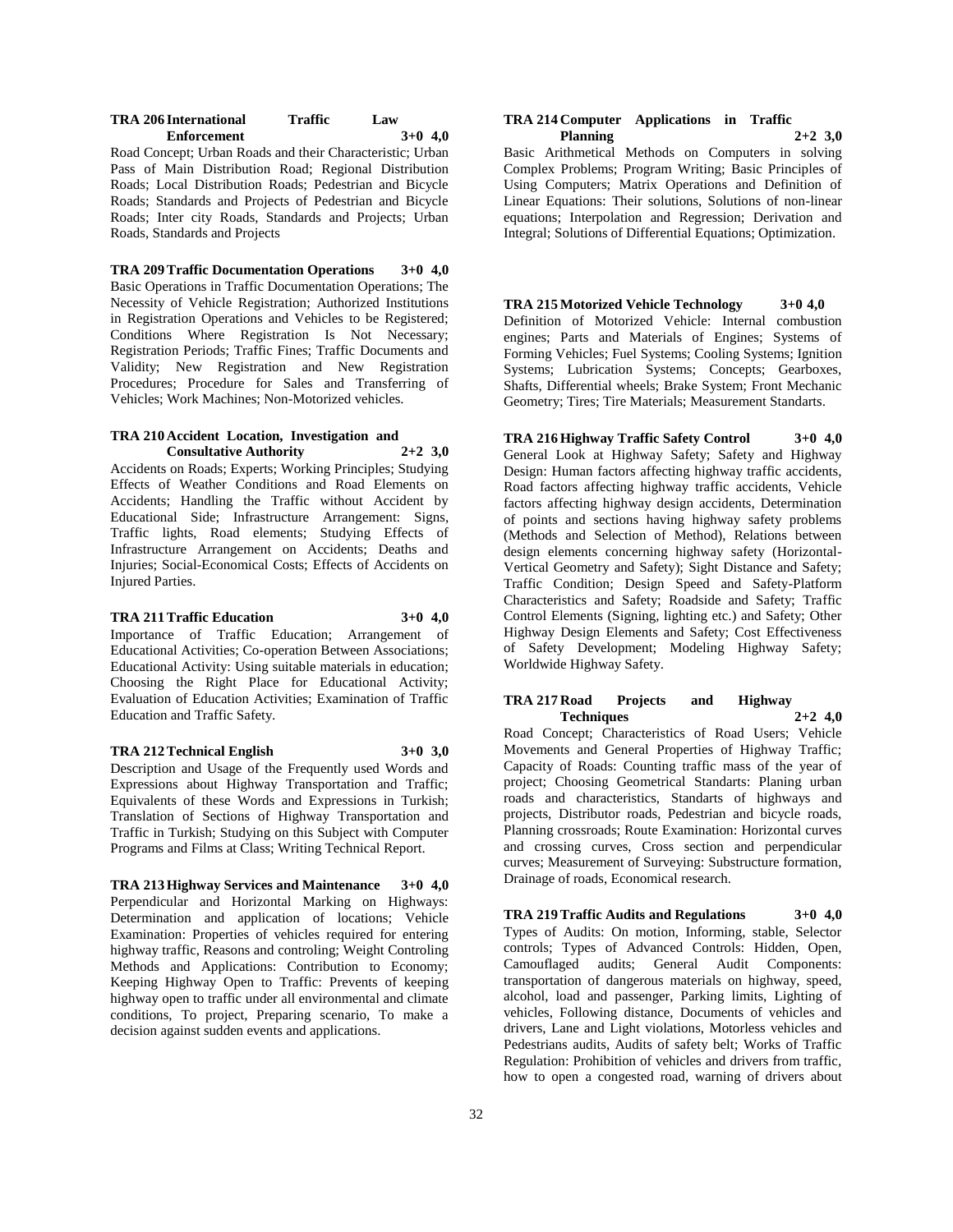**TRA 206 International Traffic Law Enforcement 3+0 4,0**

Road Concept; Urban Roads and their Characteristic; Urban Pass of Main Distribution Road; Regional Distribution Roads; Local Distribution Roads; Pedestrian and Bicycle Roads; Standards and Projects of Pedestrian and Bicycle Roads; Inter city Roads, Standards and Projects; Urban Roads, Standards and Projects

**TRA 209 Traffic Documentation Operations 3+0 4,0**

Basic Operations in Traffic Documentation Operations; The Necessity of Vehicle Registration; Authorized Institutions in Registration Operations and Vehicles to be Registered; Conditions Where Registration Is Not Necessary; Registration Periods; Traffic Fines; Traffic Documents and Validity; New Registration and New Registration Procedures; Procedure for Sales and Transferring of Vehicles; Work Machines; Non-Motorized vehicles.

**TRA 210 Accident Location, Investigation and Consultative Authority 2+2 3,0**

Accidents on Roads; Experts; Working Principles; Studying Effects of Weather Conditions and Road Elements on Accidents; Handling the Traffic without Accident by Educational Side; Infrastructure Arrangement: Signs, Traffic lights, Road elements; Studying Effects of Infrastructure Arrangement on Accidents; Deaths and Injuries; Social-Economical Costs; Effects of Accidents on Injured Parties.

**TRA 211 Traffic Education 3+0 4,0**

Importance of Traffic Education; Arrangement of Educational Activities; Co-operation Between Associations; Educational Activity: Using suitable materials in education; Choosing the Right Place for Educational Activity; Evaluation of Education Activities; Examination of Traffic Education and Traffic Safety.

**TRA 212 Technical English 3+0 3,0**

Description and Usage of the Frequently used Words and Expressions about Highway Transportation and Traffic; Equivalents of these Words and Expressions in Turkish; Translation of Sections of Highway Transportation and Traffic in Turkish; Studying on this Subject with Computer Programs and Films at Class; Writing Technical Report.

**TRA 213 Highway Services and Maintenance 3+0 4,0**

Perpendicular and Horizontal Marking on Highways: Determination and application of locations; Vehicle Examination: Properties of vehicles required for entering highway traffic, Reasons and controling; Weight Controling Methods and Applications: Contribution to Economy; Keeping Highway Open to Traffic: Prevents of keeping highway open to traffic under all environmental and climate conditions, To project, Preparing scenario, To make a decision against sudden events and applications.

**TRA 214 Computer Applications in Traffic Planning 2+2 3,0**

Basic Arithmetical Methods on Computers in solving Complex Problems; Program Writing; Basic Principles of Using Computers; Matrix Operations and Definition of Linear Equations: Their solutions, Solutions of non-linear equations; Interpolation and Regression; Derivation and Integral; Solutions of Differential Equations; Optimization.

**TRA 215 Motorized Vehicle Technology 3+0 4,0**

Definition of Motorized Vehicle: Internal combustion engines; Parts and Materials of Engines; Systems of Forming Vehicles; Fuel Systems; Cooling Systems; Ignition Systems; Lubrication Systems; Concepts; Gearboxes, Shafts, Differential wheels; Brake System; Front Mechanic Geometry; Tires; Tire Materials; Measurement Standarts.

**TRA 216 Highway Traffic Safety Control 3+0 4,0**

General Look at Highway Safety; Safety and Highway Design: Human factors affecting highway traffic accidents, Road factors affecting highway traffic accidents, Vehicle factors affecting highway design accidents, Determination of points and sections having highway safety problems (Methods and Selection of Method), Relations between design elements concerning highway safety (Horizontal-Vertical Geometry and Safety); Sight Distance and Safety; Traffic Condition; Design Speed and Safety-Platform Characteristics and Safety; Roadside and Safety; Traffic Control Elements (Signing, lighting etc.) and Safety; Other Highway Design Elements and Safety; Cost Effectiveness of Safety Development; Modeling Highway Safety; Worldwide Highway Safety.

**TRA 217 Road Projects and Highway Techniques 2+2 4,0**

Road Concept; Characteristics of Road Users; Vehicle Movements and General Properties of Highway Traffic; Capacity of Roads: Counting traffic mass of the year of project; Choosing Geometrical Standarts: Planing urban roads and characteristics, Standarts of highways and projects, Distributor roads, Pedestrian and bicycle roads, Planning crossroads; Route Examination: Horizontal curves and crossing curves, Cross section and perpendicular curves; Measurement of Surveying: Substructure formation, Drainage of roads, Economical research.

**TRA 219 Traffic Audits and Regulations 3+0 4,0**

Types of Audits: On motion, Informing, stable, Selector controls; Types of Advanced Controls: Hidden, Open, Camouflaged audits; General Audit Components: transportation of dangerous materials on highway, speed, alcohol, load and passenger, Parking limits, Lighting of vehicles, Following distance, Documents of vehicles and drivers, Lane and Light violations, Motorless vehicles and Pedestrians audits, Audits of safety belt; Works of Traffic Regulation: Prohibition of vehicles and drivers from traffic, how to open a congested road, warning of drivers about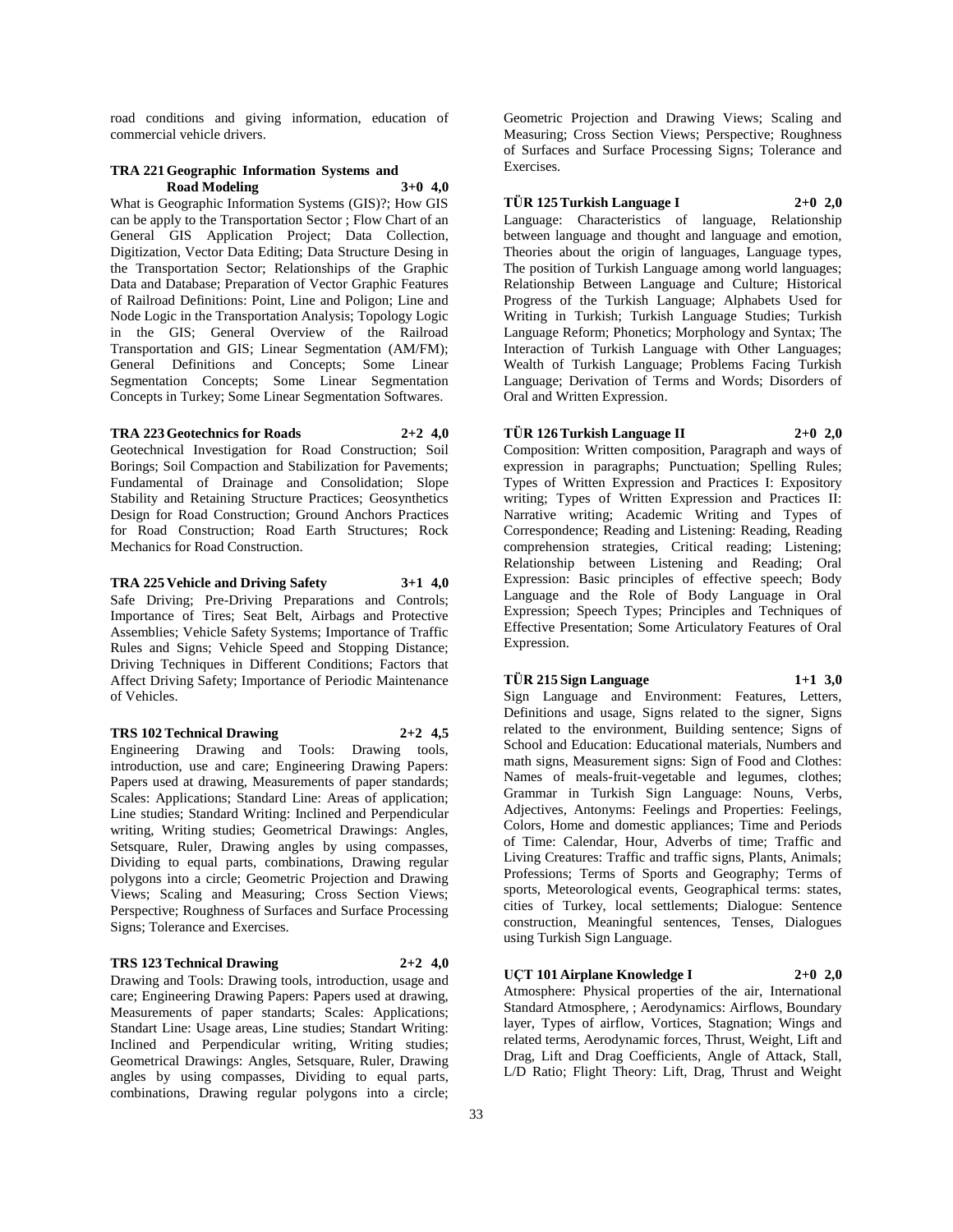road conditions and giving information, education of commercial vehicle drivers.

**TRA 221 Geographic Information Systems and Road Modeling 3+0 4,0**

What is Geographic Information Systems (GIS)?; How GIS can be apply to the Transportation Sector ; Flow Chart of an General GIS Application Project; Data Collection, Digitization, Vector Data Editing; Data Structure Desing in the Transportation Sector; Relationships of the Graphic Data and Database; Preparation of Vector Graphic Features of Railroad Definitions: Point, Line and Poligon; Line and Node Logic in the Transportation Analysis; Topology Logic in the GIS; General Overview of the Railroad Transportation and GIS; Linear Segmentation (AM/FM); General Definitions and Concepts; Some Linear Segmentation Concepts; Some Linear Segmentation Concepts in Turkey; Some Linear Segmentation Softwares.

**TRA 223 Geotechnics for Roads 2+2 4,0**

Geotechnical Investigation for Road Construction; Soil Borings; Soil Compaction and Stabilization for Pavements; Fundamental of Drainage and Consolidation; Slope Stability and Retaining Structure Practices; Geosynthetics Design for Road Construction; Ground Anchors Practices for Road Construction; Road Earth Structures; Rock Mechanics for Road Construction.

**TRA 225 Vehicle and Driving Safety 3+1 4,0**

Safe Driving; Pre-Driving Preparations and Controls; Importance of Tires; Seat Belt, Airbags and Protective Assemblies; Vehicle Safety Systems; Importance of Traffic Rules and Signs; Vehicle Speed and Stopping Distance; Driving Techniques in Different Conditions; Factors that Affect Driving Safety; Importance of Periodic Maintenance of Vehicles.

**TRS 102 Technical Drawing 2+2 4,5**

Engineering Drawing and Tools: Drawing tools, introduction, use and care; Engineering Drawing Papers: Papers used at drawing, Measurements of paper standards; Scales: Applications; Standard Line: Areas of application; Line studies; Standard Writing: Inclined and Perpendicular writing, Writing studies; Geometrical Drawings: Angles, Setsquare, Ruler, Drawing angles by using compasses, Dividing to equal parts, combinations, Drawing regular polygons into a circle; Geometric Projection and Drawing Views; Scaling and Measuring; Cross Section Views; Perspective; Roughness of Surfaces and Surface Processing Signs; Tolerance and Exercises.

**TRS 123 Technical Drawing 2+2 4,0**

Drawing and Tools: Drawing tools, introduction, usage and care; Engineering Drawing Papers: Papers used at drawing, Measurements of paper standarts; Scales: Applications; Standart Line: Usage areas, Line studies; Standart Writing: Inclined and Perpendicular writing, Writing studies; Geometrical Drawings: Angles, Setsquare, Ruler, Drawing angles by using compasses, Dividing to equal parts, combinations, Drawing regular polygons into a circle; Geometric Projection and Drawing Views; Scaling and Measuring; Cross Section Views; Perspective; Roughness of Surfaces and Surface Processing Signs; Tolerance and Exercises.

**TÜR 125 Turkish Language I 2+0 2,0**

Language: Characteristics of language, Relationship between language and thought and language and emotion, Theories about the origin of languages, Language types, The position of Turkish Language among world languages; Relationship Between Language and Culture; Historical Progress of the Turkish Language; Alphabets Used for Writing in Turkish; Turkish Language Studies; Turkish Language Reform; Phonetics; Morphology and Syntax; The Interaction of Turkish Language with Other Languages; Wealth of Turkish Language; Problems Facing Turkish Language; Derivation of Terms and Words; Disorders of Oral and Written Expression.

**TÜR 126 Turkish Language II 2+0 2,0**

Composition: Written composition, Paragraph and ways of expression in paragraphs; Punctuation; Spelling Rules; Types of Written Expression and Practices I: Expository writing; Types of Written Expression and Practices II: Narrative writing; Academic Writing and Types of Correspondence; Reading and Listening: Reading, Reading comprehension strategies, Critical reading; Listening; Relationship between Listening and Reading; Oral Expression: Basic principles of effective speech; Body Language and the Role of Body Language in Oral Expression; Speech Types; Principles and Techniques of Effective Presentation; Some Articulatory Features of Oral Expression.

**TÜR 215 Sign Language 1+1 3,0**

Sign Language and Environment: Features, Letters, Definitions and usage, Signs related to the signer, Signs related to the environment, Building sentence; Signs of School and Education: Educational materials, Numbers and math signs, Measurement signs: Sign of Food and Clothes: Names of meals-fruit-vegetable and legumes, clothes; Grammar in Turkish Sign Language: Nouns, Verbs, Adjectives, Antonyms: Feelings and Properties: Feelings, Colors, Home and domestic appliances; Time and Periods of Time: Calendar, Hour, Adverbs of time; Traffic and Living Creatures: Traffic and traffic signs, Plants, Animals; Professions; Terms of Sports and Geography; Terms of sports, Meteorological events, Geographical terms: states, cities of Turkey, local settlements; Dialogue: Sentence construction, Meaningful sentences, Tenses, Dialogues using Turkish Sign Language.

**UÇT 101 Airplane Knowledge I 2+0 2,0**

Atmosphere: Physical properties of the air, International Standard Atmosphere, ; Aerodynamics: Airflows, Boundary layer, Types of airflow, Vortices, Stagnation; Wings and related terms, Aerodynamic forces, Thrust, Weight, Lift and Drag, Lift and Drag Coefficients, Angle of Attack, Stall, L/D Ratio; Flight Theory: Lift, Drag, Thrust and Weight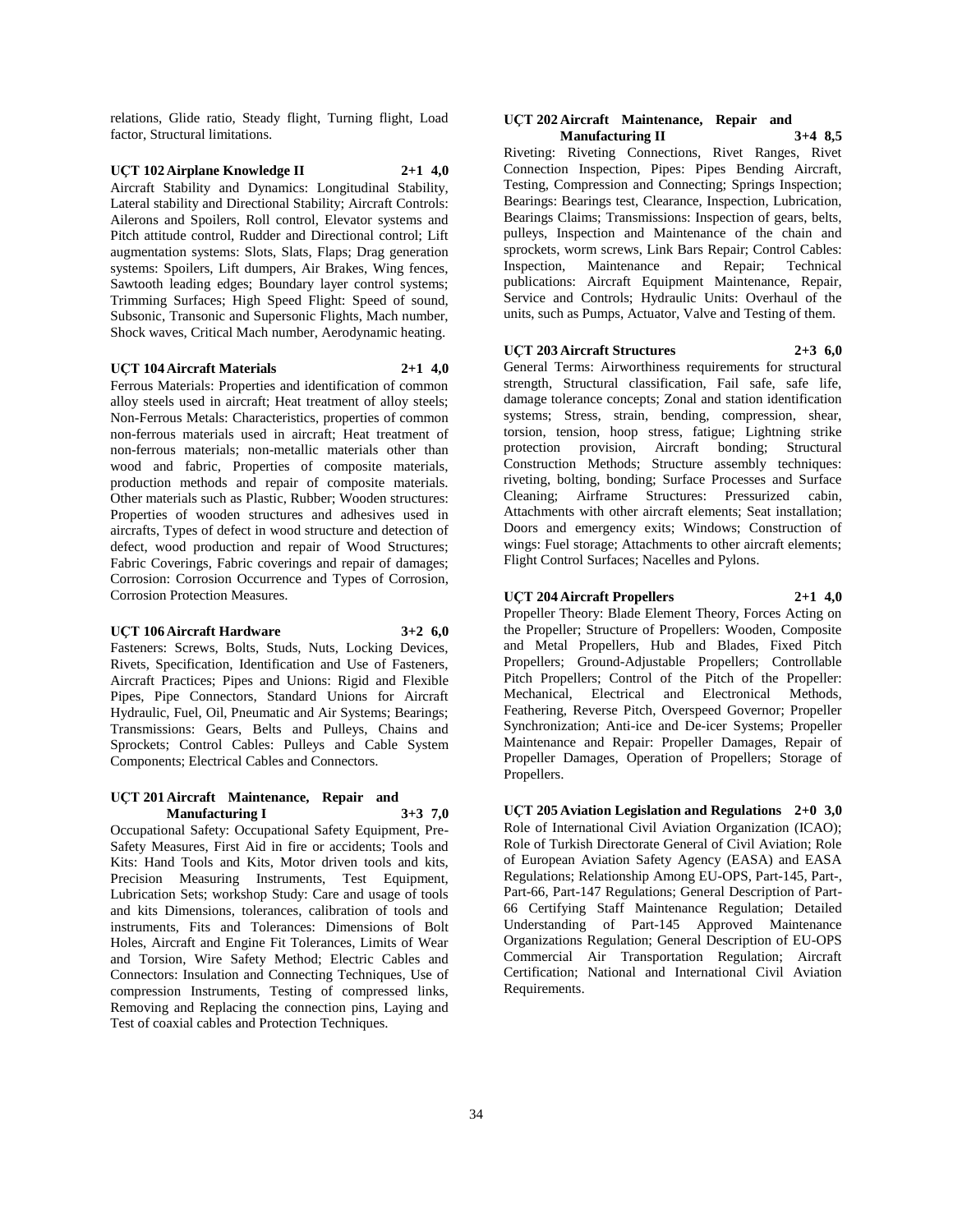relations, Glide ratio, Steady flight, Turning flight, Load factor, Structural limitations.

**UÇT 102 Airplane Knowledge II 2+1 4,0**

Aircraft Stability and Dynamics: Longitudinal Stability, Lateral stability and Directional Stability; Aircraft Controls: Ailerons and Spoilers, Roll control, Elevator systems and Pitch attitude control, Rudder and Directional control; Lift augmentation systems: Slots, Slats, Flaps; Drag generation systems: Spoilers, Lift dumpers, Air Brakes, Wing fences, Sawtooth leading edges; Boundary layer control systems; Trimming Surfaces; High Speed Flight: Speed of sound, Subsonic, Transonic and Supersonic Flights, Mach number, Shock waves, Critical Mach number, Aerodynamic heating.

**UÇT 104 Aircraft Materials 2+1 4,0**

Ferrous Materials: Properties and identification of common alloy steels used in aircraft; Heat treatment of alloy steels; Non-Ferrous Metals: Characteristics, properties of common non-ferrous materials used in aircraft; Heat treatment of non-ferrous materials; non-metallic materials other than wood and fabric, Properties of composite materials, production methods and repair of composite materials. Other materials such as Plastic, Rubber; Wooden structures: Properties of wooden structures and adhesives used in aircrafts, Types of defect in wood structure and detection of defect, wood production and repair of Wood Structures; Fabric Coverings, Fabric coverings and repair of damages; Corrosion: Corrosion Occurrence and Types of Corrosion, Corrosion Protection Measures.

**UÇT 106 Aircraft Hardware 3+2 6,0**

Fasteners: Screws, Bolts, Studs, Nuts, Locking Devices, Rivets, Specification, Identification and Use of Fasteners, Aircraft Practices; Pipes and Unions: Rigid and Flexible Pipes, Pipe Connectors, Standard Unions for Aircraft Hydraulic, Fuel, Oil, Pneumatic and Air Systems; Bearings; Transmissions: Gears, Belts and Pulleys, Chains and Sprockets; Control Cables: Pulleys and Cable System Components; Electrical Cables and Connectors.

**UÇT 201 Aircraft Maintenance, Repair and Manufacturing I 3+3 7,0**

Occupational Safety: Occupational Safety Equipment, Pre-Safety Measures, First Aid in fire or accidents; Tools and Kits: Hand Tools and Kits, Motor driven tools and kits, Precision Measuring Instruments, Test Equipment, Lubrication Sets; workshop Study: Care and usage of tools and kits Dimensions, tolerances, calibration of tools and instruments, Fits and Tolerances: Dimensions of Bolt Holes, Aircraft and Engine Fit Tolerances, Limits of Wear and Torsion, Wire Safety Method; Electric Cables and Connectors: Insulation and Connecting Techniques, Use of compression Instruments, Testing of compressed links, Removing and Replacing the connection pins, Laying and Test of coaxial cables and Protection Techniques.

**UÇT 202 Aircraft Maintenance, Repair and Manufacturing II 3+4 8,5**

Riveting: Riveting Connections, Rivet Ranges, Rivet Connection Inspection, Pipes: Pipes Bending Aircraft, Testing, Compression and Connecting; Springs Inspection; Bearings: Bearings test, Clearance, Inspection, Lubrication, Bearings Claims; Transmissions: Inspection of gears, belts, pulleys, Inspection and Maintenance of the chain and sprockets, worm screws, Link Bars Repair; Control Cables: Inspection, Maintenance and Repair; Technical publications: Aircraft Equipment Maintenance, Repair, Service and Controls; Hydraulic Units: Overhaul of the units, such as Pumps, Actuator, Valve and Testing of them.

**UÇT 203 Aircraft Structures 2+3 6,0**

General Terms: Airworthiness requirements for structural strength, Structural classification, Fail safe, safe life, damage tolerance concepts; Zonal and station identification systems; Stress, strain, bending, compression, shear, torsion, tension, hoop stress, fatigue; Lightning strike protection provision, Aircraft bonding; Structural Construction Methods; Structure assembly techniques: riveting, bolting, bonding; Surface Processes and Surface Cleaning; Airframe Structures: Pressurized cabin, Attachments with other aircraft elements; Seat installation; Doors and emergency exits; Windows; Construction of wings: Fuel storage; Attachments to other aircraft elements; Flight Control Surfaces; Nacelles and Pylons.

**UÇT 204 Aircraft Propellers 2+1 4,0**

Propeller Theory: Blade Element Theory, Forces Acting on the Propeller; Structure of Propellers: Wooden, Composite and Metal Propellers, Hub and Blades, Fixed Pitch Propellers; Ground-Adjustable Propellers; Controllable Pitch Propellers; Control of the Pitch of the Propeller: Mechanical, Electrical and Electronical Methods, Feathering, Reverse Pitch, Overspeed Governor; Propeller Synchronization; Anti-ice and De-icer Systems; Propeller Maintenance and Repair: Propeller Damages, Repair of Propeller Damages, Operation of Propellers; Storage of Propellers.

**UÇT 205 Aviation Legislation and Regulations 2+0 3,0**

Role of International Civil Aviation Organization (ICAO); Role of Turkish Directorate General of Civil Aviation; Role of European Aviation Safety Agency (EASA) and EASA Regulations; Relationship Among EU-OPS, Part-145, Part-, Part-66, Part-147 Regulations; General Description of Part-66 Certifying Staff Maintenance Regulation; Detailed Understanding of Part-145 Approved Maintenance Organizations Regulation; General Description of EU-OPS Commercial Air Transportation Regulation; Aircraft Certification; National and International Civil Aviation Requirements.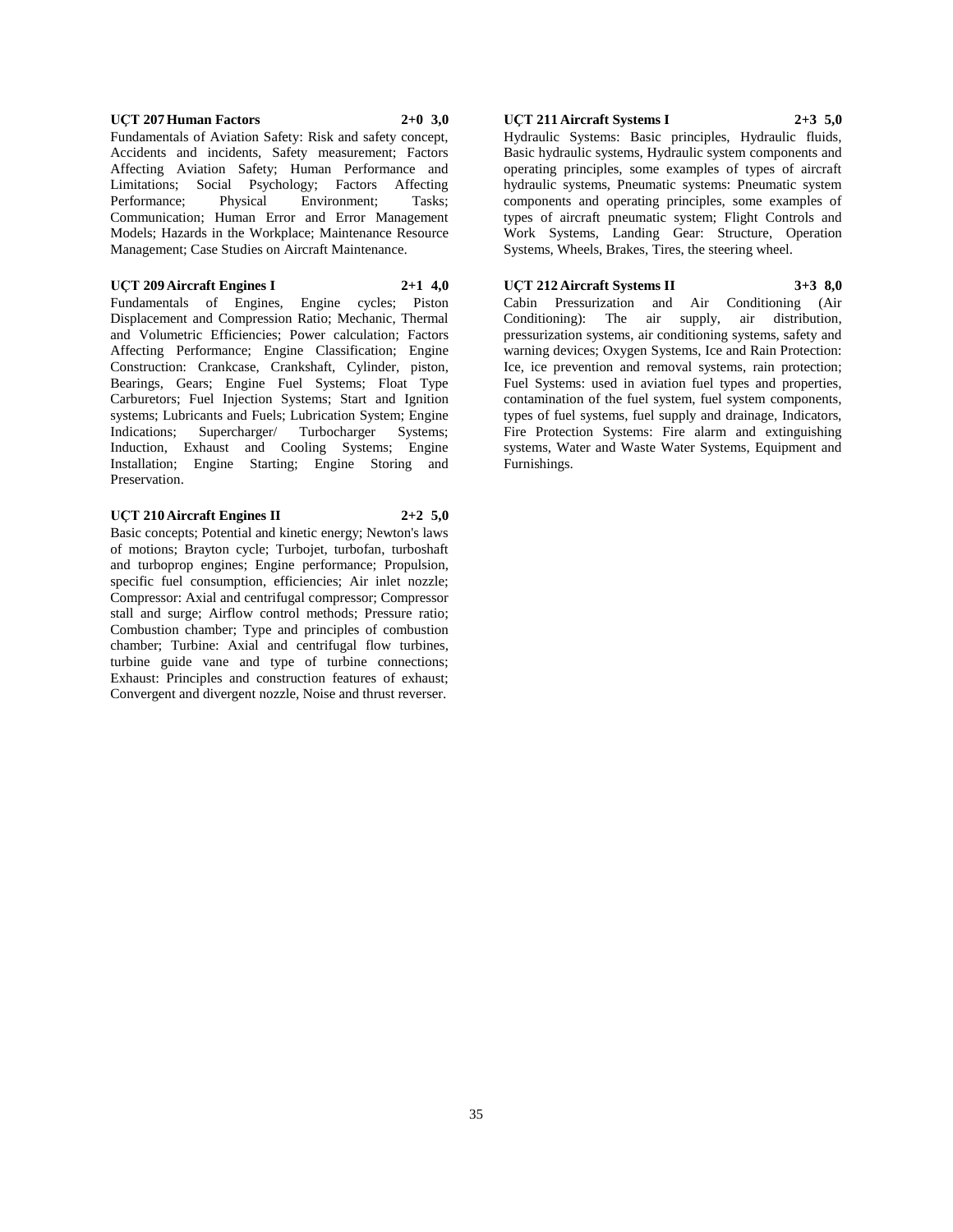**UÇT 207 Human Factors 2+0 3,0**

Fundamentals of Aviation Safety: Risk and safety concept, Accidents and incidents, Safety measurement; Factors Affecting Aviation Safety; Human Performance and Limitations; Social Psychology; Factors Affecting Performance; Physical Environment; Tasks; Communication; Human Error and Error Management Models; Hazards in the Workplace; Maintenance Resource Management; Case Studies on Aircraft Maintenance.

**UÇT 209 Aircraft Engines I 2+1 4,0**

Fundamentals of Engines, Engine cycles; Piston Displacement and Compression Ratio; Mechanic, Thermal and Volumetric Efficiencies; Power calculation; Factors Affecting Performance; Engine Classification; Engine Construction: Crankcase, Crankshaft, Cylinder, piston, Bearings, Gears; Engine Fuel Systems; Float Type Carburetors; Fuel Injection Systems; Start and Ignition systems; Lubricants and Fuels; Lubrication System; Engine Indications; Supercharger/ Turbocharger Systems; Induction, Exhaust and Cooling Systems; Engine Installation; Engine Starting; Engine Storing and Preservation.

**UÇT 210 Aircraft Engines II 2+2 5,0**

Basic concepts; Potential and kinetic energy; Newton's laws of motions; Brayton cycle; Turbojet, turbofan, turboshaft and turboprop engines; Engine performance; Propulsion, specific fuel consumption, efficiencies; Air inlet nozzle; Compressor: Axial and centrifugal compressor; Compressor stall and surge; Airflow control methods; Pressure ratio; Combustion chamber; Type and principles of combustion chamber; Turbine: Axial and centrifugal flow turbines, turbine guide vane and type of turbine connections; Exhaust: Principles and construction features of exhaust; Convergent and divergent nozzle, Noise and thrust reverser.

**UÇT 211 Aircraft Systems I 2+3 5,0**

Hydraulic Systems: Basic principles, Hydraulic fluids, Basic hydraulic systems, Hydraulic system components and operating principles, some examples of types of aircraft hydraulic systems, Pneumatic systems: Pneumatic system components and operating principles, some examples of types of aircraft pneumatic system; Flight Controls and Work Systems, Landing Gear: Structure, Operation Systems, Wheels, Brakes, Tires, the steering wheel.

**UÇT 212 Aircraft Systems II 3+3 8,0**

Cabin Pressurization and Air Conditioning (Air Conditioning): The air supply, air distribution, pressurization systems, air conditioning systems, safety and warning devices; Oxygen Systems, Ice and Rain Protection: Ice, ice prevention and removal systems, rain protection; Fuel Systems: used in aviation fuel types and properties, contamination of the fuel system, fuel system components, types of fuel systems, fuel supply and drainage, Indicators, Fire Protection Systems: Fire alarm and extinguishing systems, Water and Waste Water Systems, Equipment and Furnishings.